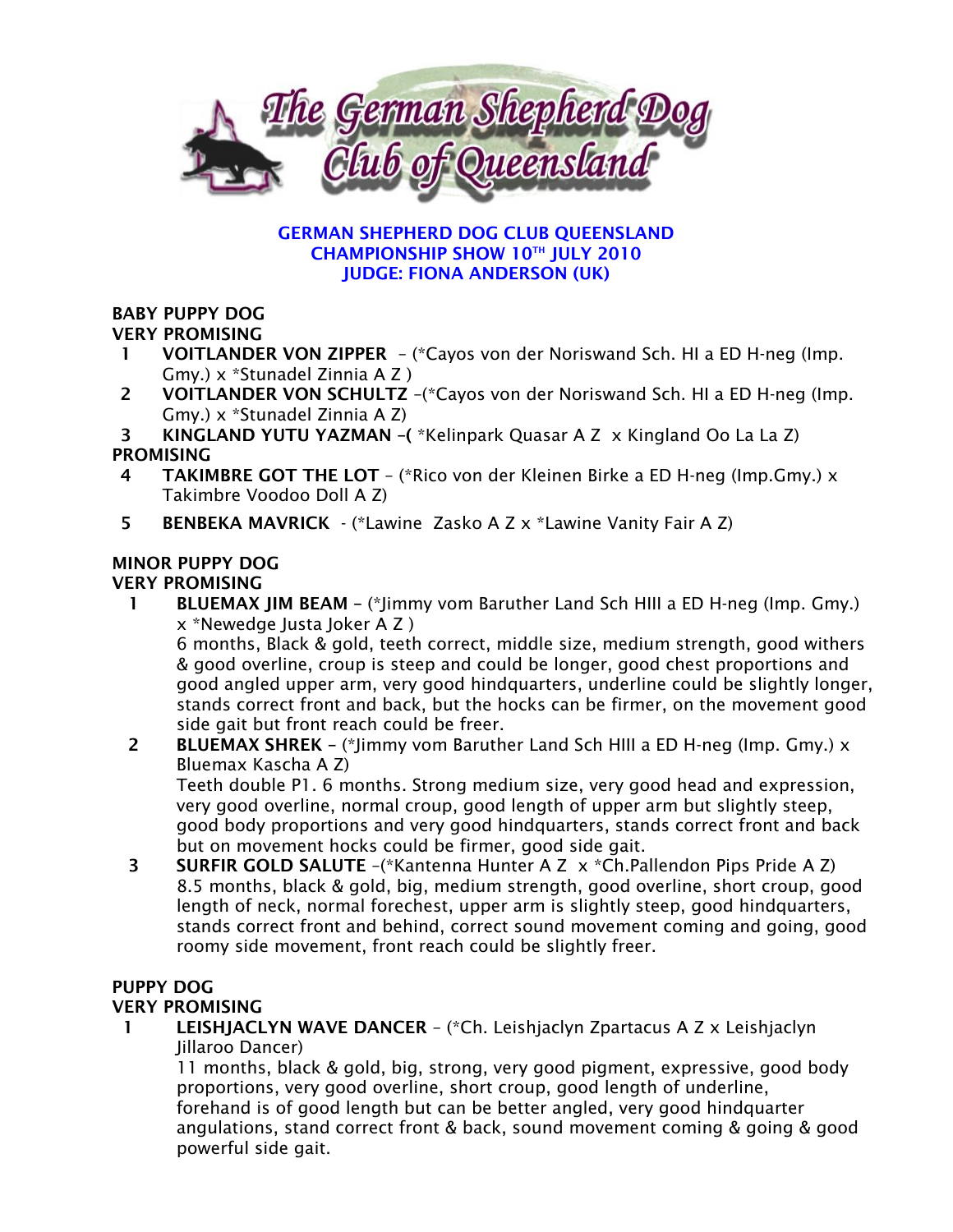The German Shepherd Dog Club of Queensland

**GERMAN SHEPHERD DOG CLUB QUEENSLAND**
**CHAMPIONSHIP SHOW 10TH JULY 2010**
**JUDGE: FIONA ANDERSON (UK)**

## BABY PUPPY DOG

### VERY PROMISING

1. **VOITLANDER VON ZIPPER** – (*Cayos von der Noriswand Sch. HI a ED H-neg (Imp. Gmy.) x *Stunadel Zinnia A Z )
2. **VOITLANDER VON SCHULTZ** –(*Cayos von der Noriswand Sch. HI a ED H-neg (Imp. Gmy.) x *Stunadel Zinnia A Z)
3. **KINGLAND YUTU YAZMAN** –( *Kelinpark Quasar A Z x Kingland Oo La La Z)

### PROMISING

4. **TAKIMBRE GOT THE LOT** – (*Rico von der Kleinen Birke a ED H-neg (Imp.Gmy.) x Takimbre Voodoo Doll A Z)
5. **BENBEKA MAVRICK** - (*Lawine Zasko A Z x *Lawine Vanity Fair A Z)

## MINOR PUPPY DOG

### VERY PROMISING

1. **BLUEMAX JIM BEAM** – (*Jimmy vom Baruther Land Sch HIII a ED H-neg (Imp. Gmy.) x *Newedge Justa Joker A Z )
   6 months, Black & gold, teeth correct, middle size, medium strength, good withers & good overline, croup is steep and could be longer, good chest proportions and good angled upper arm, very good hindquarters, underline could be slightly longer, stands correct front and back, but the hocks can be firmer, on the movement good side gait but front reach could be freer.
2. **BLUEMAX SHREK** – (*Jimmy vom Baruther Land Sch HIII a ED H-neg (Imp. Gmy.) x Bluemax Kascha A Z)
   Teeth double P1. 6 months. Strong medium size, very good head and expression, very good overline, normal croup, good length of upper arm but slightly steep, good body proportions and very good hindquarters, stands correct front and back but on movement hocks could be firmer, good side gait.
3. **SURFIR GOLD SALUTE** –(*Kantenna Hunter A Z x *Ch.Pallendon Pips Pride A Z)
   8.5 months, black & gold, big, medium strength, good overline, short croup, good length of neck, normal forechest, upper arm is slightly steep, good hindquarters, stands correct front and behind, correct sound movement coming and going, good roomy side movement, front reach could be slightly freer.

## PUPPY DOG

### VERY PROMISING

1. **LEISHJACLYN WAVE DANCER** – (*Ch. Leishjaclyn Zpartacus A Z x Leishjaclyn Jillaroo Dancer)
   11 months, black & gold, big, strong, very good pigment, expressive, good body proportions, very good overline, short croup, good length of underline, forehand is of good length but can be better angled, very good hindquarter angulations, stand correct front & back, sound movement coming & going & good powerful side gait.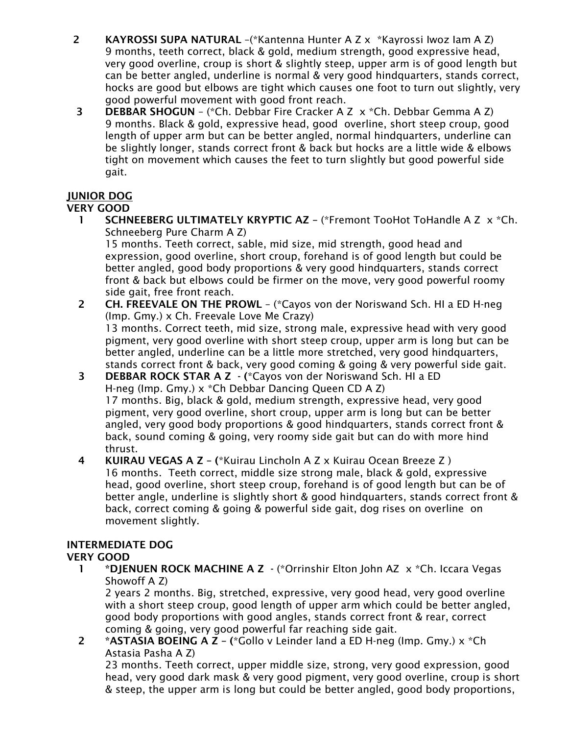2 **KAYROSSI SUPA NATURAL** –(*Kantenna Hunter A Z x *Kayrossi Iwoz Iam A Z) 9 months, teeth correct, black & gold, medium strength, good expressive head, very good overline, croup is short & slightly steep, upper arm is of good length but can be better angled, underline is normal & very good hindquarters, stands correct, hocks are good but elbows are tight which causes one foot to turn out slightly, very good powerful movement with good front reach.

3 **DEBBAR SHOGUN** – (*Ch. Debbar Fire Cracker A Z x *Ch. Debbar Gemma A Z) 9 months. Black & gold, expressive head, good overline, short steep croup, good length of upper arm but can be better angled, normal hindquarters, underline can be slightly longer, stands correct front & back but hocks are a little wide & elbows tight on movement which causes the feet to turn slightly but good powerful side gait.

**JUNIOR DOG**

**VERY GOOD**

1 **SCHNEEBERG ULTIMATELY KRYPTIC AZ** – (*Fremont TooHot ToHandle A Z x *Ch. Schneeberg Pure Charm A Z)
15 months. Teeth correct, sable, mid size, mid strength, good head and expression, good overline, short croup, forehand is of good length but could be better angled, good body proportions & very good hindquarters, stands correct front & back but elbows could be firmer on the move, very good powerful roomy side gait, free front reach.

2 **CH. FREEVALE ON THE PROWL** – (*Cayos von der Noriswand Sch. HI a ED H-neg (Imp. Gmy.) x Ch. Freevale Love Me Crazy)
13 months. Correct teeth, mid size, strong male, expressive head with very good pigment, very good overline with short steep croup, upper arm is long but can be better angled, underline can be a little more stretched, very good hindquarters, stands correct front & back, very good coming & going & very powerful side gait.

3 **DEBBAR ROCK STAR A Z** - (*Cayos von der Noriswand Sch. HI a ED H-neg (Imp. Gmy.) x *Ch Debbar Dancing Queen CD A Z)
17 months. Big, black & gold, medium strength, expressive head, very good pigment, very good overline, short croup, upper arm is long but can be better angled, very good body proportions & good hindquarters, stands correct front & back, sound coming & going, very roomy side gait but can do with more hind thrust.

4 **KUIRAU VEGAS A Z** – (*Kuirau Lincholn A Z x Kuirau Ocean Breeze Z )
16 months. Teeth correct, middle size strong male, black & gold, expressive head, good overline, short steep croup, forehand is of good length but can be of better angle, underline is slightly short & good hindquarters, stands correct front & back, correct coming & going & powerful side gait, dog rises on overline on movement slightly.

**INTERMEDIATE DOG**

**VERY GOOD**

1 ***DJENUEN ROCK MACHINE A Z** - (*Orrinshir Elton John AZ x *Ch. Iccara Vegas Showoff A Z)
2 years 2 months. Big, stretched, expressive, very good head, very good overline with a short steep croup, good length of upper arm which could be better angled, good body proportions with good angles, stands correct front & rear, correct coming & going, very good powerful far reaching side gait.

2 ***ASTASIA BOEING A Z** – (*Gollo v Leinder land a ED H-neg (Imp. Gmy.) x *Ch Astasia Pasha A Z)
23 months. Teeth correct, upper middle size, strong, very good expression, good head, very good dark mask & very good pigment, very good overline, croup is short & steep, the upper arm is long but could be better angled, good body proportions,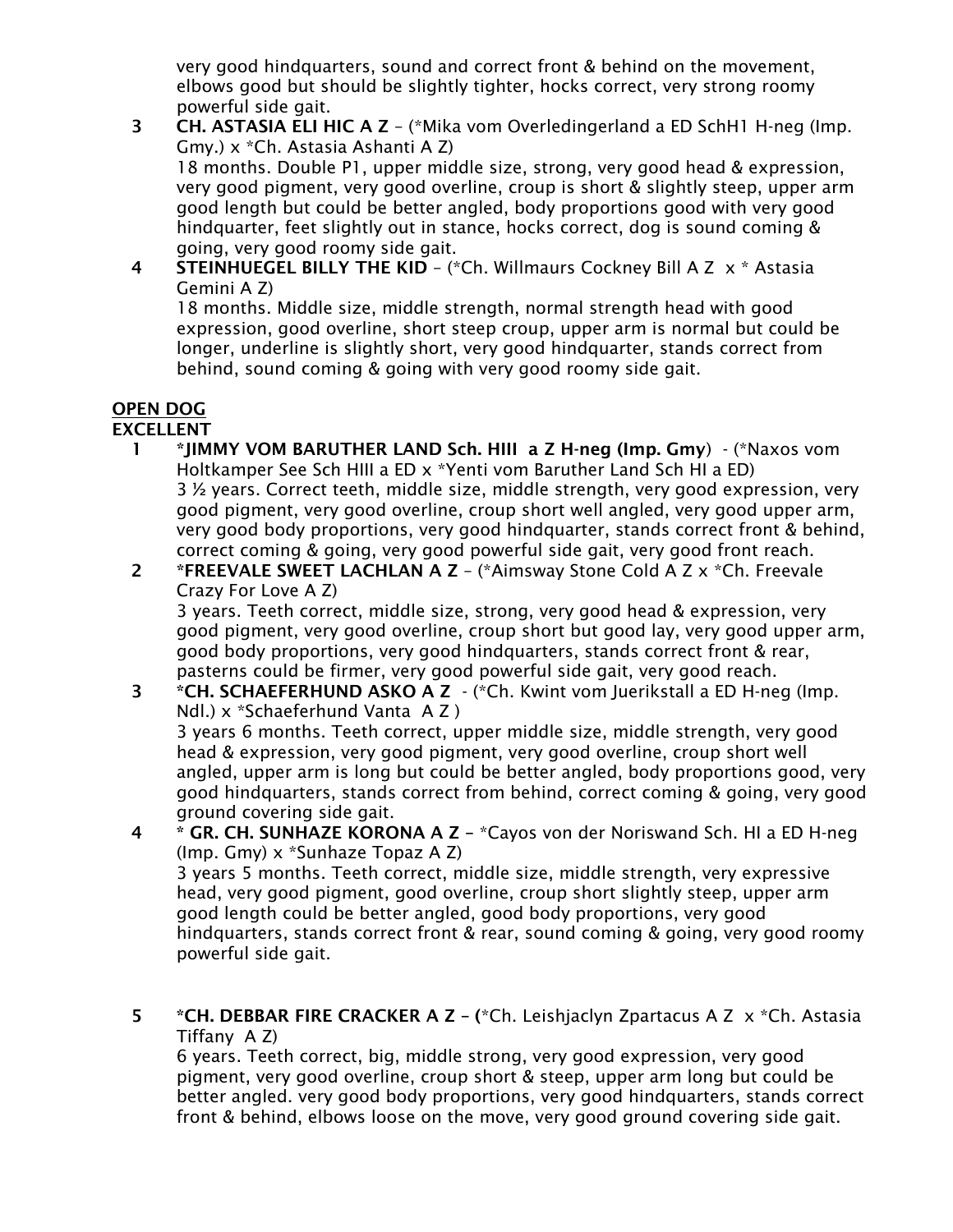very good hindquarters, sound and correct front & behind on the movement, elbows good but should be slightly tighter, hocks correct, very strong roomy powerful side gait.

3 **CH. ASTASIA ELI HIC A Z** – (*Mika vom Overledingerland a ED SchH1 H-neg (Imp. Gmy.) x *Ch. Astasia Ashanti A Z)
18 months. Double P1, upper middle size, strong, very good head & expression, very good pigment, very good overline, croup is short & slightly steep, upper arm good length but could be better angled, body proportions good with very good hindquarter, feet slightly out in stance, hocks correct, dog is sound coming & going, very good roomy side gait.

4 **STEINHUEGEL BILLY THE KID** – (*Ch. Willmaurs Cockney Bill A Z x * Astasia Gemini A Z)
18 months. Middle size, middle strength, normal strength head with good expression, good overline, short steep croup, upper arm is normal but could be longer, underline is slightly short, very good hindquarter, stands correct from behind, sound coming & going with very good roomy side gait.

**OPEN DOG**

**EXCELLENT**

1 ***JIMMY VOM BARUTHER LAND Sch. HIII a Z H-neg (Imp. Gmy**) - (*Naxos vom Holtkamper See Sch HIII a ED x *Yenti vom Baruther Land Sch HI a ED)
3 ½ years. Correct teeth, middle size, middle strength, very good expression, very good pigment, very good overline, croup short well angled, very good upper arm, very good body proportions, very good hindquarter, stands correct front & behind, correct coming & going, very good powerful side gait, very good front reach.

2 ***FREEVALE SWEET LACHLAN A Z** – (*Aimsway Stone Cold A Z x *Ch. Freevale Crazy For Love A Z)
3 years. Teeth correct, middle size, strong, very good head & expression, very good pigment, very good overline, croup short but good lay, very good upper arm, good body proportions, very good hindquarters, stands correct front & rear, pasterns could be firmer, very good powerful side gait, very good reach.

3 ***CH. SCHAEFERHUND ASKO A Z** - (*Ch. Kwint vom Juerikstall a ED H-neg (Imp. Ndl.) x *Schaeferhund Vanta A Z )
3 years 6 months. Teeth correct, upper middle size, middle strength, very good head & expression, very good pigment, very good overline, croup short well angled, upper arm is long but could be better angled, body proportions good, very good hindquarters, stands correct from behind, correct coming & going, very good ground covering side gait.

4 *** GR. CH. SUNHAZE KORONA A Z** – *Cayos von der Noriswand Sch. HI a ED H-neg (Imp. Gmy) x *Sunhaze Topaz A Z)
3 years 5 months. Teeth correct, middle size, middle strength, very expressive head, very good pigment, good overline, croup short slightly steep, upper arm good length could be better angled, good body proportions, very good hindquarters, stands correct front & rear, sound coming & going, very good roomy powerful side gait.

5 ***CH. DEBBAR FIRE CRACKER A Z – (***Ch. Leishjaclyn Zpartacus A Z x *Ch. Astasia Tiffany A Z)
6 years. Teeth correct, big, middle strong, very good expression, very good pigment, very good overline, croup short & steep, upper arm long but could be better angled. very good body proportions, very good hindquarters, stands correct front & behind, elbows loose on the move, very good ground covering side gait.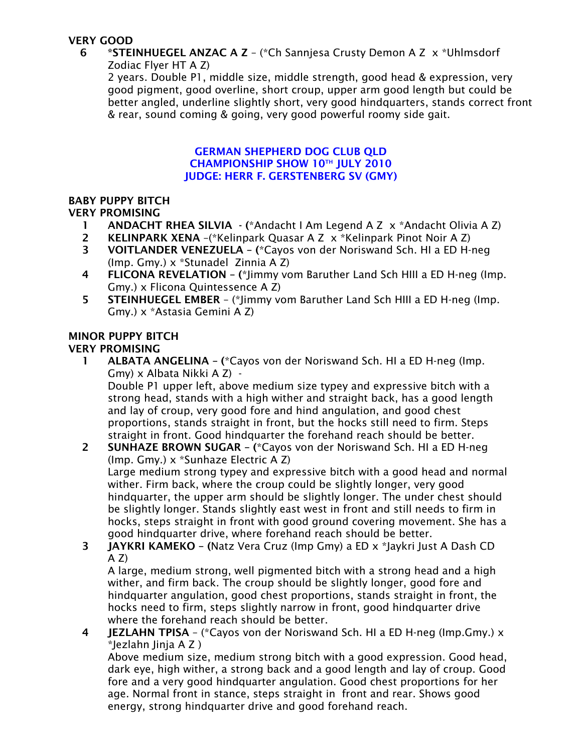**VERY GOOD**

6 **\*STEINHUEGEL ANZAC A Z** – (\*Ch Sannjesa Crusty Demon A Z x \*Uhlmsdorf Zodiac Flyer HT A Z)
2 years. Double P1, middle size, middle strength, good head & expression, very good pigment, good overline, short croup, upper arm good length but could be better angled, underline slightly short, very good hindquarters, stands correct front & rear, sound coming & going, very good powerful roomy side gait.

## GERMAN SHEPHERD DOG CLUB QLD
## CHAMPIONSHIP SHOW 10TH JULY 2010
## JUDGE: HERR F. GERSTENBERG SV (GMY)

**BABY PUPPY BITCH**
**VERY PROMISING**

1 **ANDACHT RHEA SILVIA** - (\*Andacht I Am Legend A Z x \*Andacht Olivia A Z)
2 **KELINPARK XENA** –(\*Kelinpark Quasar A Z x \*Kelinpark Pinot Noir A Z)
3 **VOITLANDER VENEZUELA** – (\*Cayos von der Noriswand Sch. HI a ED H-neg (Imp. Gmy.) x \*Stunadel Zinnia A Z)
4 **FLICONA REVELATION** – (\*Jimmy vom Baruther Land Sch HIII a ED H-neg (Imp. Gmy.) x Flicona Quintessence A Z)
5 **STEINHUEGEL EMBER** – (\*Jimmy vom Baruther Land Sch HIII a ED H-neg (Imp. Gmy.) x \*Astasia Gemini A Z)

**MINOR PUPPY BITCH**
**VERY PROMISING**

1 **ALBATA ANGELINA** – (\*Cayos von der Noriswand Sch. HI a ED H-neg (Imp. Gmy) x Albata Nikki A Z) -
Double P1 upper left, above medium size typey and expressive bitch with a strong head, stands with a high wither and straight back, has a good length and lay of croup, very good fore and hind angulation, and good chest proportions, stands straight in front, but the hocks still need to firm. Steps straight in front. Good hindquarter the forehand reach should be better.

2 **SUNHAZE BROWN SUGAR** – (\*Cayos von der Noriswand Sch. HI a ED H-neg (Imp. Gmy.) x \*Sunhaze Electric A Z)
Large medium strong typey and expressive bitch with a good head and normal wither. Firm back, where the croup could be slightly longer, very good hindquarter, the upper arm should be slightly longer. The under chest should be slightly longer. Stands slightly east west in front and still needs to firm in hocks, steps straight in front with good ground covering movement. She has a good hindquarter drive, where forehand reach should be better.

3 **JAYKRI KAMEKO** – (Natz Vera Cruz (Imp Gmy) a ED x \*Jaykri Just A Dash CD A Z)
A large, medium strong, well pigmented bitch with a strong head and a high wither, and firm back. The croup should be slightly longer, good fore and hindquarter angulation, good chest proportions, stands straight in front, the hocks need to firm, steps slightly narrow in front, good hindquarter drive where the forehand reach should be better.

4 **JEZLAHN TPISA** – (\*Cayos von der Noriswand Sch. HI a ED H-neg (Imp.Gmy.) x \*Jezlahn Jinja A Z )
Above medium size, medium strong bitch with a good expression. Good head, dark eye, high wither, a strong back and a good length and lay of croup. Good fore and a very good hindquarter angulation. Good chest proportions for her age. Normal front in stance, steps straight in front and rear. Shows good energy, strong hindquarter drive and good forehand reach.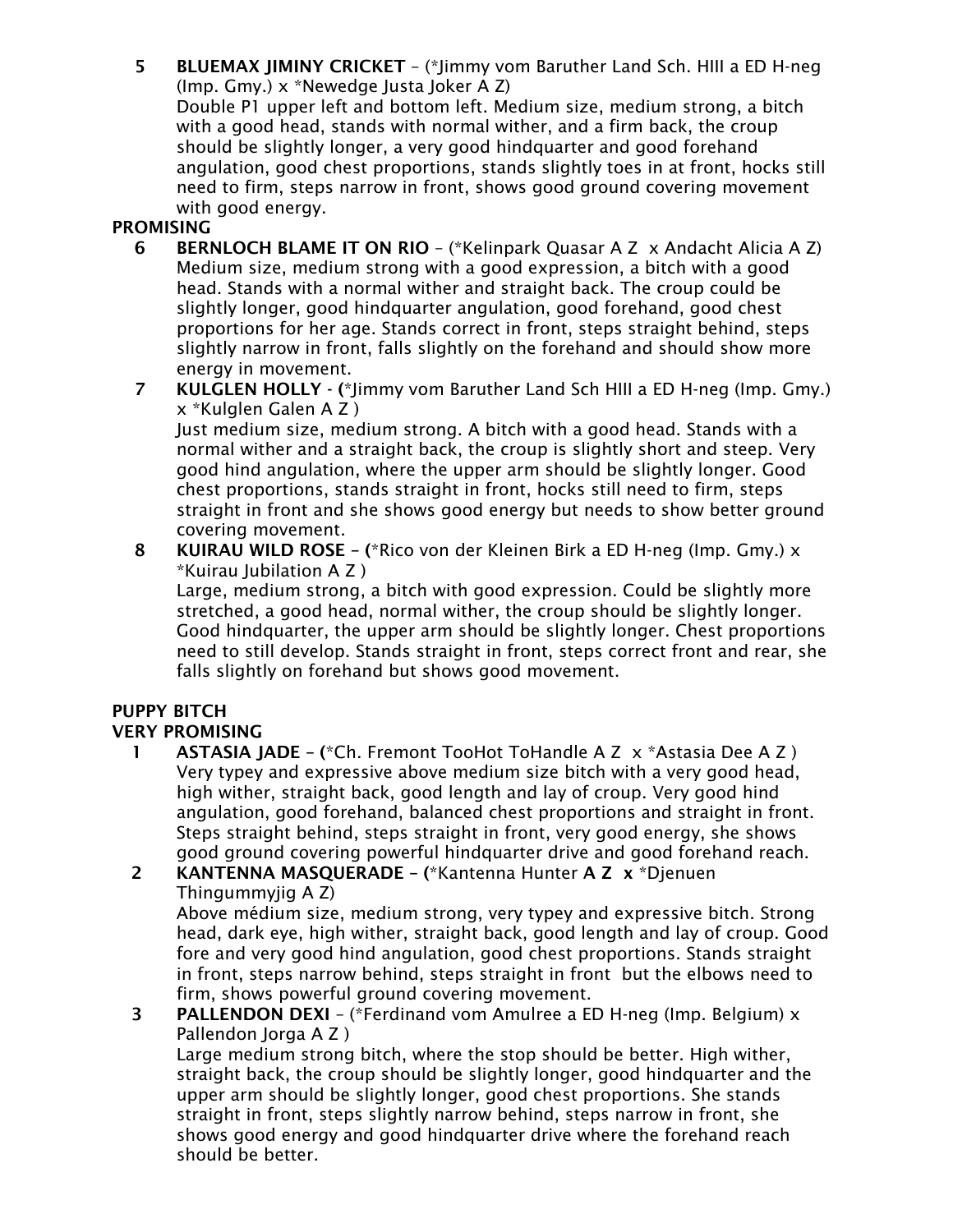5 **BLUEMAX JIMINY CRICKET** – (*Jimmy vom Baruther Land Sch. HIII a ED H-neg (Imp. Gmy.) x *Newedge Justa Joker A Z)
Double P1 upper left and bottom left. Medium size, medium strong, a bitch with a good head, stands with normal wither, and a firm back, the croup should be slightly longer, a very good hindquarter and good forehand angulation, good chest proportions, stands slightly toes in at front, hocks still need to firm, steps narrow in front, shows good ground covering movement with good energy.

**PROMISING**

6 **BERNLOCH BLAME IT ON RIO** – (*Kelinpark Quasar A Z x Andacht Alicia A Z)
Medium size, medium strong with a good expression, a bitch with a good head. Stands with a normal wither and straight back. The croup could be slightly longer, good hindquarter angulation, good forehand, good chest proportions for her age. Stands correct in front, steps straight behind, steps slightly narrow in front, falls slightly on the forehand and should show more energy in movement.

7 **KULGLEN HOLLY** - (*Jimmy vom Baruther Land Sch HIII a ED H-neg (Imp. Gmy.) x *Kulglen Galen A Z )
Just medium size, medium strong. A bitch with a good head. Stands with a normal wither and a straight back, the croup is slightly short and steep. Very good hind angulation, where the upper arm should be slightly longer. Good chest proportions, stands straight in front, hocks still need to firm, steps straight in front and she shows good energy but needs to show better ground covering movement.

8 **KUIRAU WILD ROSE** – (*Rico von der Kleinen Birk a ED H-neg (Imp. Gmy.) x *Kuirau Jubilation A Z )
Large, medium strong, a bitch with good expression. Could be slightly more stretched, a good head, normal wither, the croup should be slightly longer. Good hindquarter, the upper arm should be slightly longer. Chest proportions need to still develop. Stands straight in front, steps correct front and rear, she falls slightly on forehand but shows good movement.

**PUPPY BITCH**

**VERY PROMISING**

1 **ASTASIA JADE** – (*Ch. Fremont TooHot ToHandle A Z x *Astasia Dee A Z )
Very typey and expressive above medium size bitch with a very good head, high wither, straight back, good length and lay of croup. Very good hind angulation, good forehand, balanced chest proportions and straight in front. Steps straight behind, steps straight in front, very good energy, she shows good ground covering powerful hindquarter drive and good forehand reach.

2 **KANTENNA MASQUERADE** – (*Kantenna Hunter **A Z x** *Djenuen Thingummyjig A Z)
Above médium size, medium strong, very typey and expressive bitch. Strong head, dark eye, high wither, straight back, good length and lay of croup. Good fore and very good hind angulation, good chest proportions. Stands straight in front, steps narrow behind, steps straight in front but the elbows need to firm, shows powerful ground covering movement.

3 **PALLENDON DEXI** – (*Ferdinand vom Amulree a ED H-neg (Imp. Belgium) x Pallendon Jorga A Z )
Large medium strong bitch, where the stop should be better. High wither, straight back, the croup should be slightly longer, good hindquarter and the upper arm should be slightly longer, good chest proportions. She stands straight in front, steps slightly narrow behind, steps narrow in front, she shows good energy and good hindquarter drive where the forehand reach should be better.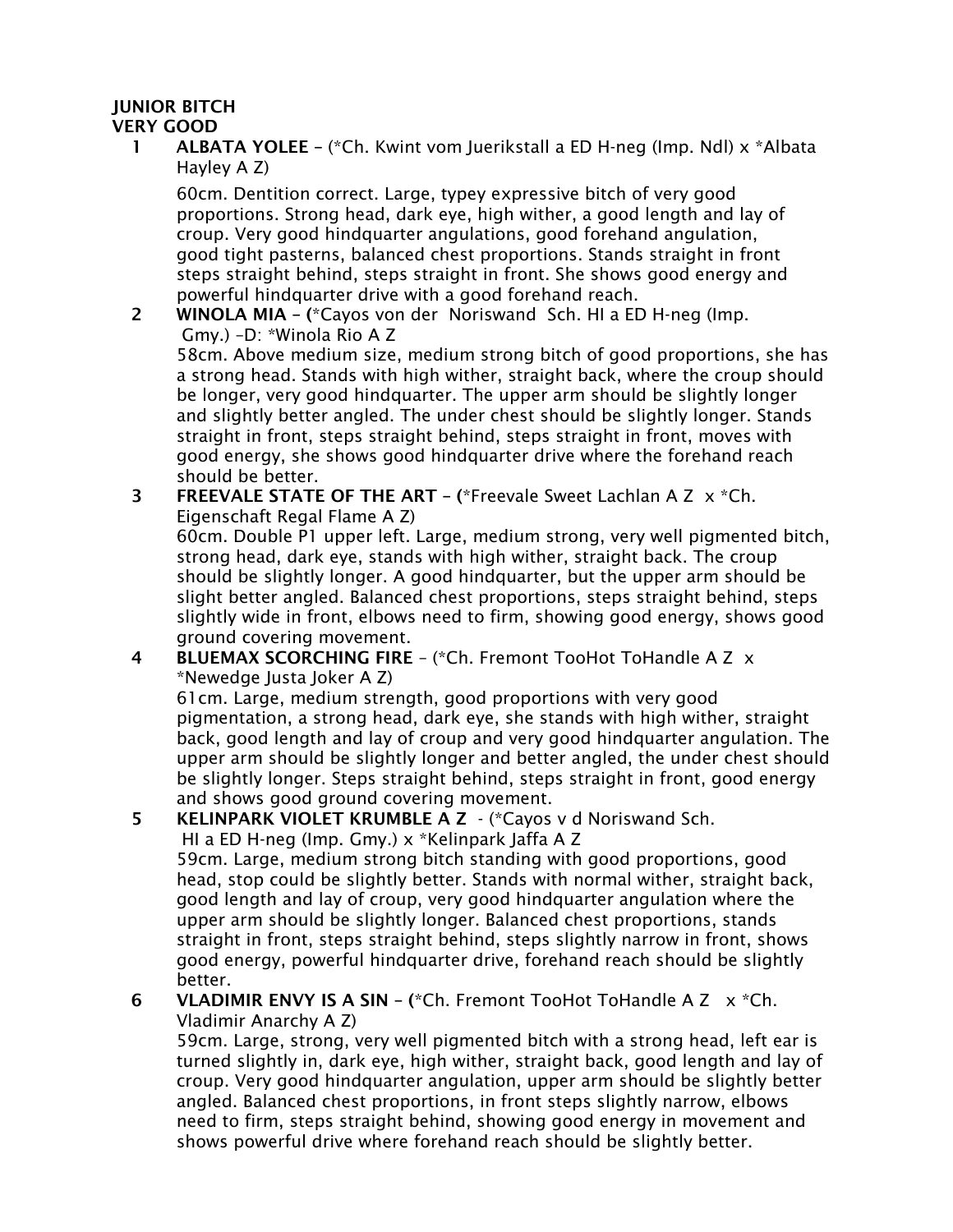**JUNIOR BITCH**
**VERY GOOD**

1. **ALBATA YOLEE** – (*Ch. Kwint vom Juerikstall a ED H-neg (Imp. Ndl) x *Albata Hayley A Z)

   60cm. Dentition correct. Large, typey expressive bitch of very good proportions. Strong head, dark eye, high wither, a good length and lay of croup. Very good hindquarter angulations, good forehand angulation, good tight pasterns, balanced chest proportions. Stands straight in front steps straight behind, steps straight in front. She shows good energy and powerful hindquarter drive with a good forehand reach.

2. **WINOLA MIA** – (*Cayos von der Noriswand Sch. HI a ED H-neg (Imp. Gmy.) –D: *Winola Rio A Z

   58cm. Above medium size, medium strong bitch of good proportions, she has a strong head. Stands with high wither, straight back, where the croup should be longer, very good hindquarter. The upper arm should be slightly longer and slightly better angled. The under chest should be slightly longer. Stands straight in front, steps straight behind, steps straight in front, moves with good energy, she shows good hindquarter drive where the forehand reach should be better.

3. **FREEVALE STATE OF THE ART** – (*Freevale Sweet Lachlan A Z x *Ch. Eigenschaft Regal Flame A Z)

   60cm. Double P1 upper left. Large, medium strong, very well pigmented bitch, strong head, dark eye, stands with high wither, straight back. The croup should be slightly longer. A good hindquarter, but the upper arm should be slight better angled. Balanced chest proportions, steps straight behind, steps slightly wide in front, elbows need to firm, showing good energy, shows good ground covering movement.

4. **BLUEMAX SCORCHING FIRE** – (*Ch. Fremont TooHot ToHandle A Z x *Newedge Justa Joker A Z)

   61cm. Large, medium strength, good proportions with very good pigmentation, a strong head, dark eye, she stands with high wither, straight back, good length and lay of croup and very good hindquarter angulation. The upper arm should be slightly longer and better angled, the under chest should be slightly longer. Steps straight behind, steps straight in front, good energy and shows good ground covering movement.

5. **KELINPARK VIOLET KRUMBLE A Z** - (*Cayos v d Noriswand Sch. HI a ED H-neg (Imp. Gmy.) x *Kelinpark Jaffa A Z

   59cm. Large, medium strong bitch standing with good proportions, good head, stop could be slightly better. Stands with normal wither, straight back, good length and lay of croup, very good hindquarter angulation where the upper arm should be slightly longer. Balanced chest proportions, stands straight in front, steps straight behind, steps slightly narrow in front, shows good energy, powerful hindquarter drive, forehand reach should be slightly better.

6. **VLADIMIR ENVY IS A SIN** – (*Ch. Fremont TooHot ToHandle A Z x *Ch. Vladimir Anarchy A Z)

   59cm. Large, strong, very well pigmented bitch with a strong head, left ear is turned slightly in, dark eye, high wither, straight back, good length and lay of croup. Very good hindquarter angulation, upper arm should be slightly better angled. Balanced chest proportions, in front steps slightly narrow, elbows need to firm, steps straight behind, showing good energy in movement and shows powerful drive where forehand reach should be slightly better.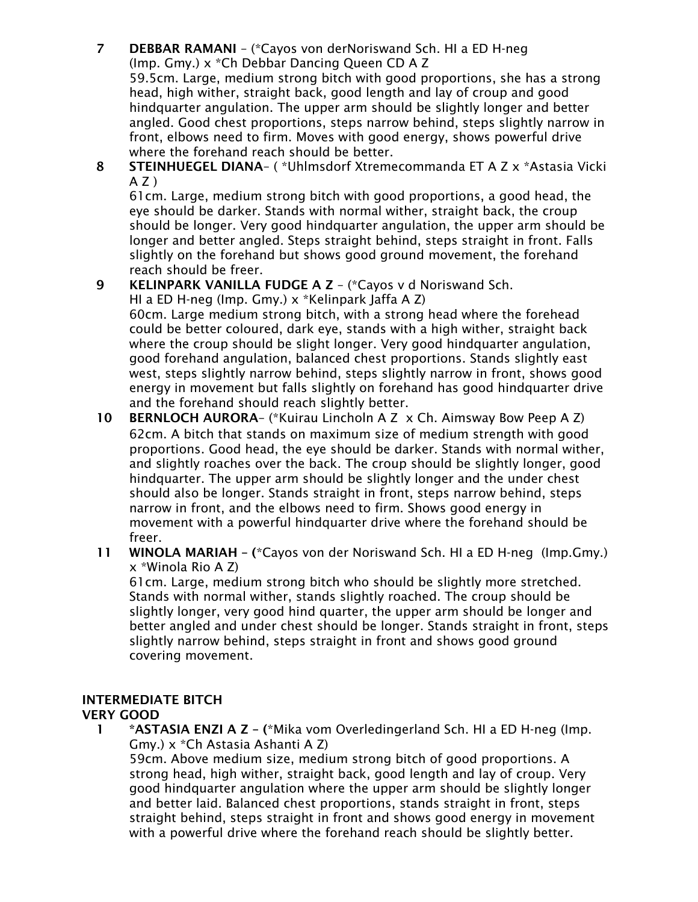7 **DEBBAR RAMANI** – (*Cayos von derNoriswand Sch. HI a ED H-neg (Imp. Gmy.) x *Ch Debbar Dancing Queen CD A Z
59.5cm. Large, medium strong bitch with good proportions, she has a strong head, high wither, straight back, good length and lay of croup and good hindquarter angulation. The upper arm should be slightly longer and better angled. Good chest proportions, steps narrow behind, steps slightly narrow in front, elbows need to firm. Moves with good energy, shows powerful drive where the forehand reach should be better.

8 **STEINHUEGEL DIANA**– ( *Uhlmsdorf Xtremecommanda ET A Z x *Astasia Vicki A Z )
61cm. Large, medium strong bitch with good proportions, a good head, the eye should be darker. Stands with normal wither, straight back, the croup should be longer. Very good hindquarter angulation, the upper arm should be longer and better angled. Steps straight behind, steps straight in front. Falls slightly on the forehand but shows good ground movement, the forehand reach should be freer.

9 **KELINPARK VANILLA FUDGE A Z** – (*Cayos v d Noriswand Sch. HI a ED H-neg (Imp. Gmy.) x *Kelinpark Jaffa A Z)
60cm. Large medium strong bitch, with a strong head where the forehead could be better coloured, dark eye, stands with a high wither, straight back where the croup should be slight longer. Very good hindquarter angulation, good forehand angulation, balanced chest proportions. Stands slightly east west, steps slightly narrow behind, steps slightly narrow in front, shows good energy in movement but falls slightly on forehand has good hindquarter drive and the forehand should reach slightly better.

10 **BERNLOCH AURORA**– (*Kuirau Lincholn A Z x Ch. Aimsway Bow Peep A Z)
62cm. A bitch that stands on maximum size of medium strength with good proportions. Good head, the eye should be darker. Stands with normal wither, and slightly roaches over the back. The croup should be slightly longer, good hindquarter. The upper arm should be slightly longer and the under chest should also be longer. Stands straight in front, steps narrow behind, steps narrow in front, and the elbows need to firm. Shows good energy in movement with a powerful hindquarter drive where the forehand should be freer.

11 **WINOLA MARIAH** – (*Cayos von der Noriswand Sch. HI a ED H-neg (Imp.Gmy.) x *Winola Rio A Z)
61cm. Large, medium strong bitch who should be slightly more stretched. Stands with normal wither, stands slightly roached. The croup should be slightly longer, very good hind quarter, the upper arm should be longer and better angled and under chest should be longer. Stands straight in front, steps slightly narrow behind, steps straight in front and shows good ground covering movement.

**INTERMEDIATE BITCH**
**VERY GOOD**

1 ***ASTASIA ENZI A Z** – (*Mika vom Overledingerland Sch. HI a ED H-neg (Imp. Gmy.) x *Ch Astasia Ashanti A Z)
59cm. Above medium size, medium strong bitch of good proportions. A strong head, high wither, straight back, good length and lay of croup. Very good hindquarter angulation where the upper arm should be slightly longer and better laid. Balanced chest proportions, stands straight in front, steps straight behind, steps straight in front and shows good energy in movement with a powerful drive where the forehand reach should be slightly better.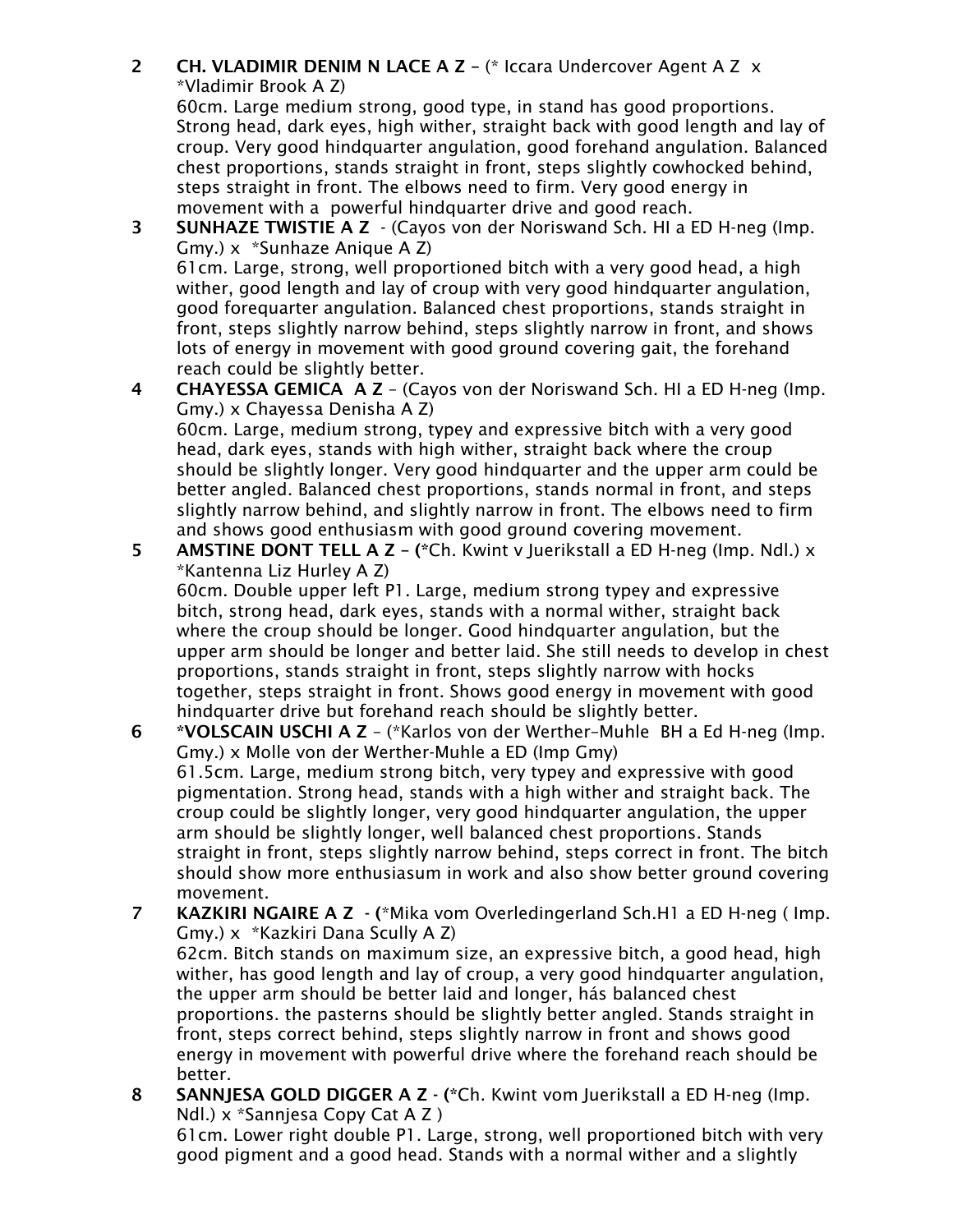2 **CH. VLADIMIR DENIM N LACE A Z** – (* Iccara Undercover Agent A Z x *Vladimir Brook A Z)
60cm. Large medium strong, good type, in stand has good proportions. Strong head, dark eyes, high wither, straight back with good length and lay of croup. Very good hindquarter angulation, good forehand angulation. Balanced chest proportions, stands straight in front, steps slightly cowhocked behind, steps straight in front. The elbows need to firm. Very good energy in movement with a powerful hindquarter drive and good reach.

3 **SUNHAZE TWISTIE A Z** - (Cayos von der Noriswand Sch. HI a ED H-neg (Imp. Gmy.) x *Sunhaze Anique A Z)
61cm. Large, strong, well proportioned bitch with a very good head, a high wither, good length and lay of croup with very good hindquarter angulation, good forequarter angulation. Balanced chest proportions, stands straight in front, steps slightly narrow behind, steps slightly narrow in front, and shows lots of energy in movement with good ground covering gait, the forehand reach could be slightly better.

4 **CHAYESSA GEMICA A Z** – (Cayos von der Noriswand Sch. HI a ED H-neg (Imp. Gmy.) x Chayessa Denisha A Z)
60cm. Large, medium strong, typey and expressive bitch with a very good head, dark eyes, stands with high wither, straight back where the croup should be slightly longer. Very good hindquarter and the upper arm could be better angled. Balanced chest proportions, stands normal in front, and steps slightly narrow behind, and slightly narrow in front. The elbows need to firm and shows good enthusiasm with good ground covering movement.

5 **AMSTINE DONT TELL A Z** – (*Ch. Kwint v Juerikstall a ED H-neg (Imp. Ndl.) x *Kantenna Liz Hurley A Z)
60cm. Double upper left P1. Large, medium strong typey and expressive bitch, strong head, dark eyes, stands with a normal wither, straight back where the croup should be longer. Good hindquarter angulation, but the upper arm should be longer and better laid. She still needs to develop in chest proportions, stands straight in front, steps slightly narrow with hocks together, steps straight in front. Shows good energy in movement with good hindquarter drive but forehand reach should be slightly better.

6 ***VOLSCAIN USCHI A Z** – (*Karlos von der Werther–Muhle BH a Ed H-neg (Imp. Gmy.) x Molle von der Werther-Muhle a ED (Imp Gmy)
61.5cm. Large, medium strong bitch, very typey and expressive with good pigmentation. Strong head, stands with a high wither and straight back. The croup could be slightly longer, very good hindquarter angulation, the upper arm should be slightly longer, well balanced chest proportions. Stands straight in front, steps slightly narrow behind, steps correct in front. The bitch should show more enthusiasum in work and also show better ground covering movement.

7 **KAZKIRI NGAIRE A Z** - (*Mika vom Overledingerland Sch.H1 a ED H-neg ( Imp. Gmy.) x *Kazkiri Dana Scully A Z)
62cm. Bitch stands on maximum size, an expressive bitch, a good head, high wither, has good length and lay of croup, a very good hindquarter angulation, the upper arm should be better laid and longer, hás balanced chest proportions. the pasterns should be slightly better angled. Stands straight in front, steps correct behind, steps slightly narrow in front and shows good energy in movement with powerful drive where the forehand reach should be better.

8 **SANNJESA GOLD DIGGER A Z** - (*Ch. Kwint vom Juerikstall a ED H-neg (Imp. Ndl.) x *Sannjesa Copy Cat A Z )
61cm. Lower right double P1. Large, strong, well proportioned bitch with very good pigment and a good head. Stands with a normal wither and a slightly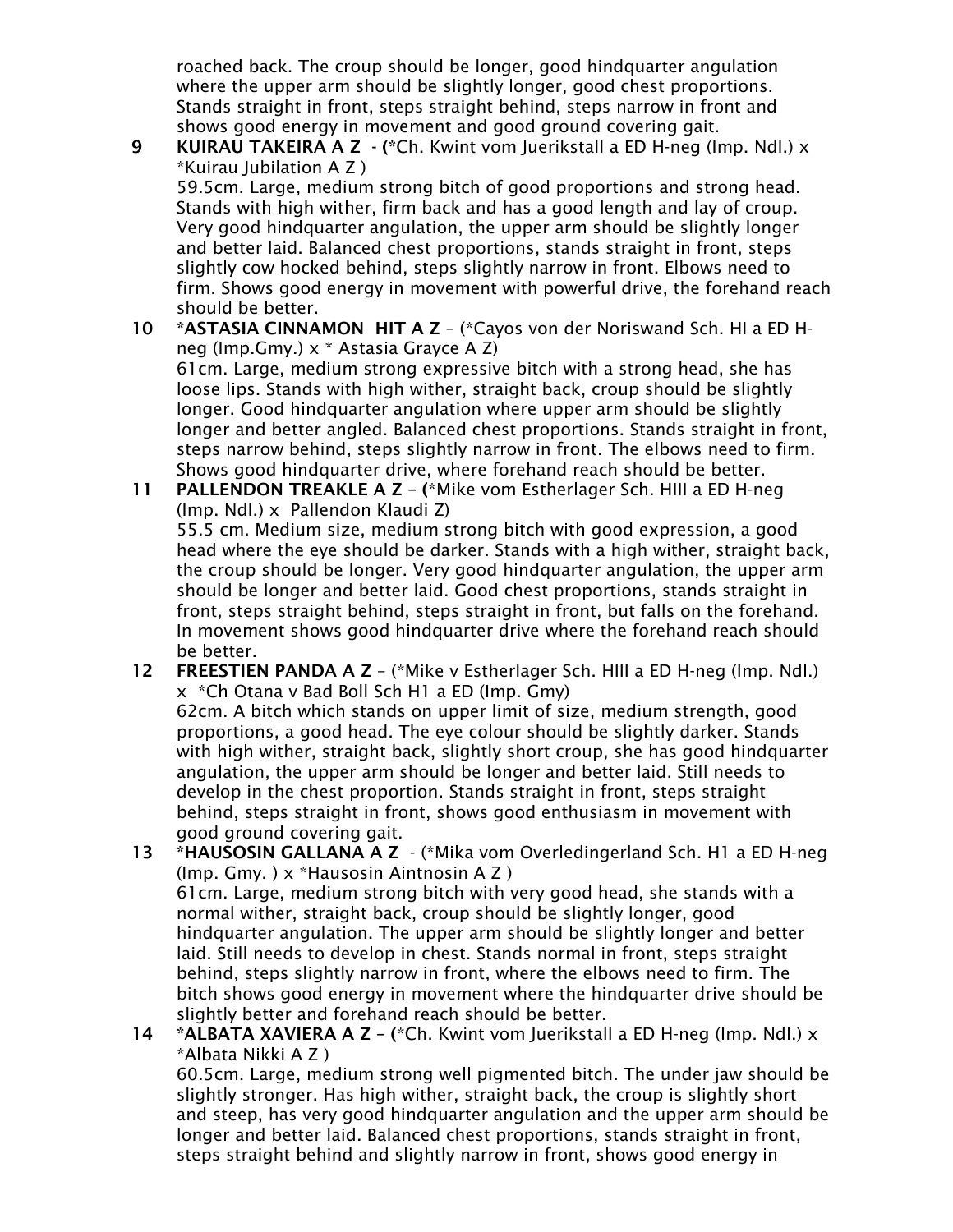roached back. The croup should be longer, good hindquarter angulation where the upper arm should be slightly longer, good chest proportions. Stands straight in front, steps straight behind, steps narrow in front and shows good energy in movement and good ground covering gait.

9 **KUIRAU TAKEIRA A Z** - **(**\*Ch. Kwint vom Juerikstall a ED H-neg (Imp. Ndl.) x \*Kuirau Jubilation A Z )
59.5cm. Large, medium strong bitch of good proportions and strong head. Stands with high wither, firm back and has a good length and lay of croup. Very good hindquarter angulation, the upper arm should be slightly longer and better laid. Balanced chest proportions, stands straight in front, steps slightly cow hocked behind, steps slightly narrow in front. Elbows need to firm. Shows good energy in movement with powerful drive, the forehand reach should be better.

10 **\*ASTASIA CINNAMON HIT A Z** – (\*Cayos von der Noriswand Sch. HI a ED H-neg (Imp.Gmy.) x \* Astasia Grayce A Z)
61cm. Large, medium strong expressive bitch with a strong head, she has loose lips. Stands with high wither, straight back, croup should be slightly longer. Good hindquarter angulation where upper arm should be slightly longer and better angled. Balanced chest proportions. Stands straight in front, steps narrow behind, steps slightly narrow in front. The elbows need to firm. Shows good hindquarter drive, where forehand reach should be better.

11 **PALLENDON TREAKLE A Z** – **(**\*Mike vom Estherlager Sch. HIII a ED H-neg (Imp. Ndl.) x Pallendon Klaudi Z)
55.5 cm. Medium size, medium strong bitch with good expression, a good head where the eye should be darker. Stands with a high wither, straight back, the croup should be longer. Very good hindquarter angulation, the upper arm should be longer and better laid. Good chest proportions, stands straight in front, steps straight behind, steps straight in front, but falls on the forehand. In movement shows good hindquarter drive where the forehand reach should be better.

12 **FREESTIEN PANDA A Z** – (\*Mike v Estherlager Sch. HIII a ED H-neg (Imp. Ndl.) x \*Ch Otana v Bad Boll Sch H1 a ED (Imp. Gmy)
62cm. A bitch which stands on upper limit of size, medium strength, good proportions, a good head. The eye colour should be slightly darker. Stands with high wither, straight back, slightly short croup, she has good hindquarter angulation, the upper arm should be longer and better laid. Still needs to develop in the chest proportion. Stands straight in front, steps straight behind, steps straight in front, shows good enthusiasm in movement with good ground covering gait.

13 **\*HAUSOSIN GALLANA A Z** - (\*Mika vom Overledingerland Sch. H1 a ED H-neg (Imp. Gmy. ) x \*Hausosin Aintnosin A Z )
61cm. Large, medium strong bitch with very good head, she stands with a normal wither, straight back, croup should be slightly longer, good hindquarter angulation. The upper arm should be slightly longer and better laid. Still needs to develop in chest. Stands normal in front, steps straight behind, steps slightly narrow in front, where the elbows need to firm. The bitch shows good energy in movement where the hindquarter drive should be slightly better and forehand reach should be better.

14 **\*ALBATA XAVIERA A Z** – **(**\*Ch. Kwint vom Juerikstall a ED H-neg (Imp. Ndl.) x \*Albata Nikki A Z )
60.5cm. Large, medium strong well pigmented bitch. The under jaw should be slightly stronger. Has high wither, straight back, the croup is slightly short and steep, has very good hindquarter angulation and the upper arm should be longer and better laid. Balanced chest proportions, stands straight in front, steps straight behind and slightly narrow in front, shows good energy in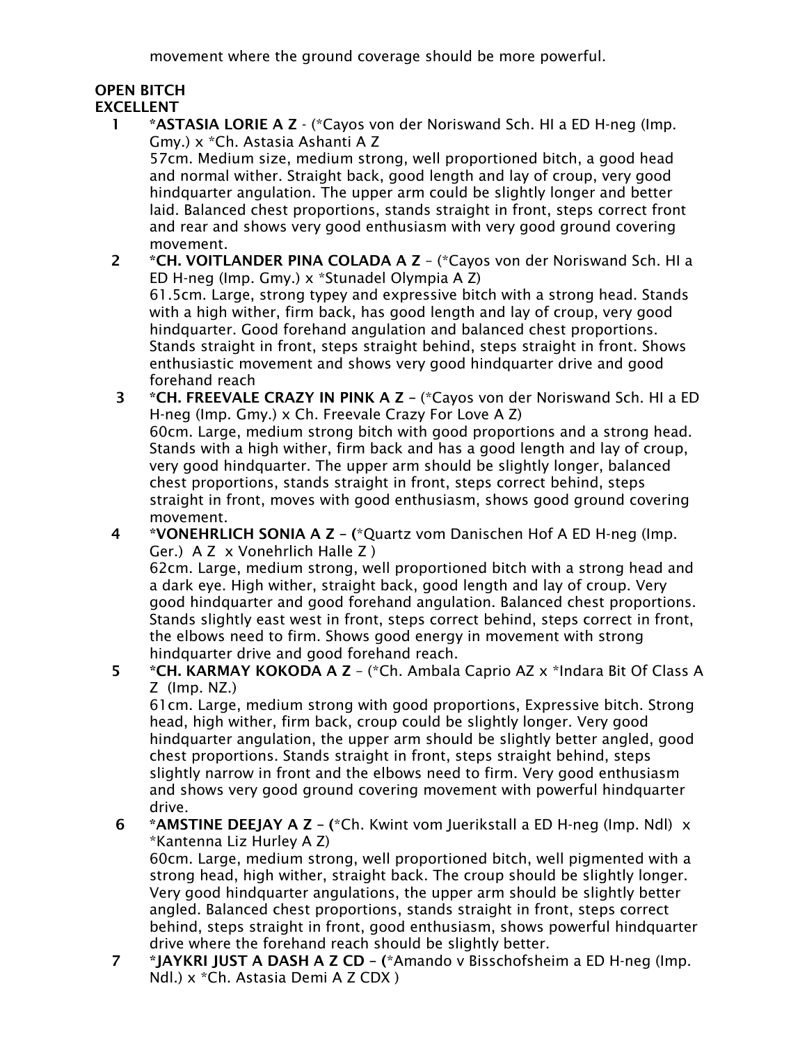movement where the ground coverage should be more powerful.

**OPEN BITCH**
**EXCELLENT**

1. ***ASTASIA LORIE A Z** - (*Cayos von der Noriswand Sch. HI a ED H-neg (Imp. Gmy.) x *Ch. Astasia Ashanti A Z
57cm. Medium size, medium strong, well proportioned bitch, a good head and normal wither. Straight back, good length and lay of croup, very good hindquarter angulation. The upper arm could be slightly longer and better laid. Balanced chest proportions, stands straight in front, steps correct front and rear and shows very good enthusiasm with very good ground covering movement.

2. ***CH. VOITLANDER PINA COLADA A Z** – (*Cayos von der Noriswand Sch. HI a ED H-neg (Imp. Gmy.) x *Stunadel Olympia A Z)
61.5cm. Large, strong typey and expressive bitch with a strong head. Stands with a high wither, firm back, has good length and lay of croup, very good hindquarter. Good forehand angulation and balanced chest proportions. Stands straight in front, steps straight behind, steps straight in front. Shows enthusiastic movement and shows very good hindquarter drive and good forehand reach

3. ***CH. FREEVALE CRAZY IN PINK A Z** – (*Cayos von der Noriswand Sch. HI a ED H-neg (Imp. Gmy.) x Ch. Freevale Crazy For Love A Z)
60cm. Large, medium strong bitch with good proportions and a strong head. Stands with a high wither, firm back and has a good length and lay of croup, very good hindquarter. The upper arm should be slightly longer, balanced chest proportions, stands straight in front, steps correct behind, steps straight in front, moves with good enthusiasm, shows good ground covering movement.

4. ***VONEHRLICH SONIA A Z** – (*Quartz vom Danischen Hof A ED H-neg (Imp. Ger.) A Z x Vonehrlich Halle Z )
62cm. Large, medium strong, well proportioned bitch with a strong head and a dark eye. High wither, straight back, good length and lay of croup. Very good hindquarter and good forehand angulation. Balanced chest proportions. Stands slightly east west in front, steps correct behind, steps correct in front, the elbows need to firm. Shows good energy in movement with strong hindquarter drive and good forehand reach.

5. ***CH. KARMAY KOKODA A Z** – (*Ch. Ambala Caprio AZ x *Indara Bit Of Class A Z (Imp. NZ.)
61cm. Large, medium strong with good proportions, Expressive bitch. Strong head, high wither, firm back, croup could be slightly longer. Very good hindquarter angulation, the upper arm should be slightly better angled, good chest proportions. Stands straight in front, steps straight behind, steps slightly narrow in front and the elbows need to firm. Very good enthusiasm and shows very good ground covering movement with powerful hindquarter drive.

6. ***AMSTINE DEEJAY A Z** – (*Ch. Kwint vom Juerikstall a ED H-neg (Imp. Ndl) x *Kantenna Liz Hurley A Z)
60cm. Large, medium strong, well proportioned bitch, well pigmented with a strong head, high wither, straight back. The croup should be slightly longer. Very good hindquarter angulations, the upper arm should be slightly better angled. Balanced chest proportions, stands straight in front, steps correct behind, steps straight in front, good enthusiasm, shows powerful hindquarter drive where the forehand reach should be slightly better.

7. ***JAYKRI JUST A DASH A Z CD** – (*Amando v Bisschofsheim a ED H-neg (Imp. Ndl.) x *Ch. Astasia Demi A Z CDX )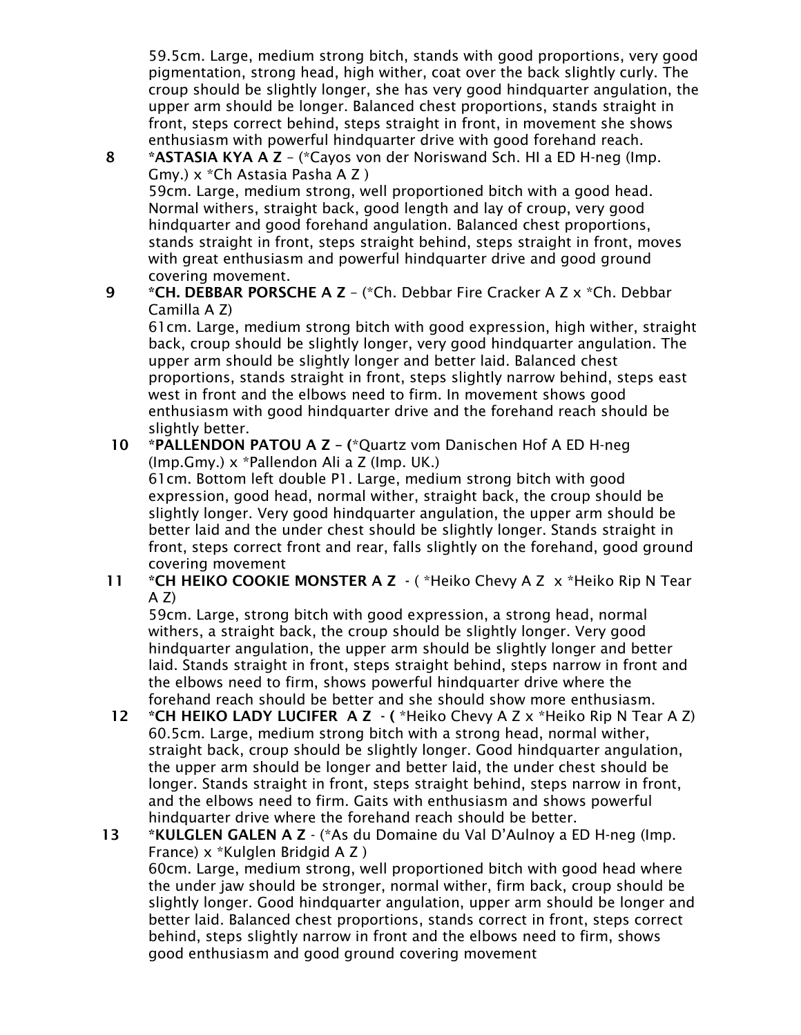59.5cm. Large, medium strong bitch, stands with good proportions, very good pigmentation, strong head, high wither, coat over the back slightly curly. The croup should be slightly longer, she has very good hindquarter angulation, the upper arm should be longer. Balanced chest proportions, stands straight in front, steps correct behind, steps straight in front, in movement she shows enthusiasm with powerful hindquarter drive with good forehand reach.

8 **\*ASTASIA KYA A Z** – (\*Cayos von der Noriswand Sch. HI a ED H-neg (Imp. Gmy.) x \*Ch Astasia Pasha A Z )
59cm. Large, medium strong, well proportioned bitch with a good head. Normal withers, straight back, good length and lay of croup, very good hindquarter and good forehand angulation. Balanced chest proportions, stands straight in front, steps straight behind, steps straight in front, moves with great enthusiasm and powerful hindquarter drive and good ground covering movement.

9 **\*CH. DEBBAR PORSCHE A Z** – (\*Ch. Debbar Fire Cracker A Z x \*Ch. Debbar Camilla A Z)
61cm. Large, medium strong bitch with good expression, high wither, straight back, croup should be slightly longer, very good hindquarter angulation. The upper arm should be slightly longer and better laid. Balanced chest proportions, stands straight in front, steps slightly narrow behind, steps east west in front and the elbows need to firm. In movement shows good enthusiasm with good hindquarter drive and the forehand reach should be slightly better.

10 **\*PALLENDON PATOU A Z – (**\*Quartz vom Danischen Hof A ED H-neg (Imp.Gmy.) x \*Pallendon Ali a Z (Imp. UK.)
61cm. Bottom left double P1. Large, medium strong bitch with good expression, good head, normal wither, straight back, the croup should be slightly longer. Very good hindquarter angulation, the upper arm should be better laid and the under chest should be slightly longer. Stands straight in front, steps correct front and rear, falls slightly on the forehand, good ground covering movement

11 **\*CH HEIKO COOKIE MONSTER A Z** - ( \*Heiko Chevy A Z x \*Heiko Rip N Tear A Z)
59cm. Large, strong bitch with good expression, a strong head, normal withers, a straight back, the croup should be slightly longer. Very good hindquarter angulation, the upper arm should be slightly longer and better laid. Stands straight in front, steps straight behind, steps narrow in front and the elbows need to firm, shows powerful hindquarter drive where the forehand reach should be better and she should show more enthusiasm.

12 **\*CH HEIKO LADY LUCIFER A Z - (** \*Heiko Chevy A Z x \*Heiko Rip N Tear A Z)
60.5cm. Large, medium strong bitch with a strong head, normal wither, straight back, croup should be slightly longer. Good hindquarter angulation, the upper arm should be longer and better laid, the under chest should be longer. Stands straight in front, steps straight behind, steps narrow in front, and the elbows need to firm. Gaits with enthusiasm and shows powerful hindquarter drive where the forehand reach should be better.

13 **\*KULGLEN GALEN A Z** - (\*As du Domaine du Val D'Aulnoy a ED H-neg (Imp. France) x \*Kulglen Bridgid A Z )
60cm. Large, medium strong, well proportioned bitch with good head where the under jaw should be stronger, normal wither, firm back, croup should be slightly longer. Good hindquarter angulation, upper arm should be longer and better laid. Balanced chest proportions, stands correct in front, steps correct behind, steps slightly narrow in front and the elbows need to firm, shows good enthusiasm and good ground covering movement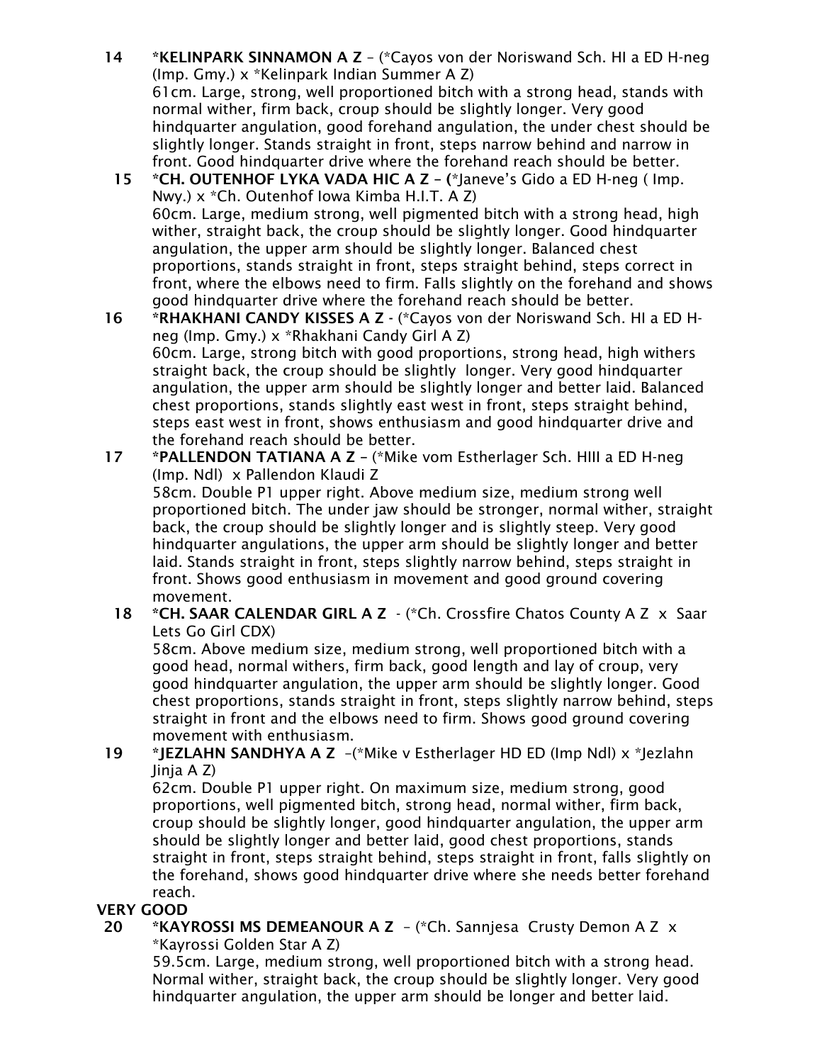**14** **\*KELINPARK SINNAMON A Z** – (\*Cayos von der Noriswand Sch. HI a ED H-neg (Imp. Gmy.) x \*Kelinpark Indian Summer A Z)
61cm. Large, strong, well proportioned bitch with a strong head, stands with normal wither, firm back, croup should be slightly longer. Very good hindquarter angulation, good forehand angulation, the under chest should be slightly longer. Stands straight in front, steps narrow behind and narrow in front. Good hindquarter drive where the forehand reach should be better.

**15** **\*CH. OUTENHOF LYKA VADA HIC A Z** – (\*Janeve's Gido a ED H-neg ( Imp. Nwy.) x \*Ch. Outenhof Iowa Kimba H.I.T. A Z)
60cm. Large, medium strong, well pigmented bitch with a strong head, high wither, straight back, the croup should be slightly longer. Good hindquarter angulation, the upper arm should be slightly longer. Balanced chest proportions, stands straight in front, steps straight behind, steps correct in front, where the elbows need to firm. Falls slightly on the forehand and shows good hindquarter drive where the forehand reach should be better.

**16** **\*RHAKHANI CANDY KISSES A Z** - (\*Cayos von der Noriswand Sch. HI a ED H-neg (Imp. Gmy.) x \*Rhakhani Candy Girl A Z)
60cm. Large, strong bitch with good proportions, strong head, high withers straight back, the croup should be slightly longer. Very good hindquarter angulation, the upper arm should be slightly longer and better laid. Balanced chest proportions, stands slightly east west in front, steps straight behind, steps east west in front, shows enthusiasm and good hindquarter drive and the forehand reach should be better.

**17** **\*PALLENDON TATIANA A Z** – (\*Mike vom Estherlager Sch. HIII a ED H-neg (Imp. Ndl) x Pallendon Klaudi Z
58cm. Double P1 upper right. Above medium size, medium strong well proportioned bitch. The under jaw should be stronger, normal wither, straight back, the croup should be slightly longer and is slightly steep. Very good hindquarter angulations, the upper arm should be slightly longer and better laid. Stands straight in front, steps slightly narrow behind, steps straight in front. Shows good enthusiasm in movement and good ground covering movement.

**18** **\*CH. SAAR CALENDAR GIRL A Z** - (\*Ch. Crossfire Chatos County A Z x Saar Lets Go Girl CDX)
58cm. Above medium size, medium strong, well proportioned bitch with a good head, normal withers, firm back, good length and lay of croup, very good hindquarter angulation, the upper arm should be slightly longer. Good chest proportions, stands straight in front, steps slightly narrow behind, steps straight in front and the elbows need to firm. Shows good ground covering movement with enthusiasm.

**19** **\*JEZLAHN SANDHYA A Z** –(\*Mike v Estherlager HD ED (Imp Ndl) x \*Jezlahn Jinja A Z)
62cm. Double P1 upper right. On maximum size, medium strong, good proportions, well pigmented bitch, strong head, normal wither, firm back, croup should be slightly longer, good hindquarter angulation, the upper arm should be slightly longer and better laid, good chest proportions, stands straight in front, steps straight behind, steps straight in front, falls slightly on the forehand, shows good hindquarter drive where she needs better forehand reach.

**VERY GOOD**

**20** **\*KAYROSSI MS DEMEANOUR A Z** – (\*Ch. Sannjesa Crusty Demon A Z x \*Kayrossi Golden Star A Z)
59.5cm. Large, medium strong, well proportioned bitch with a strong head. Normal wither, straight back, the croup should be slightly longer. Very good hindquarter angulation, the upper arm should be longer and better laid.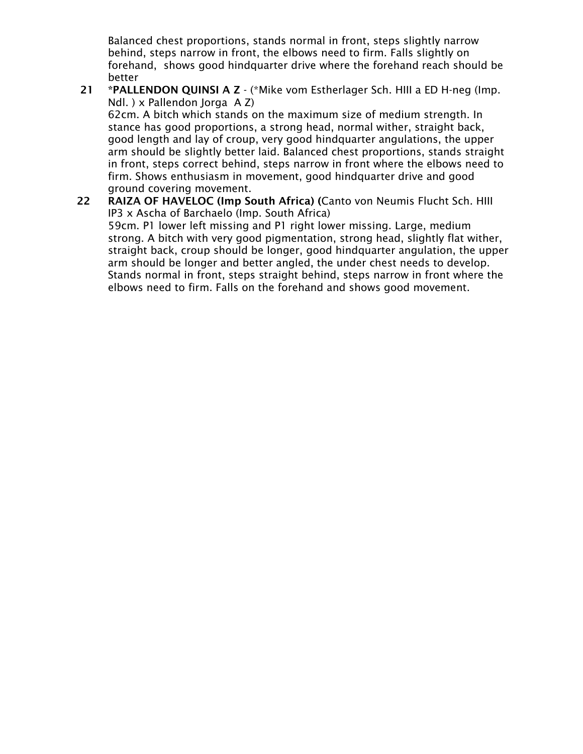Balanced chest proportions, stands normal in front, steps slightly narrow behind, steps narrow in front, the elbows need to firm. Falls slightly on forehand,  shows good hindquarter drive where the forehand reach should be better

21 **\*PALLENDON QUINSI A Z** - (\*Mike vom Estherlager Sch. HIII a ED H-neg (Imp. Ndl. ) x Pallendon Jorga  A Z)
62cm. A bitch which stands on the maximum size of medium strength. In stance has good proportions, a strong head, normal wither, straight back, good length and lay of croup, very good hindquarter angulations, the upper arm should be slightly better laid. Balanced chest proportions, stands straight in front, steps correct behind, steps narrow in front where the elbows need to firm. Shows enthusiasm in movement, good hindquarter drive and good ground covering movement.

22 **RAIZA OF HAVELOC (Imp South Africa) (**Canto von Neumis Flucht Sch. HIII IP3 x Ascha of Barchaelo (Imp. South Africa)
59cm. P1 lower left missing and P1 right lower missing. Large, medium strong. A bitch with very good pigmentation, strong head, slightly flat wither, straight back, croup should be longer, good hindquarter angulation, the upper arm should be longer and better angled, the under chest needs to develop. Stands normal in front, steps straight behind, steps narrow in front where the elbows need to firm. Falls on the forehand and shows good movement.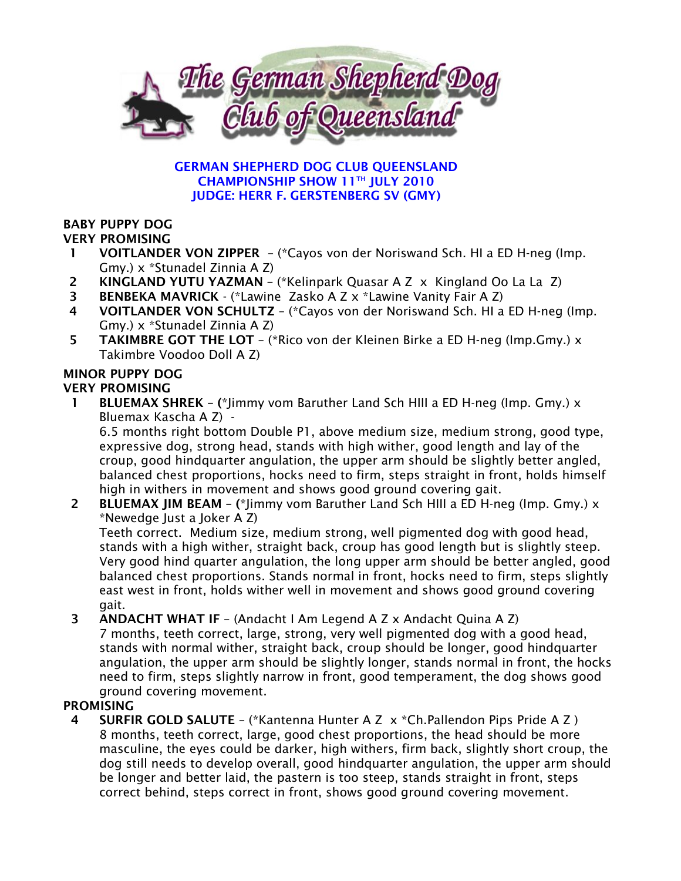**GERMAN SHEPHERD DOG CLUB QUEENSLAND**
**CHAMPIONSHIP SHOW 11TH JULY 2010**
**JUDGE: HERR F. GERSTENBERG SV (GMY)**

**BABY PUPPY DOG**
**VERY PROMISING**

1. **VOITLANDER VON ZIPPER** – (*Cayos von der Noriswand Sch. HI a ED H-neg (Imp. Gmy.) x *Stunadel Zinnia A Z)
2. **KINGLAND YUTU YAZMAN** – (*Kelinpark Quasar A Z x Kingland Oo La La Z)
3. **BENBEKA MAVRICK** - (*Lawine Zasko A Z x *Lawine Vanity Fair A Z)
4. **VOITLANDER VON SCHULTZ** – (*Cayos von der Noriswand Sch. HI a ED H-neg (Imp. Gmy.) x *Stunadel Zinnia A Z)
5. **TAKIMBRE GOT THE LOT** – (*Rico von der Kleinen Birke a ED H-neg (Imp.Gmy.) x Takimbre Voodoo Doll A Z)

**MINOR PUPPY DOG**
**VERY PROMISING**

1. **BLUEMAX SHREK – (***Jimmy vom Baruther Land Sch HIII a ED H-neg (Imp. Gmy.) x Bluemax Kascha A Z) -
   6.5 months right bottom Double P1, above medium size, medium strong, good type, expressive dog, strong head, stands with high wither, good length and lay of the croup, good hindquarter angulation, the upper arm should be slightly better angled, balanced chest proportions, hocks need to firm, steps straight in front, holds himself high in withers in movement and shows good ground covering gait.
2. **BLUEMAX JIM BEAM – (***Jimmy vom Baruther Land Sch HIII a ED H-neg (Imp. Gmy.) x *Newedge Just a Joker A Z)
   Teeth correct. Medium size, medium strong, well pigmented dog with good head, stands with a high wither, straight back, croup has good length but is slightly steep. Very good hind quarter angulation, the long upper arm should be better angled, good balanced chest proportions. Stands normal in front, hocks need to firm, steps slightly east west in front, holds wither well in movement and shows good ground covering gait.
3. **ANDACHT WHAT IF** – (Andacht I Am Legend A Z x Andacht Quina A Z)
   7 months, teeth correct, large, strong, very well pigmented dog with a good head, stands with normal wither, straight back, croup should be longer, good hindquarter angulation, the upper arm should be slightly longer, stands normal in front, the hocks need to firm, steps slightly narrow in front, good temperament, the dog shows good ground covering movement.

**PROMISING**

4. **SURFIR GOLD SALUTE** – (*Kantenna Hunter A Z x *Ch.Pallendon Pips Pride A Z )
   8 months, teeth correct, large, good chest proportions, the head should be more masculine, the eyes could be darker, high withers, firm back, slightly short croup, the dog still needs to develop overall, good hindquarter angulation, the upper arm should be longer and better laid, the pastern is too steep, stands straight in front, steps correct behind, steps correct in front, shows good ground covering movement.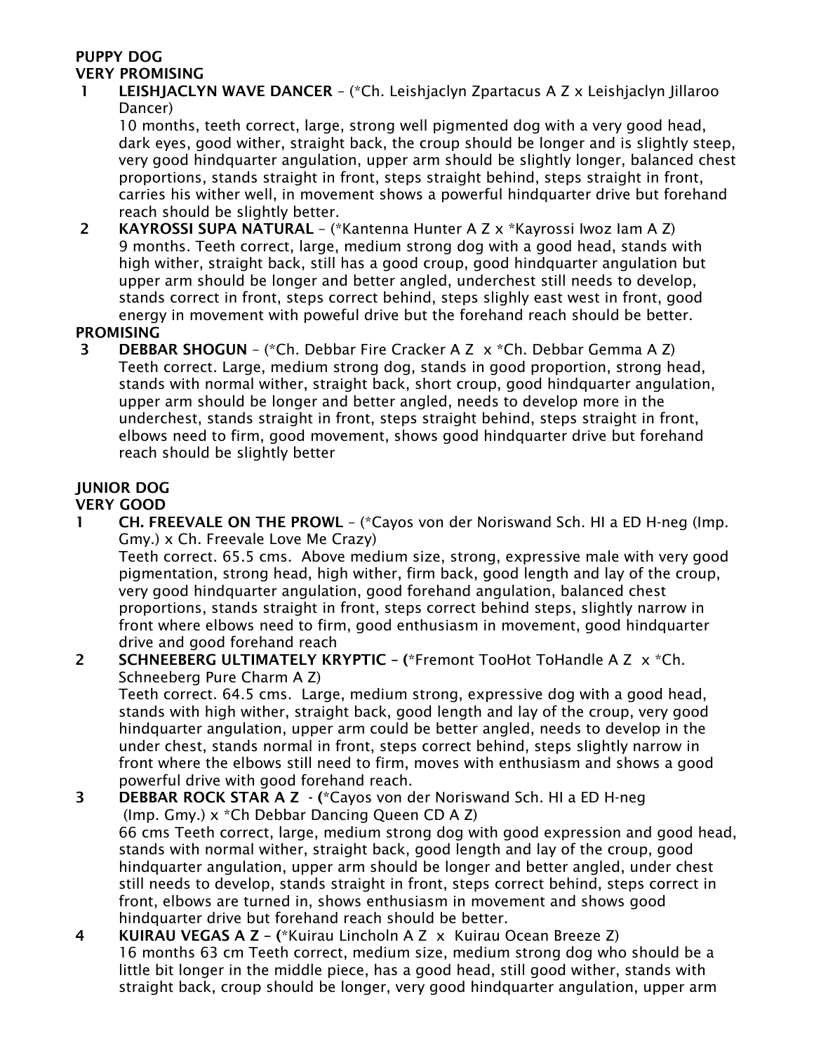**PUPPY DOG**
**VERY PROMISING**

1 **LEISHJACLYN WAVE DANCER** – (*Ch. Leishjaclyn Zpartacus A Z x Leishjaclyn Jillaroo Dancer)
10 months, teeth correct, large, strong well pigmented dog with a very good head, dark eyes, good wither, straight back, the croup should be longer and is slightly steep, very good hindquarter angulation, upper arm should be slightly longer, balanced chest proportions, stands straight in front, steps straight behind, steps straight in front, carries his wither well, in movement shows a powerful hindquarter drive but forehand reach should be slightly better.

2 **KAYROSSI SUPA NATURAL** – (*Kantenna Hunter A Z x *Kayrossi Iwoz Iam A Z)
9 months. Teeth correct, large, medium strong dog with a good head, stands with high wither, straight back, still has a good croup, good hindquarter angulation but upper arm should be longer and better angled, underchest still needs to develop, stands correct in front, steps correct behind, steps slighly east west in front, good energy in movement with poweful drive but the forehand reach should be better.

**PROMISING**

3 **DEBBAR SHOGUN** – (*Ch. Debbar Fire Cracker A Z x *Ch. Debbar Gemma A Z)
Teeth correct. Large, medium strong dog, stands in good proportion, strong head, stands with normal wither, straight back, short croup, good hindquarter angulation, upper arm should be longer and better angled, needs to develop more in the underchest, stands straight in front, steps straight behind, steps straight in front, elbows need to firm, good movement, shows good hindquarter drive but forehand reach should be slightly better

**JUNIOR DOG**
**VERY GOOD**

1 **CH. FREEVALE ON THE PROWL** – (*Cayos von der Noriswand Sch. HI a ED H-neg (Imp. Gmy.) x Ch. Freevale Love Me Crazy)
Teeth correct. 65.5 cms. Above medium size, strong, expressive male with very good pigmentation, strong head, high wither, firm back, good length and lay of the croup, very good hindquarter angulation, good forehand angulation, balanced chest proportions, stands straight in front, steps correct behind steps, slightly narrow in front where elbows need to firm, good enthusiasm in movement, good hindquarter drive and good forehand reach

2 **SCHNEEBERG ULTIMATELY KRYPTIC** – (*Fremont TooHot ToHandle A Z x *Ch. Schneeberg Pure Charm A Z)
Teeth correct. 64.5 cms. Large, medium strong, expressive dog with a good head, stands with high wither, straight back, good length and lay of the croup, very good hindquarter angulation, upper arm could be better angled, needs to develop in the under chest, stands normal in front, steps correct behind, steps slightly narrow in front where the elbows still need to firm, moves with enthusiasm and shows a good powerful drive with good forehand reach.

3 **DEBBAR ROCK STAR A Z** - (*Cayos von der Noriswand Sch. HI a ED H-neg (Imp. Gmy.) x *Ch Debbar Dancing Queen CD A Z)
66 cms Teeth correct, large, medium strong dog with good expression and good head, stands with normal wither, straight back, good length and lay of the croup, good hindquarter angulation, upper arm should be longer and better angled, under chest still needs to develop, stands straight in front, steps correct behind, steps correct in front, elbows are turned in, shows enthusiasm in movement and shows good hindquarter drive but forehand reach should be better.

4 **KUIRAU VEGAS A Z** – (*Kuirau Lincholn A Z x Kuirau Ocean Breeze Z)
16 months 63 cm Teeth correct, medium size, medium strong dog who should be a little bit longer in the middle piece, has a good head, still good wither, stands with straight back, croup should be longer, very good hindquarter angulation, upper arm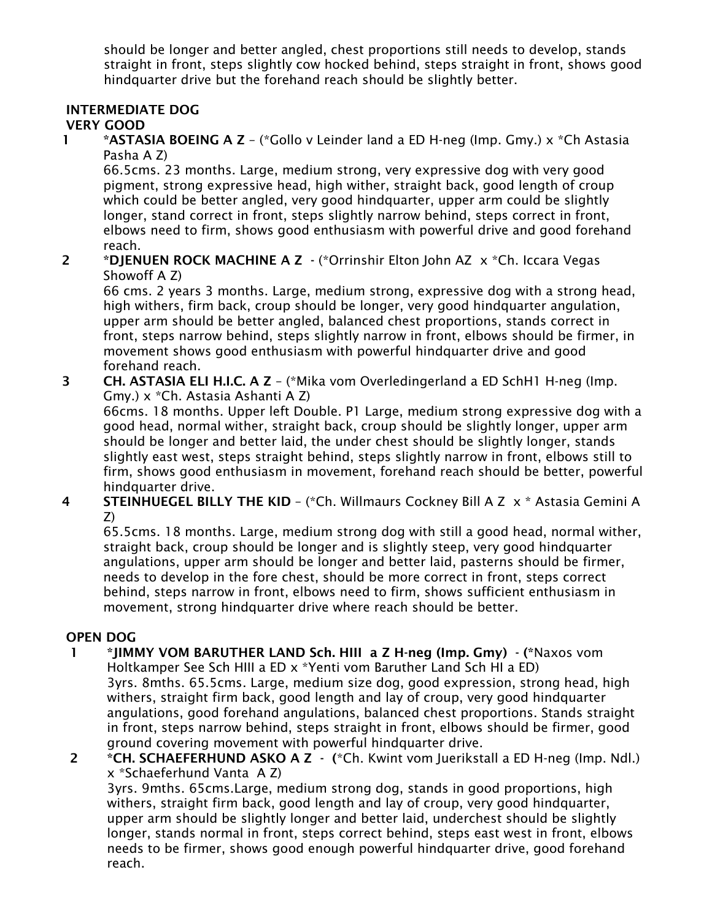should be longer and better angled, chest proportions still needs to develop, stands straight in front, steps slightly cow hocked behind, steps straight in front, shows good hindquarter drive but the forehand reach should be slightly better.

**INTERMEDIATE DOG**
**VERY GOOD**

1 **\*ASTASIA BOEING A Z** – (\*Gollo v Leinder land a ED H-neg (Imp. Gmy.) x \*Ch Astasia Pasha A Z)
66.5cms. 23 months. Large, medium strong, very expressive dog with very good pigment, strong expressive head, high wither, straight back, good length of croup which could be better angled, very good hindquarter, upper arm could be slightly longer, stand correct in front, steps slightly narrow behind, steps correct in front, elbows need to firm, shows good enthusiasm with powerful drive and good forehand reach.

2 **\*DJENUEN ROCK MACHINE A Z** - (\*Orrinshir Elton John AZ x \*Ch. Iccara Vegas Showoff A Z)
66 cms. 2 years 3 months. Large, medium strong, expressive dog with a strong head, high withers, firm back, croup should be longer, very good hindquarter angulation, upper arm should be better angled, balanced chest proportions, stands correct in front, steps narrow behind, steps slightly narrow in front, elbows should be firmer, in movement shows good enthusiasm with powerful hindquarter drive and good forehand reach.

3 **CH. ASTASIA ELI H.I.C. A Z** – (\*Mika vom Overledingerland a ED SchH1 H-neg (Imp. Gmy.) x \*Ch. Astasia Ashanti A Z)
66cms. 18 months. Upper left Double. P1 Large, medium strong expressive dog with a good head, normal wither, straight back, croup should be slightly longer, upper arm should be longer and better laid, the under chest should be slightly longer, stands slightly east west, steps straight behind, steps slightly narrow in front, elbows still to firm, shows good enthusiasm in movement, forehand reach should be better, powerful hindquarter drive.

4 **STEINHUEGEL BILLY THE KID** – (\*Ch. Willmaurs Cockney Bill A Z x \* Astasia Gemini A Z)
65.5cms. 18 months. Large, medium strong dog with still a good head, normal wither, straight back, croup should be longer and is slightly steep, very good hindquarter angulations, upper arm should be longer and better laid, pasterns should be firmer, needs to develop in the fore chest, should be more correct in front, steps correct behind, steps narrow in front, elbows need to firm, shows sufficient enthusiasm in movement, strong hindquarter drive where reach should be better.

**OPEN DOG**

1 **\*JIMMY VOM BARUTHER LAND Sch. HIII a Z H-neg (Imp. Gmy)** - (\*Naxos vom Holtkamper See Sch HIII a ED x \*Yenti vom Baruther Land Sch HI a ED)
3yrs. 8mths. 65.5cms. Large, medium size dog, good expression, strong head, high withers, straight firm back, good length and lay of croup, very good hindquarter angulations, good forehand angulations, balanced chest proportions. Stands straight in front, steps narrow behind, steps straight in front, elbows should be firmer, good ground covering movement with powerful hindquarter drive.

2 **\*CH. SCHAEFERHUND ASKO A Z** - (\*Ch. Kwint vom Juerikstall a ED H-neg (Imp. Ndl.) x \*Schaeferhund Vanta A Z)
3yrs. 9mths. 65cms.Large, medium strong dog, stands in good proportions, high withers, straight firm back, good length and lay of croup, very good hindquarter, upper arm should be slightly longer and better laid, underchest should be slightly longer, stands normal in front, steps correct behind, steps east west in front, elbows needs to be firmer, shows good enough powerful hindquarter drive, good forehand reach.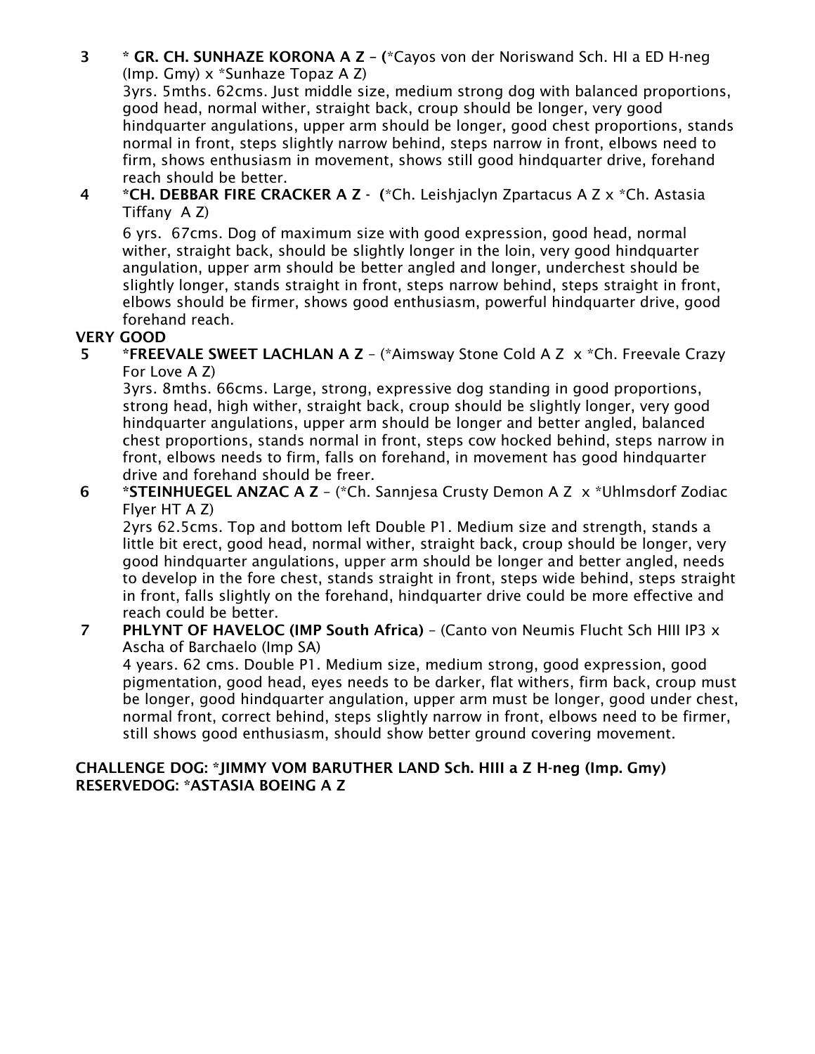3 **\* GR. CH. SUNHAZE KORONA A Z – (**\*Cayos von der Noriswand Sch. HI a ED H-neg (Imp. Gmy) x \*Sunhaze Topaz A Z)
3yrs. 5mths. 62cms. Just middle size, medium strong dog with balanced proportions, good head, normal wither, straight back, croup should be longer, very good hindquarter angulations, upper arm should be longer, good chest proportions, stands normal in front, steps slightly narrow behind, steps narrow in front, elbows need to firm, shows enthusiasm in movement, shows still good hindquarter drive, forehand reach should be better.

4 **\*CH. DEBBAR FIRE CRACKER A Z - (**\*Ch. Leishjaclyn Zpartacus A Z x \*Ch. Astasia Tiffany A Z)
6 yrs. 67cms. Dog of maximum size with good expression, good head, normal wither, straight back, should be slightly longer in the loin, very good hindquarter angulation, upper arm should be better angled and longer, underchest should be slightly longer, stands straight in front, steps narrow behind, steps straight in front, elbows should be firmer, shows good enthusiasm, powerful hindquarter drive, good forehand reach.

**VERY GOOD**

5 **\*FREEVALE SWEET LACHLAN A Z** – (\*Aimsway Stone Cold A Z x \*Ch. Freevale Crazy For Love A Z)
3yrs. 8mths. 66cms. Large, strong, expressive dog standing in good proportions, strong head, high wither, straight back, croup should be slightly longer, very good hindquarter angulations, upper arm should be longer and better angled, balanced chest proportions, stands normal in front, steps cow hocked behind, steps narrow in front, elbows needs to firm, falls on forehand, in movement has good hindquarter drive and forehand should be freer.

6 **\*STEINHUEGEL ANZAC A Z** – (\*Ch. Sannjesa Crusty Demon A Z x \*Uhlmsdorf Zodiac Flyer HT A Z)
2yrs 62.5cms. Top and bottom left Double P1. Medium size and strength, stands a little bit erect, good head, normal wither, straight back, croup should be longer, very good hindquarter angulations, upper arm should be longer and better angled, needs to develop in the fore chest, stands straight in front, steps wide behind, steps straight in front, falls slightly on the forehand, hindquarter drive could be more effective and reach could be better.

7 **PHLYNT OF HAVELOC (IMP South Africa)** – (Canto von Neumis Flucht Sch HIII IP3 x Ascha of Barchaelo (Imp SA)
4 years. 62 cms. Double P1. Medium size, medium strong, good expression, good pigmentation, good head, eyes needs to be darker, flat withers, firm back, croup must be longer, good hindquarter angulation, upper arm must be longer, good under chest, normal front, correct behind, steps slightly narrow in front, elbows need to be firmer, still shows good enthusiasm, should show better ground covering movement.

**CHALLENGE DOG: \*JIMMY VOM BARUTHER LAND Sch. HIII a Z H-neg (Imp. Gmy)**
**RESERVEDOG: \*ASTASIA BOEING A Z**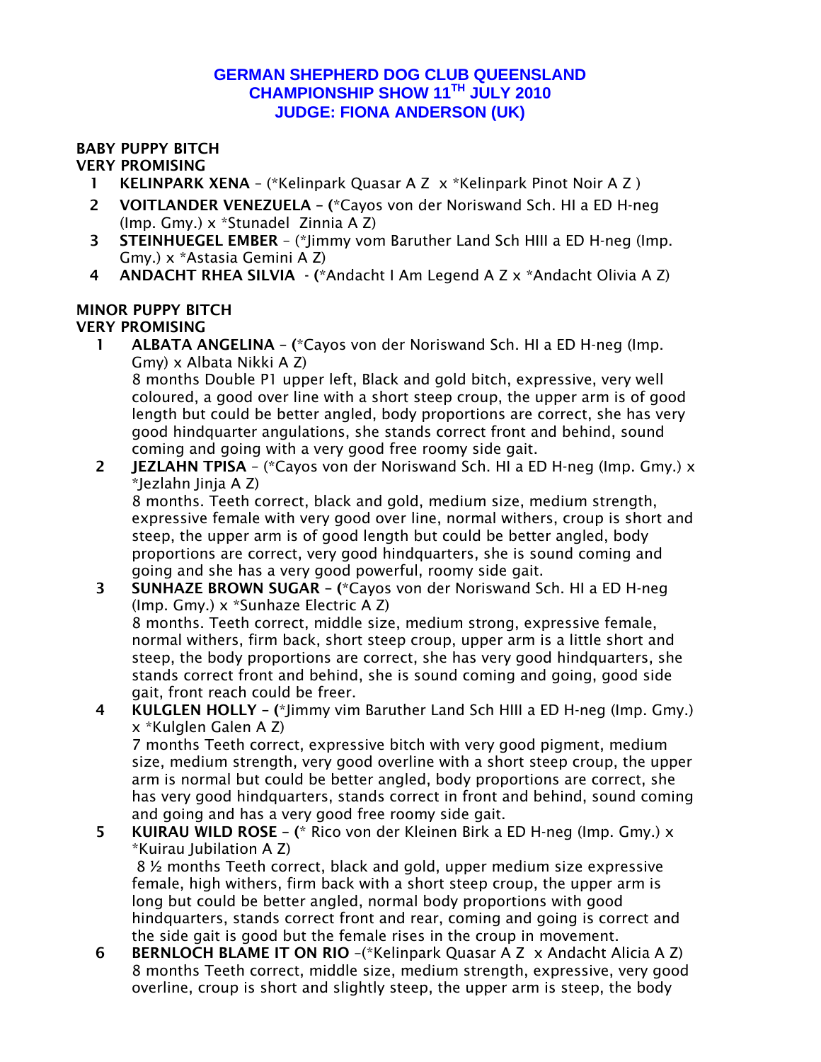# GERMAN SHEPHERD DOG CLUB QUEENSLAND
## CHAMPIONSHIP SHOW 11TH JULY 2010
## JUDGE: FIONA ANDERSON (UK)

**BABY PUPPY BITCH**
**VERY PROMISING**

1. **KELINPARK XENA** – (*Kelinpark Quasar A Z x *Kelinpark Pinot Noir A Z )
2. **VOITLANDER VENEZUELA** – (*Cayos von der Noriswand Sch. HI a ED H-neg (Imp. Gmy.) x *Stunadel Zinnia A Z)
3. **STEINHUEGEL EMBER** – (*Jimmy vom Baruther Land Sch HIII a ED H-neg (Imp. Gmy.) x *Astasia Gemini A Z)
4. **ANDACHT RHEA SILVIA** - (*Andacht I Am Legend A Z x *Andacht Olivia A Z)

**MINOR PUPPY BITCH**
**VERY PROMISING**

1. **ALBATA ANGELINA** – (*Cayos von der Noriswand Sch. HI a ED H-neg (Imp. Gmy) x Albata Nikki A Z)
   8 months Double P1 upper left, Black and gold bitch, expressive, very well coloured, a good over line with a short steep croup, the upper arm is of good length but could be better angled, body proportions are correct, she has very good hindquarter angulations, she stands correct front and behind, sound coming and going with a very good free roomy side gait.
2. **JEZLAHN TPISA** – (*Cayos von der Noriswand Sch. HI a ED H-neg (Imp. Gmy.) x *Jezlahn Jinja A Z)
   8 months. Teeth correct, black and gold, medium size, medium strength, expressive female with very good over line, normal withers, croup is short and steep, the upper arm is of good length but could be better angled, body proportions are correct, very good hindquarters, she is sound coming and going and she has a very good powerful, roomy side gait.
3. **SUNHAZE BROWN SUGAR** – (*Cayos von der Noriswand Sch. HI a ED H-neg (Imp. Gmy.) x *Sunhaze Electric A Z)
   8 months. Teeth correct, middle size, medium strong, expressive female, normal withers, firm back, short steep croup, upper arm is a little short and steep, the body proportions are correct, she has very good hindquarters, she stands correct front and behind, she is sound coming and going, good side gait, front reach could be freer.
4. **KULGLEN HOLLY** – (*Jimmy vim Baruther Land Sch HIII a ED H-neg (Imp. Gmy.) x *Kulglen Galen A Z)
   7 months Teeth correct, expressive bitch with very good pigment, medium size, medium strength, very good overline with a short steep croup, the upper arm is normal but could be better angled, body proportions are correct, she has very good hindquarters, stands correct in front and behind, sound coming and going and has a very good free roomy side gait.
5. **KUIRAU WILD ROSE** – (* Rico von der Kleinen Birk a ED H-neg (Imp. Gmy.) x *Kuirau Jubilation A Z)
   8 ½ months Teeth correct, black and gold, upper medium size expressive female, high withers, firm back with a short steep croup, the upper arm is long but could be better angled, normal body proportions with good hindquarters, stands correct front and rear, coming and going is correct and the side gait is good but the female rises in the croup in movement.
6. **BERNLOCH BLAME IT ON RIO** –(*Kelinpark Quasar A Z x Andacht Alicia A Z)
   8 months Teeth correct, middle size, medium strength, expressive, very good overline, croup is short and slightly steep, the upper arm is steep, the body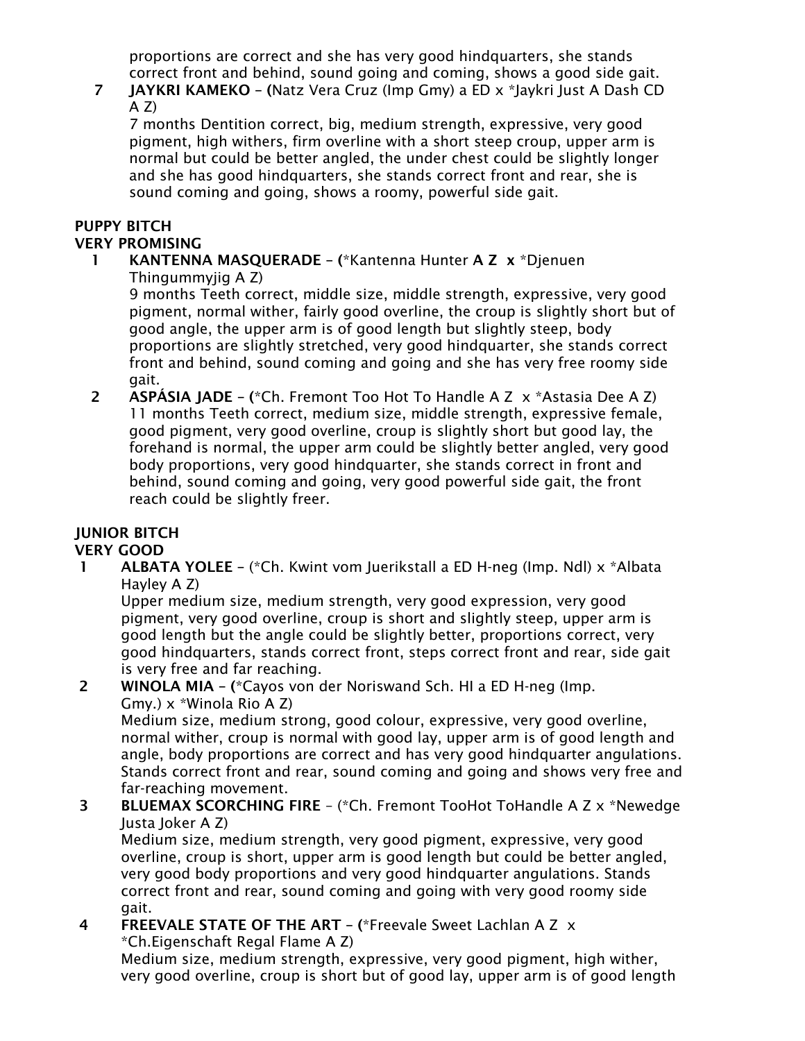proportions are correct and she has very good hindquarters, she stands correct front and behind, sound going and coming, shows a good side gait.

7 **JAYKRI KAMEKO** – **(**Natz Vera Cruz (Imp Gmy) a ED x *Jaykri Just A Dash CD A Z)
7 months Dentition correct, big, medium strength, expressive, very good pigment, high withers, firm overline with a short steep croup, upper arm is normal but could be better angled, the under chest could be slightly longer and she has good hindquarters, she stands correct front and rear, she is sound coming and going, shows a roomy, powerful side gait.

**PUPPY BITCH**
**VERY PROMISING**

1 **KANTENNA MASQUERADE** – **(***Kantenna Hunter **A Z x** *Djenuen Thingummyjig A Z)
9 months Teeth correct, middle size, middle strength, expressive, very good pigment, normal wither, fairly good overline, the croup is slightly short but of good angle, the upper arm is of good length but slightly steep, body proportions are slightly stretched, very good hindquarter, she stands correct front and behind, sound coming and going and she has very free roomy side gait.

2 **ASPÁSIA JADE** – **(***Ch. Fremont Too Hot To Handle A Z x *Astasia Dee A Z)
11 months Teeth correct, medium size, middle strength, expressive female, good pigment, very good overline, croup is slightly short but good lay, the forehand is normal, the upper arm could be slightly better angled, very good body proportions, very good hindquarter, she stands correct in front and behind, sound coming and going, very good powerful side gait, the front reach could be slightly freer.

**JUNIOR BITCH**
**VERY GOOD**

1 **ALBATA YOLEE** – (*Ch. Kwint vom Juerikstall a ED H-neg (Imp. Ndl) x *Albata Hayley A Z)
Upper medium size, medium strength, very good expression, very good pigment, very good overline, croup is short and slightly steep, upper arm is good length but the angle could be slightly better, proportions correct, very good hindquarters, stands correct front, steps correct front and rear, side gait is very free and far reaching.

2 **WINOLA MIA** – **(***Cayos von der Noriswand Sch. HI a ED H-neg (Imp. Gmy.) x *Winola Rio A Z)
Medium size, medium strong, good colour, expressive, very good overline, normal wither, croup is normal with good lay, upper arm is of good length and angle, body proportions are correct and has very good hindquarter angulations. Stands correct front and rear, sound coming and going and shows very free and far-reaching movement.

3 **BLUEMAX SCORCHING FIRE** – (*Ch. Fremont TooHot ToHandle A Z x *Newedge Justa Joker A Z)
Medium size, medium strength, very good pigment, expressive, very good overline, croup is short, upper arm is good length but could be better angled, very good body proportions and very good hindquarter angulations. Stands correct front and rear, sound coming and going with very good roomy side gait.

4 **FREEVALE STATE OF THE ART** – **(***Freevale Sweet Lachlan A Z x *Ch.Eigenschaft Regal Flame A Z)
Medium size, medium strength, expressive, very good pigment, high wither, very good overline, croup is short but of good lay, upper arm is of good length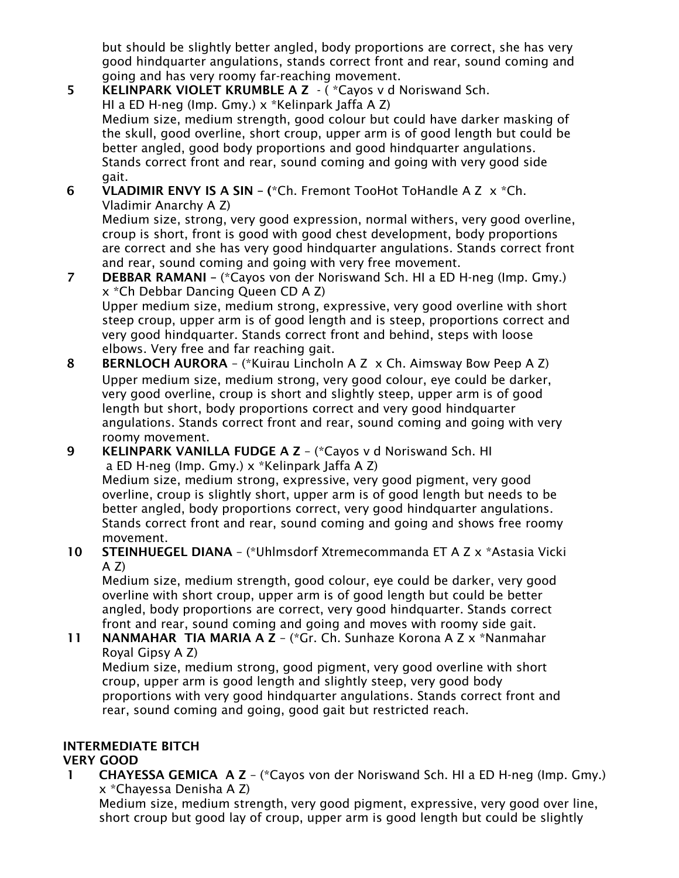but should be slightly better angled, body proportions are correct, she has very good hindquarter angulations, stands correct front and rear, sound coming and going and has very roomy far-reaching movement.

5 **KELINPARK VIOLET KRUMBLE A Z** - ( *Cayos v d Noriswand Sch. HI a ED H-neg (Imp. Gmy.) x *Kelinpark Jaffa A Z)
Medium size, medium strength, good colour but could have darker masking of the skull, good overline, short croup, upper arm is of good length but could be better angled, good body proportions and good hindquarter angulations. Stands correct front and rear, sound coming and going with very good side gait.

6 **VLADIMIR ENVY IS A SIN** – (*Ch. Fremont TooHot ToHandle A Z x *Ch. Vladimir Anarchy A Z)
Medium size, strong, very good expression, normal withers, very good overline, croup is short, front is good with good chest development, body proportions are correct and she has very good hindquarter angulations. Stands correct front and rear, sound coming and going with very free movement.

7 **DEBBAR RAMANI** – (*Cayos von der Noriswand Sch. HI a ED H-neg (Imp. Gmy.) x *Ch Debbar Dancing Queen CD A Z)
Upper medium size, medium strong, expressive, very good overline with short steep croup, upper arm is of good length and is steep, proportions correct and very good hindquarter. Stands correct front and behind, steps with loose elbows. Very free and far reaching gait.

8 **BERNLOCH AURORA** – (*Kuirau Lincholn A Z x Ch. Aimsway Bow Peep A Z)
Upper medium size, medium strong, very good colour, eye could be darker, very good overline, croup is short and slightly steep, upper arm is of good length but short, body proportions correct and very good hindquarter angulations. Stands correct front and rear, sound coming and going with very roomy movement.

9 **KELINPARK VANILLA FUDGE A Z** – (*Cayos v d Noriswand Sch. HI a ED H-neg (Imp. Gmy.) x *Kelinpark Jaffa A Z)
Medium size, medium strong, expressive, very good pigment, very good overline, croup is slightly short, upper arm is of good length but needs to be better angled, body proportions correct, very good hindquarter angulations. Stands correct front and rear, sound coming and going and shows free roomy movement.

10 **STEINHUEGEL DIANA** – (*Uhlmsdorf Xtremecommanda ET A Z x *Astasia Vicki A Z)
Medium size, medium strength, good colour, eye could be darker, very good overline with short croup, upper arm is of good length but could be better angled, body proportions are correct, very good hindquarter. Stands correct front and rear, sound coming and going and moves with roomy side gait.

11 **NANMAHAR TIA MARIA A Z** – (*Gr. Ch. Sunhaze Korona A Z x *Nanmahar Royal Gipsy A Z)
Medium size, medium strong, good pigment, very good overline with short croup, upper arm is good length and slightly steep, very good body proportions with very good hindquarter angulations. Stands correct front and rear, sound coming and going, good gait but restricted reach.

**INTERMEDIATE BITCH**
**VERY GOOD**

1 **CHAYESSA GEMICA A Z** – (*Cayos von der Noriswand Sch. HI a ED H-neg (Imp. Gmy.) x *Chayessa Denisha A Z)
Medium size, medium strength, very good pigment, expressive, very good over line, short croup but good lay of croup, upper arm is good length but could be slightly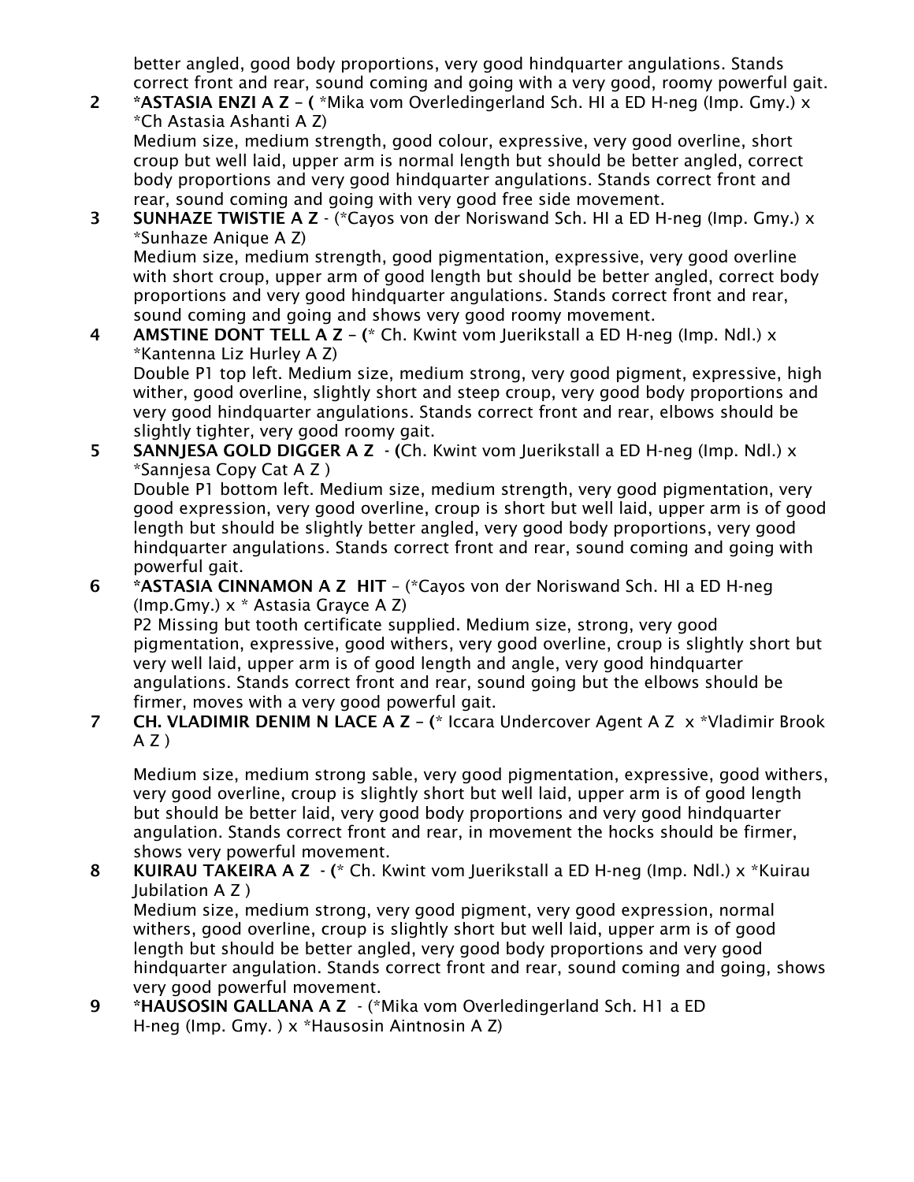better angled, good body proportions, very good hindquarter angulations. Stands correct front and rear, sound coming and going with a very good, roomy powerful gait.

2 **\*ASTASIA ENZI A Z – (** \*Mika vom Overledingerland Sch. HI a ED H-neg (Imp. Gmy.) x \*Ch Astasia Ashanti A Z)
Medium size, medium strength, good colour, expressive, very good overline, short croup but well laid, upper arm is normal length but should be better angled, correct body proportions and very good hindquarter angulations. Stands correct front and rear, sound coming and going with very good free side movement.

3 **SUNHAZE TWISTIE A Z** - (\*Cayos von der Noriswand Sch. HI a ED H-neg (Imp. Gmy.) x \*Sunhaze Anique A Z)
Medium size, medium strength, good pigmentation, expressive, very good overline with short croup, upper arm of good length but should be better angled, correct body proportions and very good hindquarter angulations. Stands correct front and rear, sound coming and going and shows very good roomy movement.

4 **AMSTINE DONT TELL A Z – (**\* Ch. Kwint vom Juerikstall a ED H-neg (Imp. Ndl.) x \*Kantenna Liz Hurley A Z)
Double P1 top left. Medium size, medium strong, very good pigment, expressive, high wither, good overline, slightly short and steep croup, very good body proportions and very good hindquarter angulations. Stands correct front and rear, elbows should be slightly tighter, very good roomy gait.

5 **SANNJESA GOLD DIGGER A Z - (**Ch. Kwint vom Juerikstall a ED H-neg (Imp. Ndl.) x \*Sannjesa Copy Cat A Z )
Double P1 bottom left. Medium size, medium strength, very good pigmentation, very good expression, very good overline, croup is short but well laid, upper arm is of good length but should be slightly better angled, very good body proportions, very good hindquarter angulations. Stands correct front and rear, sound coming and going with powerful gait.

6 **\*ASTASIA CINNAMON A Z HIT** – (\*Cayos von der Noriswand Sch. HI a ED H-neg (Imp.Gmy.) x \* Astasia Grayce A Z)
P2 Missing but tooth certificate supplied. Medium size, strong, very good pigmentation, expressive, good withers, very good overline, croup is slightly short but very well laid, upper arm is of good length and angle, very good hindquarter angulations. Stands correct front and rear, sound going but the elbows should be firmer, moves with a very good powerful gait.

7 **CH. VLADIMIR DENIM N LACE A Z – (**\* Iccara Undercover Agent A Z x \*Vladimir Brook A Z )

Medium size, medium strong sable, very good pigmentation, expressive, good withers, very good overline, croup is slightly short but well laid, upper arm is of good length but should be better laid, very good body proportions and very good hindquarter angulation. Stands correct front and rear, in movement the hocks should be firmer, shows very powerful movement.

8 **KUIRAU TAKEIRA A Z - (**\* Ch. Kwint vom Juerikstall a ED H-neg (Imp. Ndl.) x \*Kuirau Jubilation A Z )
Medium size, medium strong, very good pigment, very good expression, normal withers, good overline, croup is slightly short but well laid, upper arm is of good length but should be better angled, very good body proportions and very good hindquarter angulation. Stands correct front and rear, sound coming and going, shows very good powerful movement.

9 **\*HAUSOSIN GALLANA A Z** - (\*Mika vom Overledingerland Sch. H1 a ED H-neg (Imp. Gmy. ) x \*Hausosin Aintnosin A Z)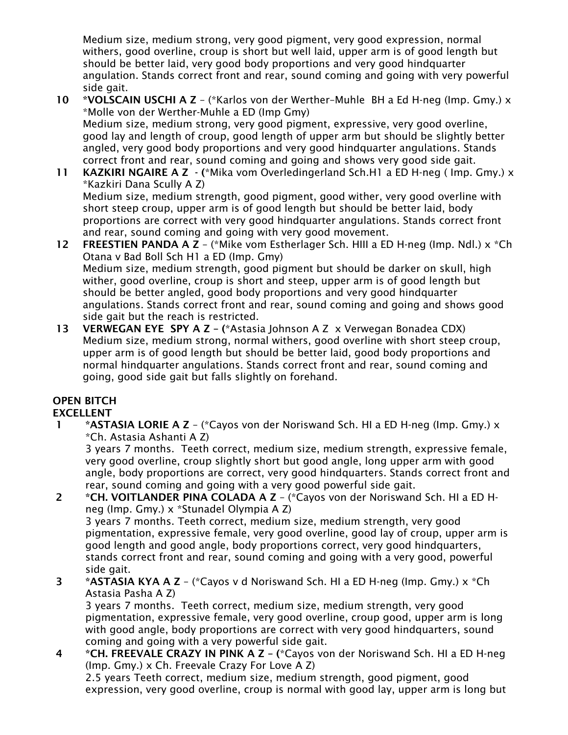Medium size, medium strong, very good pigment, very good expression, normal withers, good overline, croup is short but well laid, upper arm is of good length but should be better laid, very good body proportions and very good hindquarter angulation. Stands correct front and rear, sound coming and going with very powerful side gait.

10 **\*VOLSCAIN USCHI A Z** – (\*Karlos von der Werther-Muhle BH a Ed H-neg (Imp. Gmy.) x \*Molle von der Werther-Muhle a ED (Imp Gmy)
Medium size, medium strong, very good pigment, expressive, very good overline, good lay and length of croup, good length of upper arm but should be slightly better angled, very good body proportions and very good hindquarter angulations. Stands correct front and rear, sound coming and going and shows very good side gait.

11 **KAZKIRI NGAIRE A Z** - **(**\*Mika vom Overledingerland Sch.H1 a ED H-neg ( Imp. Gmy.) x \*Kazkiri Dana Scully A Z)
Medium size, medium strength, good pigment, good wither, very good overline with short steep croup, upper arm is of good length but should be better laid, body proportions are correct with very good hindquarter angulations. Stands correct front and rear, sound coming and going with very good movement.

12 **FREESTIEN PANDA A Z** – (\*Mike vom Estherlager Sch. HIII a ED H-neg (Imp. Ndl.) x \*Ch Otana v Bad Boll Sch H1 a ED (Imp. Gmy)
Medium size, medium strength, good pigment but should be darker on skull, high wither, good overline, croup is short and steep, upper arm is of good length but should be better angled, good body proportions and very good hindquarter angulations. Stands correct front and rear, sound coming and going and shows good side gait but the reach is restricted.

13 **VERWEGAN EYE SPY A Z** – **(**\*Astasia Johnson A Z x Verwegan Bonadea CDX)
Medium size, medium strong, normal withers, good overline with short steep croup, upper arm is of good length but should be better laid, good body proportions and normal hindquarter angulations. Stands correct front and rear, sound coming and going, good side gait but falls slightly on forehand.

**OPEN BITCH**
**EXCELLENT**

1 **\*ASTASIA LORIE A Z** – (\*Cayos von der Noriswand Sch. HI a ED H-neg (Imp. Gmy.) x \*Ch. Astasia Ashanti A Z)
3 years 7 months. Teeth correct, medium size, medium strength, expressive female, very good overline, croup slightly short but good angle, long upper arm with good angle, body proportions are correct, very good hindquarters. Stands correct front and rear, sound coming and going with a very good powerful side gait.

2 **\*CH. VOITLANDER PINA COLADA A Z** – (\*Cayos von der Noriswand Sch. HI a ED H-neg (Imp. Gmy.) x \*Stunadel Olympia A Z)
3 years 7 months. Teeth correct, medium size, medium strength, very good pigmentation, expressive female, very good overline, good lay of croup, upper arm is good length and good angle, body proportions correct, very good hindquarters, stands correct front and rear, sound coming and going with a very good, powerful side gait.

3 **\*ASTASIA KYA A Z** – (\*Cayos v d Noriswand Sch. HI a ED H-neg (Imp. Gmy.) x \*Ch Astasia Pasha A Z)
3 years 7 months. Teeth correct, medium size, medium strength, very good pigmentation, expressive female, very good overline, croup good, upper arm is long with good angle, body proportions are correct with very good hindquarters, sound coming and going with a very powerful side gait.

4 **\*CH. FREEVALE CRAZY IN PINK A Z** – **(**\*Cayos von der Noriswand Sch. HI a ED H-neg (Imp. Gmy.) x Ch. Freevale Crazy For Love A Z)
2.5 years Teeth correct, medium size, medium strength, good pigment, good expression, very good overline, croup is normal with good lay, upper arm is long but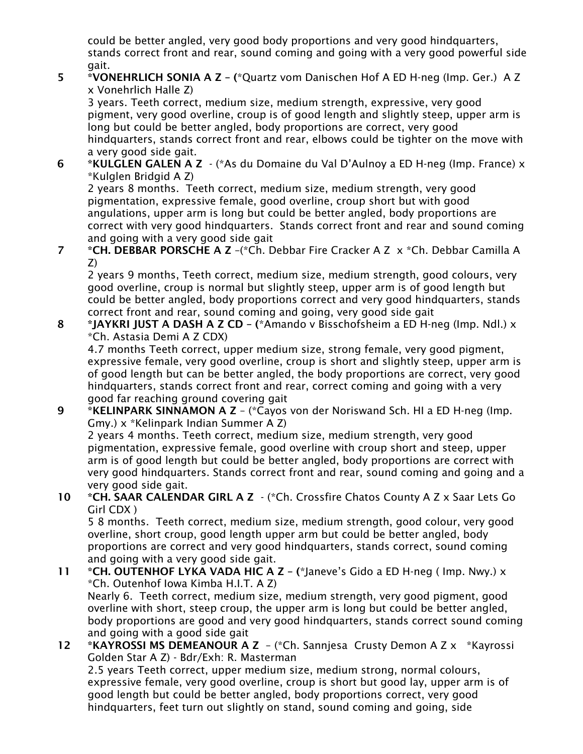could be better angled, very good body proportions and very good hindquarters, stands correct front and rear, sound coming and going with a very good powerful side gait.

5 **\*VONEHRLICH SONIA A Z – (**\*Quartz vom Danischen Hof A ED H-neg (Imp. Ger.) A Z x Vonehrlich Halle Z)
3 years. Teeth correct, medium size, medium strength, expressive, very good pigment, very good overline, croup is of good length and slightly steep, upper arm is long but could be better angled, body proportions are correct, very good hindquarters, stands correct front and rear, elbows could be tighter on the move with a very good side gait.

6 **\*KULGLEN GALEN A Z** - (\*As du Domaine du Val D'Aulnoy a ED H-neg (Imp. France) x \*Kulglen Bridgid A Z)
2 years 8 months. Teeth correct, medium size, medium strength, very good pigmentation, expressive female, good overline, croup short but with good angulations, upper arm is long but could be better angled, body proportions are correct with very good hindquarters. Stands correct front and rear and sound coming and going with a very good side gait

7 **\*CH. DEBBAR PORSCHE A Z** –(\*Ch. Debbar Fire Cracker A Z x \*Ch. Debbar Camilla A Z)
2 years 9 months, Teeth correct, medium size, medium strength, good colours, very good overline, croup is normal but slightly steep, upper arm is of good length but could be better angled, body proportions correct and very good hindquarters, stands correct front and rear, sound coming and going, very good side gait

8 **\*JAYKRI JUST A DASH A Z CD – (**\*Amando v Bisschofsheim a ED H-neg (Imp. Ndl.) x \*Ch. Astasia Demi A Z CDX)
4.7 months Teeth correct, upper medium size, strong female, very good pigment, expressive female, very good overline, croup is short and slightly steep, upper arm is of good length but can be better angled, the body proportions are correct, very good hindquarters, stands correct front and rear, correct coming and going with a very good far reaching ground covering gait

9 **\*KELINPARK SINNAMON A Z** – (\*Cayos von der Noriswand Sch. HI a ED H-neg (Imp. Gmy.) x \*Kelinpark Indian Summer A Z)
2 years 4 months. Teeth correct, medium size, medium strength, very good pigmentation, expressive female, good overline with croup short and steep, upper arm is of good length but could be better angled, body proportions are correct with very good hindquarters. Stands correct front and rear, sound coming and going and a very good side gait.

10 **\*CH. SAAR CALENDAR GIRL A Z** - (\*Ch. Crossfire Chatos County A Z x Saar Lets Go Girl CDX )
5 8 months. Teeth correct, medium size, medium strength, good colour, very good overline, short croup, good length upper arm but could be better angled, body proportions are correct and very good hindquarters, stands correct, sound coming and going with a very good side gait.

11 **\*CH. OUTENHOF LYKA VADA HIC A Z – (**\*Janeve's Gido a ED H-neg ( Imp. Nwy.) x \*Ch. Outenhof Iowa Kimba H.I.T. A Z)
Nearly 6. Teeth correct, medium size, medium strength, very good pigment, good overline with short, steep croup, the upper arm is long but could be better angled, body proportions are good and very good hindquarters, stands correct sound coming and going with a good side gait

12 **\*KAYROSSI MS DEMEANOUR A Z** – (\*Ch. Sannjesa Crusty Demon A Z x \*Kayrossi Golden Star A Z) - Bdr/Exh: R. Masterman
2.5 years Teeth correct, upper medium size, medium strong, normal colours, expressive female, very good overline, croup is short but good lay, upper arm is of good length but could be better angled, body proportions correct, very good hindquarters, feet turn out slightly on stand, sound coming and going, side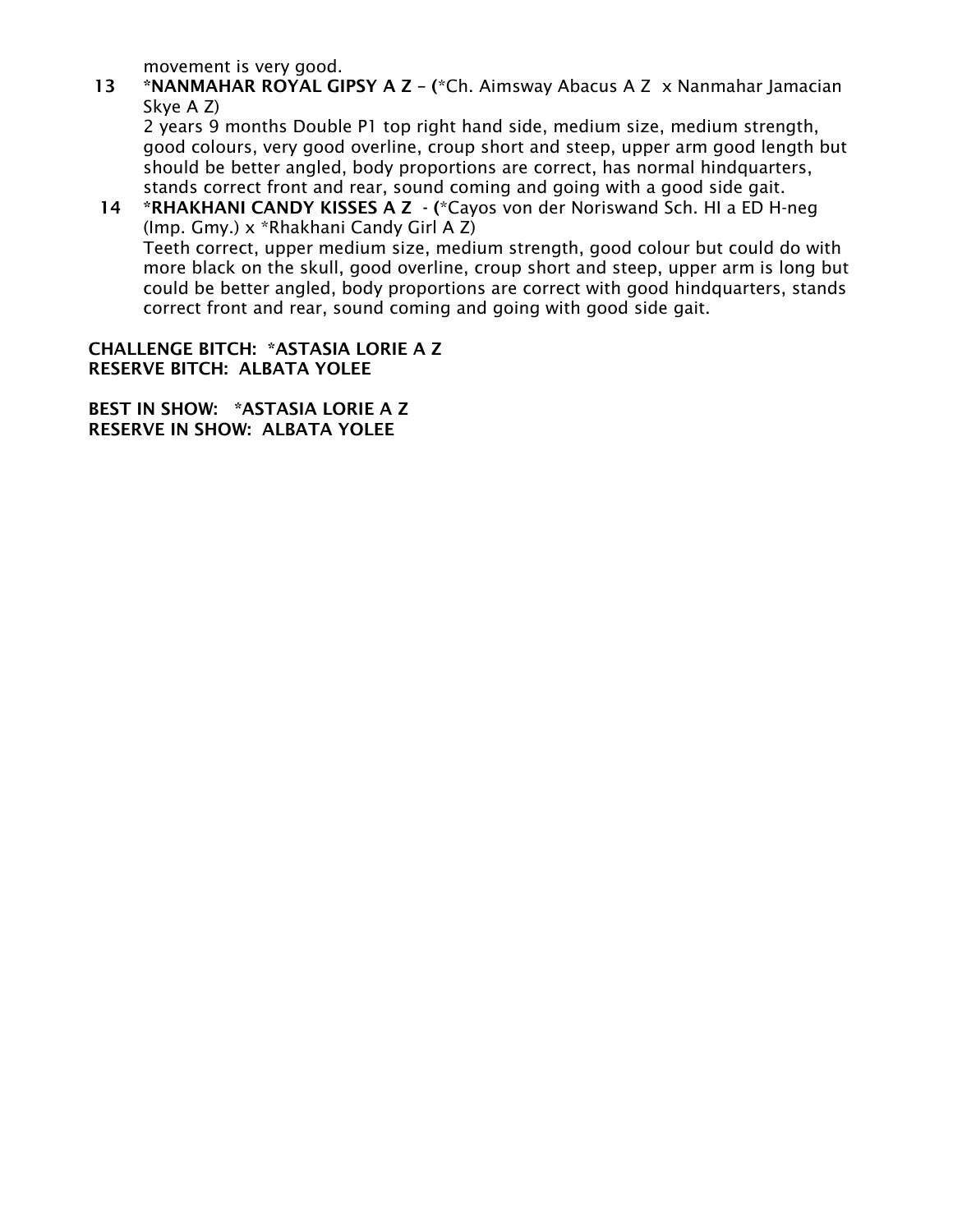movement is very good.

**13** **\*NANMAHAR ROYAL GIPSY A Z – (**\*Ch. Aimsway Abacus A Z x Nanmahar Jamacian Skye A Z)

2 years 9 months Double P1 top right hand side, medium size, medium strength, good colours, very good overline, croup short and steep, upper arm good length but should be better angled, body proportions are correct, has normal hindquarters, stands correct front and rear, sound coming and going with a good side gait.

**14** **\*RHAKHANI CANDY KISSES A Z - (**\*Cayos von der Noriswand Sch. HI a ED H-neg (Imp. Gmy.) x \*Rhakhani Candy Girl A Z)

Teeth correct, upper medium size, medium strength, good colour but could do with more black on the skull, good overline, croup short and steep, upper arm is long but could be better angled, body proportions are correct with good hindquarters, stands correct front and rear, sound coming and going with good side gait.

**CHALLENGE BITCH: \*ASTASIA LORIE A Z**
**RESERVE BITCH: ALBATA YOLEE**

**BEST IN SHOW: \*ASTASIA LORIE A Z**
**RESERVE IN SHOW: ALBATA YOLEE**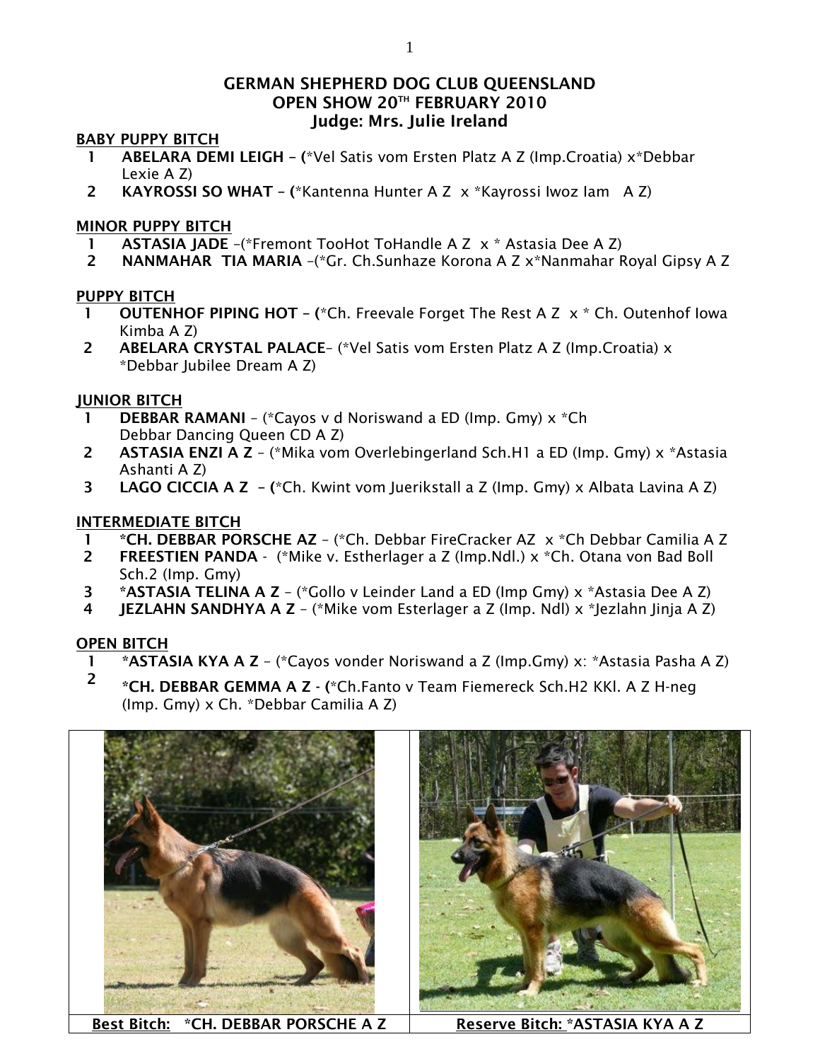## GERMAN SHEPHERD DOG CLUB QUEENSLAND
## OPEN SHOW 20TH FEBRUARY 2010
## Judge: Mrs. Julie Ireland

**BABY PUPPY BITCH**

1. **ABELARA DEMI LEIGH – (**\*Vel Satis vom Ersten Platz A Z (Imp.Croatia) x\*Debbar Lexie A Z)
2. **KAYROSSI SO WHAT – (**\*Kantenna Hunter A Z x \*Kayrossi Iwoz Iam A Z)

**MINOR PUPPY BITCH**

1. **ASTASIA JADE** –(\*Fremont TooHot ToHandle A Z x \* Astasia Dee A Z)
2. **NANMAHAR TIA MARIA** –(\*Gr. Ch.Sunhaze Korona A Z x\*Nanmahar Royal Gipsy A Z

**PUPPY BITCH**

1. **OUTENHOF PIPING HOT – (**\*Ch. Freevale Forget The Rest A Z x \* Ch. Outenhof Iowa Kimba A Z)
2. **ABELARA CRYSTAL PALACE**– (\*Vel Satis vom Ersten Platz A Z (Imp.Croatia) x \*Debbar Jubilee Dream A Z)

**JUNIOR BITCH**

1. **DEBBAR RAMANI** – (\*Cayos v d Noriswand a ED (Imp. Gmy) x \*Ch Debbar Dancing Queen CD A Z)
2. **ASTASIA ENZI A Z** – (\*Mika vom Overlebingerland Sch.H1 a ED (Imp. Gmy) x \*Astasia Ashanti A Z)
3. **LAGO CICCIA A Z – (**\*Ch. Kwint vom Juerikstall a Z (Imp. Gmy) x Albata Lavina A Z)

**INTERMEDIATE BITCH**

1. **\*CH. DEBBAR PORSCHE AZ** – (\*Ch. Debbar FireCracker AZ x \*Ch Debbar Camilia A Z
2. **FREESTIEN PANDA** - (\*Mike v. Estherlager a Z (Imp.Ndl.) x \*Ch. Otana von Bad Boll Sch.2 (Imp. Gmy)
3. **\*ASTASIA TELINA A Z** – (\*Gollo v Leinder Land a ED (Imp Gmy) x \*Astasia Dee A Z)
4. **JEZLAHN SANDHYA A Z** – (\*Mike vom Esterlager a Z (Imp. Ndl) x \*Jezlahn Jinja A Z)

**OPEN BITCH**

1. **\*ASTASIA KYA A Z** – (\*Cayos vonder Noriswand a Z (Imp.Gmy) x: \*Astasia Pasha A Z)
2. **\*CH. DEBBAR GEMMA A Z - (**\*Ch.Fanto v Team Fiemereck Sch.H2 KKl. A Z H-neg (Imp. Gmy) x Ch. \*Debbar Camilia A Z)

| **Best Bitch: \*CH. DEBBAR PORSCHE A Z** | **Reserve Bitch: \*ASTASIA KYA A Z** |
|---|---|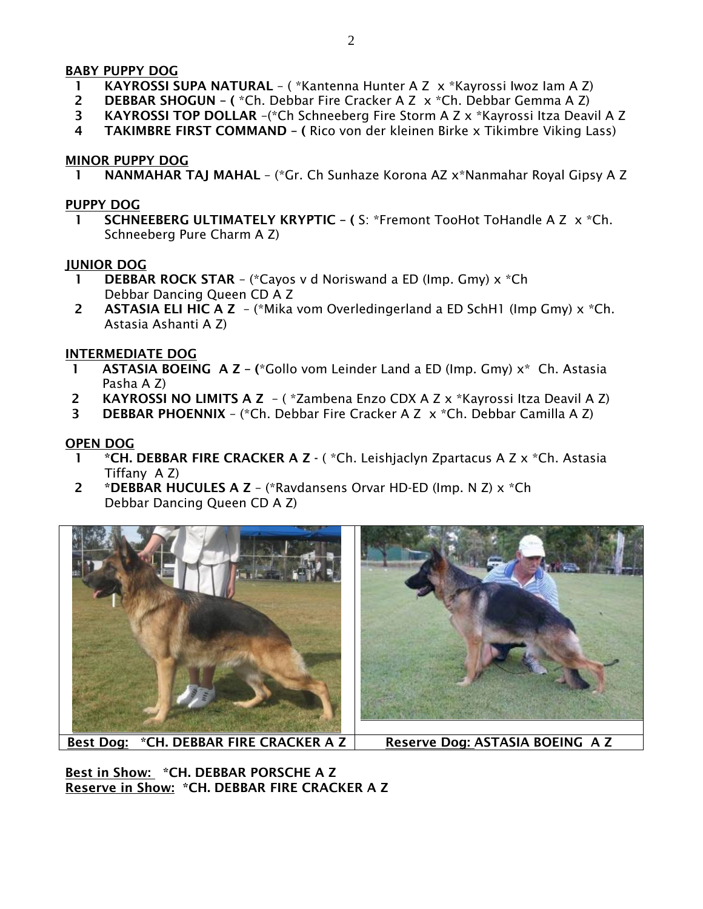**BABY PUPPY DOG**

1 **KAYROSSI SUPA NATURAL** – ( *Kantenna Hunter A Z x *Kayrossi Iwoz Iam A Z)
2 **DEBBAR SHOGUN – (** *Ch. Debbar Fire Cracker A Z x *Ch. Debbar Gemma A Z)
3 **KAYROSSI TOP DOLLAR** –(*Ch Schneeberg Fire Storm A Z x *Kayrossi Itza Deavil A Z
4 **TAKIMBRE FIRST COMMAND – (** Rico von der kleinen Birke x Tikimbre Viking Lass)

**MINOR PUPPY DOG**

1 **NANMAHAR TAJ MAHAL** – (*Gr. Ch Sunhaze Korona AZ x*Nanmahar Royal Gipsy A Z

**PUPPY DOG**

1 **SCHNEEBERG ULTIMATELY KRYPTIC – (** S: *Fremont TooHot ToHandle A Z x *Ch. Schneeberg Pure Charm A Z)

**JUNIOR DOG**

1 **DEBBAR ROCK STAR** – (*Cayos v d Noriswand a ED (Imp. Gmy) x *Ch Debbar Dancing Queen CD A Z
2 **ASTASIA ELI HIC A Z** – (*Mika vom Overledingerland a ED SchH1 (Imp Gmy) x *Ch. Astasia Ashanti A Z)

**INTERMEDIATE DOG**

1 **ASTASIA BOEING A Z – (***Gollo vom Leinder Land a ED (Imp. Gmy) x* Ch. Astasia Pasha A Z)
2 **KAYROSSI NO LIMITS A Z** – ( *Zambena Enzo CDX A Z x *Kayrossi Itza Deavil A Z)
3 **DEBBAR PHOENNIX** – (*Ch. Debbar Fire Cracker A Z x *Ch. Debbar Camilla A Z)

**OPEN DOG**

1 ***CH. DEBBAR FIRE CRACKER A Z** - ( *Ch. Leishjaclyn Zpartacus A Z x *Ch. Astasia Tiffany A Z)
2 ***DEBBAR HUCULES A Z** – (*Ravdansens Orvar HD-ED (Imp. N Z) x *Ch Debbar Dancing Queen CD A Z)

| **Best Dog:** ***CH. DEBBAR FIRE CRACKER A Z** | **Reserve Dog:** **ASTASIA BOEING A Z** |
|---|---|

**Best in Show:** ***CH. DEBBAR PORSCHE A Z**
**Reserve in Show:** ***CH. DEBBAR FIRE CRACKER A Z**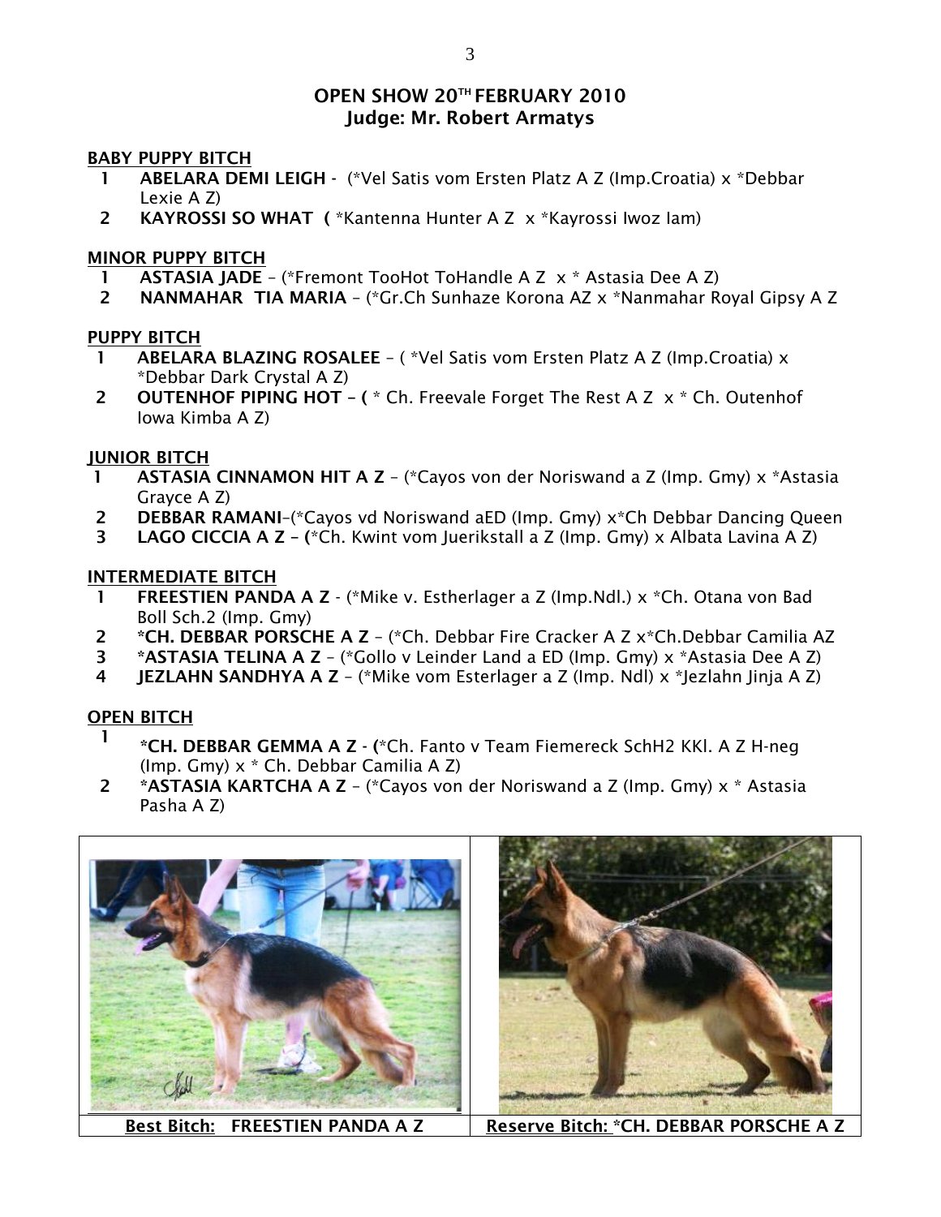## OPEN SHOW 20[TH] FEBRUARY 2010
### Judge: Mr. Robert Armatys

**BABY PUPPY BITCH**

1 **ABELARA DEMI LEIGH** - (*Vel Satis vom Ersten Platz A Z (Imp.Croatia) x *Debbar Lexie A Z)
2 **KAYROSSI SO WHAT (** *Kantenna Hunter A Z x *Kayrossi Iwoz Iam)

**MINOR PUPPY BITCH**

1 **ASTASIA JADE** – (*Fremont TooHot ToHandle A Z x * Astasia Dee A Z)
2 **NANMAHAR TIA MARIA** – (*Gr.Ch Sunhaze Korona AZ x *Nanmahar Royal Gipsy A Z

**PUPPY BITCH**

1 **ABELARA BLAZING ROSALEE** – ( *Vel Satis vom Ersten Platz A Z (Imp.Croatia) x *Debbar Dark Crystal A Z)
2 **OUTENHOF PIPING HOT – (** * Ch. Freevale Forget The Rest A Z x * Ch. Outenhof Iowa Kimba A Z)

**JUNIOR BITCH**

1 **ASTASIA CINNAMON HIT A Z** – (*Cayos von der Noriswand a Z (Imp. Gmy) x *Astasia Grayce A Z)
2 **DEBBAR RAMANI**–(*Cayos vd Noriswand aED (Imp. Gmy) x*Ch Debbar Dancing Queen
3 **LAGO CICCIA A Z – (***Ch. Kwint vom Juerikstall a Z (Imp. Gmy) x Albata Lavina A Z)

**INTERMEDIATE BITCH**

1 **FREESTIEN PANDA A Z** - (*Mike v. Estherlager a Z (Imp.Ndl.) x *Ch. Otana von Bad Boll Sch.2 (Imp. Gmy)
2 ***CH. DEBBAR PORSCHE A Z** – (*Ch. Debbar Fire Cracker A Z x*Ch.Debbar Camilia AZ
3 ***ASTASIA TELINA A Z** – (*Gollo v Leinder Land a ED (Imp. Gmy) x *Astasia Dee A Z)
4 **JEZLAHN SANDHYA A Z** – (*Mike vom Esterlager a Z (Imp. Ndl) x *Jezlahn Jinja A Z)

**OPEN BITCH**

1 ***CH. DEBBAR GEMMA A Z - (***Ch. Fanto v Team Fiemereck SchH2 KKl. A Z H-neg (Imp. Gmy) x * Ch. Debbar Camilia A Z)
2 ***ASTASIA KARTCHA A Z** – (*Cayos von der Noriswand a Z (Imp. Gmy) x * Astasia Pasha A Z)

| **Best Bitch: FREESTIEN PANDA A Z** | **Reserve Bitch: *CH. DEBBAR PORSCHE A Z** |
| --- | --- |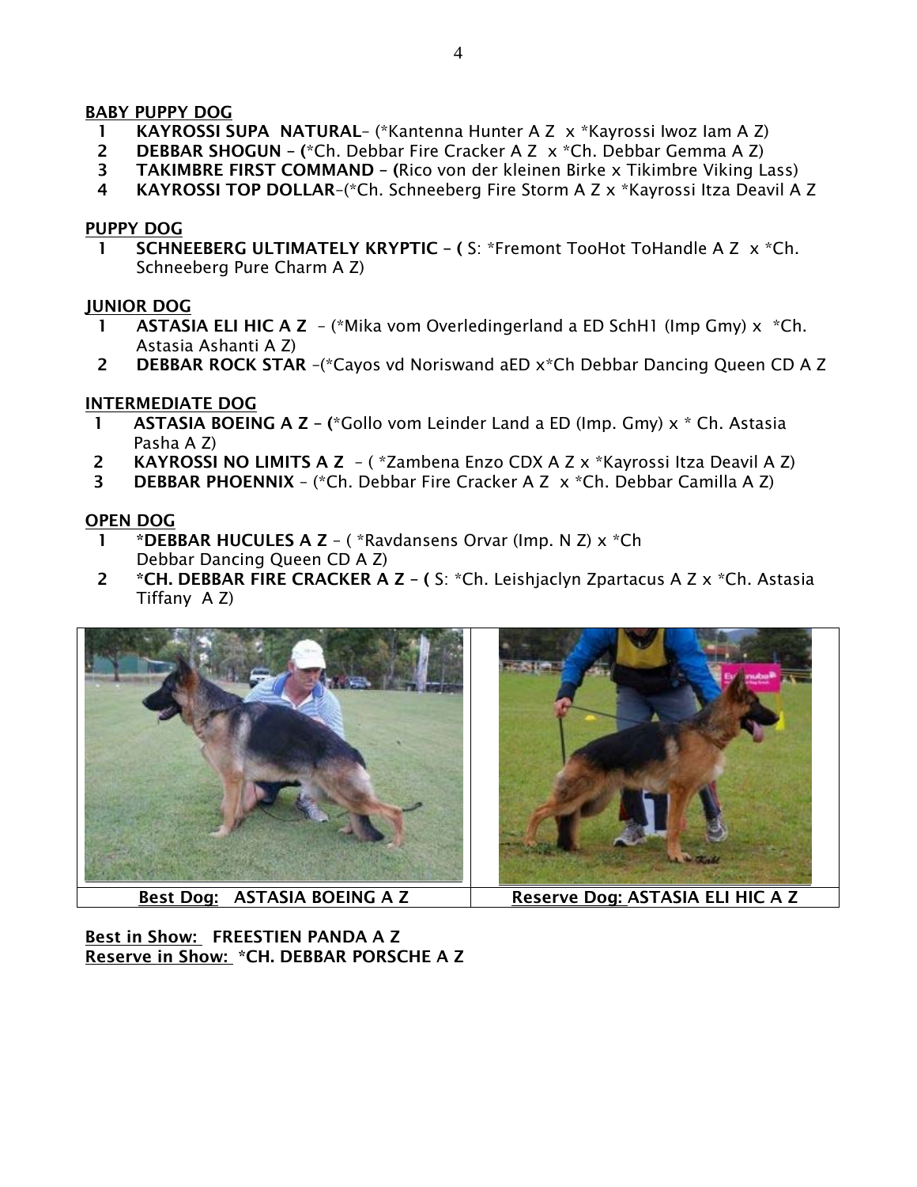**BABY PUPPY DOG**

1. **KAYROSSI SUPA NATURAL**– (*Kantenna Hunter A Z x *Kayrossi Iwoz Iam A Z)
2. **DEBBAR SHOGUN** – (*Ch. Debbar Fire Cracker A Z x *Ch. Debbar Gemma A Z)
3. **TAKIMBRE FIRST COMMAND** – (Rico von der kleinen Birke x Tikimbre Viking Lass)
4. **KAYROSSI TOP DOLLAR**–(*Ch. Schneeberg Fire Storm A Z x *Kayrossi Itza Deavil A Z

**PUPPY DOG**

1. **SCHNEEBERG ULTIMATELY KRYPTIC** – ( S: *Fremont TooHot ToHandle A Z x *Ch. Schneeberg Pure Charm A Z)

**JUNIOR DOG**

1. **ASTASIA ELI HIC A Z** – (*Mika vom Overledingerland a ED SchH1 (Imp Gmy) x *Ch. Astasia Ashanti A Z)
2. **DEBBAR ROCK STAR** –(*Cayos vd Noriswand aED x*Ch Debbar Dancing Queen CD A Z

**INTERMEDIATE DOG**

1. **ASTASIA BOEING A Z** – (*Gollo vom Leinder Land a ED (Imp. Gmy) x * Ch. Astasia Pasha A Z)
2. **KAYROSSI NO LIMITS A Z** – ( *Zambena Enzo CDX A Z x *Kayrossi Itza Deavil A Z)
3. **DEBBAR PHOENNIX** – (*Ch. Debbar Fire Cracker A Z x *Ch. Debbar Camilla A Z)

**OPEN DOG**

1. ***DEBBAR HUCULES A Z** – ( *Ravdansens Orvar (Imp. N Z) x *Ch Debbar Dancing Queen CD A Z)
2. ***CH. DEBBAR FIRE CRACKER A Z** – ( S: *Ch. Leishjaclyn Zpartacus A Z x *Ch. Astasia Tiffany A Z)

| **Best Dog:** ASTASIA BOEING A Z | **Reserve Dog:** ASTASIA ELI HIC A Z |
|---|---|

**Best in Show:** **FREESTIEN PANDA A Z**
**Reserve in Show:** ***CH. DEBBAR PORSCHE A Z**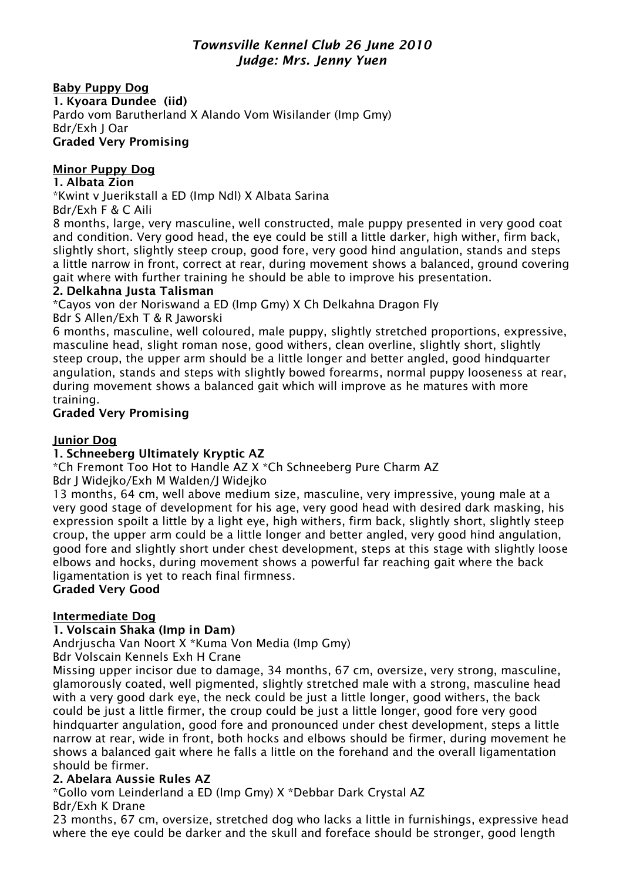# *Townsville Kennel Club 26 June 2010*
## *Judge: Mrs. Jenny Yuen*

**Baby Puppy Dog**

**1. Kyoara Dundee (iid)**
Pardo vom Barutherland X Alando Vom Wisilander (Imp Gmy)
Bdr/Exh J Oar
**Graded Very Promising**

**Minor Puppy Dog**

**1. Albata Zion**
*Kwint v Juerikstall a ED (Imp Ndl) X Albata Sarina
Bdr/Exh F & C Aili
8 months, large, very masculine, well constructed, male puppy presented in very good coat and condition. Very good head, the eye could be still a little darker, high wither, firm back, slightly short, slightly steep croup, good fore, very good hind angulation, stands and steps a little narrow in front, correct at rear, during movement shows a balanced, ground covering gait where with further training he should be able to improve his presentation.

**2. Delkahna Justa Talisman**
*Cayos von der Noriswand a ED (Imp Gmy) X Ch Delkahna Dragon Fly
Bdr S Allen/Exh T & R Jaworski
6 months, masculine, well coloured, male puppy, slightly stretched proportions, expressive, masculine head, slight roman nose, good withers, clean overline, slightly short, slightly steep croup, the upper arm should be a little longer and better angled, good hindquarter angulation, stands and steps with slightly bowed forearms, normal puppy looseness at rear, during movement shows a balanced gait which will improve as he matures with more training.
**Graded Very Promising**

**Junior Dog**

**1. Schneeberg Ultimately Kryptic AZ**
*Ch Fremont Too Hot to Handle AZ X *Ch Schneeberg Pure Charm AZ
Bdr J Widejko/Exh M Walden/J Widejko
13 months, 64 cm, well above medium size, masculine, very impressive, young male at a very good stage of development for his age, very good head with desired dark masking, his expression spoilt a little by a light eye, high withers, firm back, slightly short, slightly steep croup, the upper arm could be a little longer and better angled, very good hind angulation, good fore and slightly short under chest development, steps at this stage with slightly loose elbows and hocks, during movement shows a powerful far reaching gait where the back ligamentation is yet to reach final firmness.
**Graded Very Good**

**Intermediate Dog**

**1. Volscain Shaka (Imp in Dam)**
Andrjuscha Van Noort X *Kuma Von Media (Imp Gmy)
Bdr Volscain Kennels Exh H Crane
Missing upper incisor due to damage, 34 months, 67 cm, oversize, very strong, masculine, glamorously coated, well pigmented, slightly stretched male with a strong, masculine head with a very good dark eye, the neck could be just a little longer, good withers, the back could be just a little firmer, the croup could be just a little longer, good fore very good hindquarter angulation, good fore and pronounced under chest development, steps a little narrow at rear, wide in front, both hocks and elbows should be firmer, during movement he shows a balanced gait where he falls a little on the forehand and the overall ligamentation should be firmer.

**2. Abelara Aussie Rules AZ**
*Gollo vom Leinderland a ED (Imp Gmy) X *Debbar Dark Crystal AZ
Bdr/Exh K Drane
23 months, 67 cm, oversize, stretched dog who lacks a little in furnishings, expressive head where the eye could be darker and the skull and foreface should be stronger, good length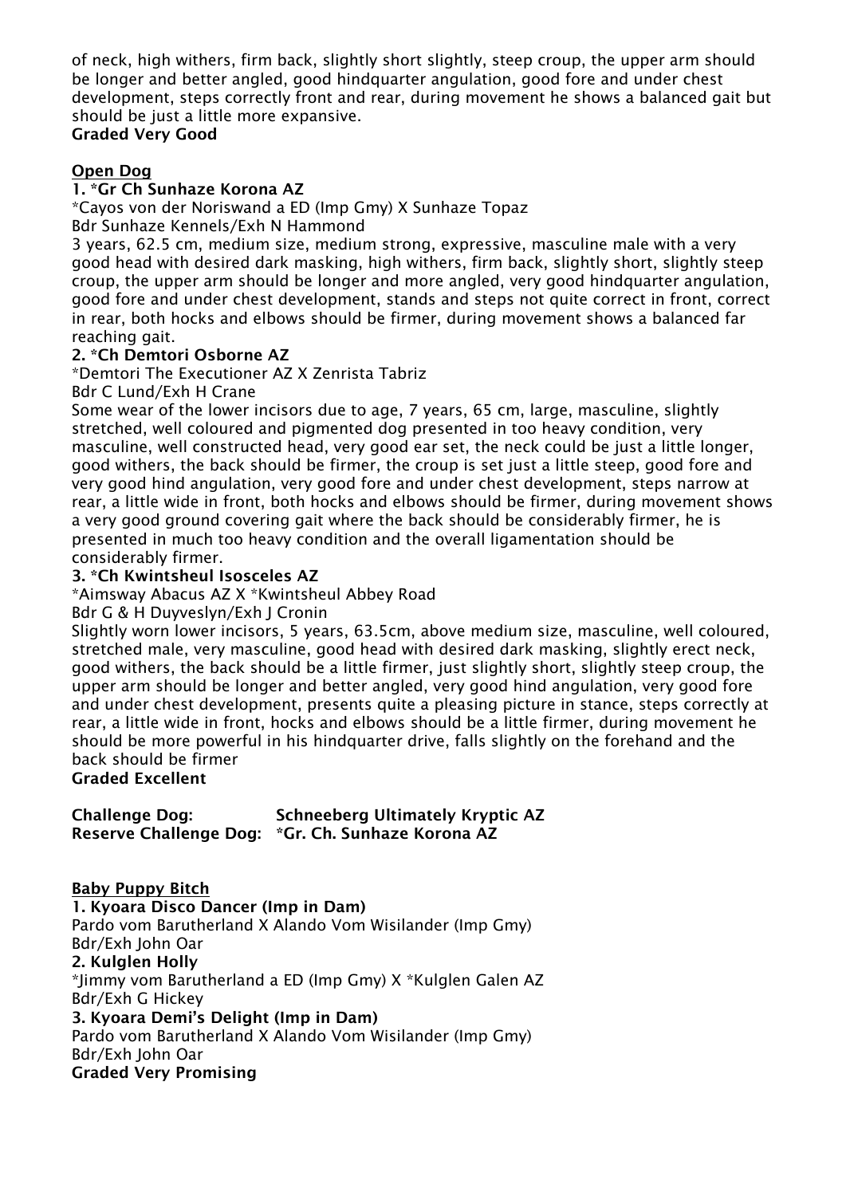of neck, high withers, firm back, slightly short slightly, steep croup, the upper arm should be longer and better angled, good hindquarter angulation, good fore and under chest development, steps correctly front and rear, during movement he shows a balanced gait but should be just a little more expansive.
**Graded Very Good**

## Open Dog

**1. *Gr Ch Sunhaze Korona AZ**
*Cayos von der Noriswand a ED (Imp Gmy) X Sunhaze Topaz
Bdr Sunhaze Kennels/Exh N Hammond
3 years, 62.5 cm, medium size, medium strong, expressive, masculine male with a very good head with desired dark masking, high withers, firm back, slightly short, slightly steep croup, the upper arm should be longer and more angled, very good hindquarter angulation, good fore and under chest development, stands and steps not quite correct in front, correct in rear, both hocks and elbows should be firmer, during movement shows a balanced far reaching gait.

**2. *Ch Demtori Osborne AZ**
*Demtori The Executioner AZ X Zenrista Tabriz
Bdr C Lund/Exh H Crane
Some wear of the lower incisors due to age, 7 years, 65 cm, large, masculine, slightly stretched, well coloured and pigmented dog presented in too heavy condition, very masculine, well constructed head, very good ear set, the neck could be just a little longer, good withers, the back should be firmer, the croup is set just a little steep, good fore and very good hind angulation, very good fore and under chest development, steps narrow at rear, a little wide in front, both hocks and elbows should be firmer, during movement shows a very good ground covering gait where the back should be considerably firmer, he is presented in much too heavy condition and the overall ligamentation should be considerably firmer.

**3. *Ch Kwintsheul Isosceles AZ**
*Aimsway Abacus AZ X *Kwintsheul Abbey Road
Bdr G & H Duyveslyn/Exh J Cronin
Slightly worn lower incisors, 5 years, 63.5cm, above medium size, masculine, well coloured, stretched male, very masculine, good head with desired dark masking, slightly erect neck, good withers, the back should be a little firmer, just slightly short, slightly steep croup, the upper arm should be longer and better angled, very good hind angulation, very good fore and under chest development, presents quite a pleasing picture in stance, steps correctly at rear, a little wide in front, hocks and elbows should be a little firmer, during movement he should be more powerful in his hindquarter drive, falls slightly on the forehand and the back should be firmer
**Graded Excellent**

**Challenge Dog:** **Schneeberg Ultimately Kryptic AZ**
**Reserve Challenge Dog:** ***Gr. Ch. Sunhaze Korona AZ**

## Baby Puppy Bitch

**1. Kyoara Disco Dancer (Imp in Dam)**
Pardo vom Barutherland X Alando Vom Wisilander (Imp Gmy)
Bdr/Exh John Oar

**2. Kulglen Holly**
*Jimmy vom Barutherland a ED (Imp Gmy) X *Kulglen Galen AZ
Bdr/Exh G Hickey

**3. Kyoara Demi's Delight (Imp in Dam)**
Pardo vom Barutherland X Alando Vom Wisilander (Imp Gmy)
Bdr/Exh John Oar
**Graded Very Promising**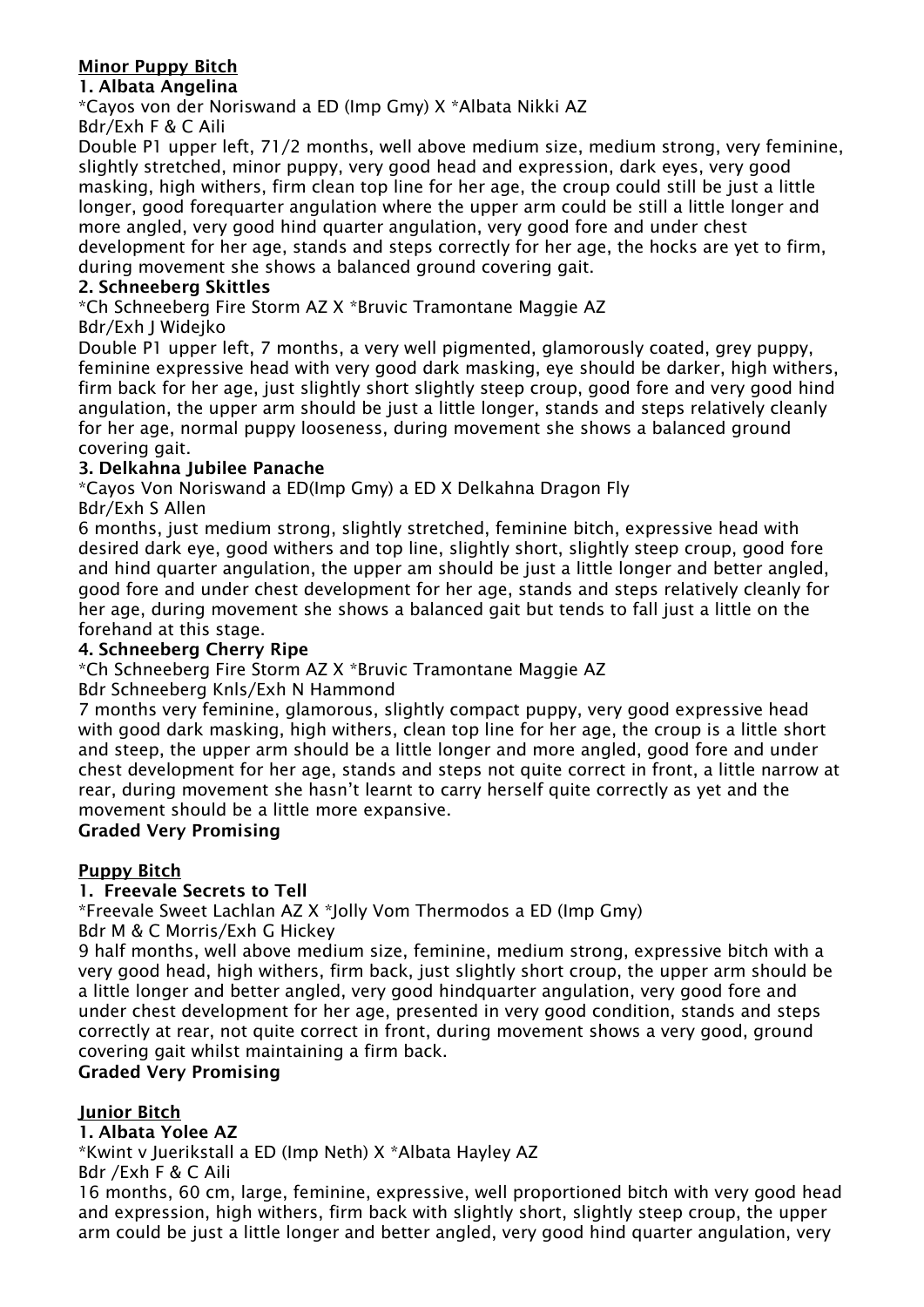**Minor Puppy Bitch**

**1. Albata Angelina**

*Cayos von der Noriswand a ED (Imp Gmy) X *Albata Nikki AZ
Bdr/Exh F & C Aili

Double P1 upper left, 71/2 months, well above medium size, medium strong, very feminine, slightly stretched, minor puppy, very good head and expression, dark eyes, very good masking, high withers, firm clean top line for her age, the croup could still be just a little longer, good forequarter angulation where the upper arm could be still a little longer and more angled, very good hind quarter angulation, very good fore and under chest development for her age, stands and steps correctly for her age, the hocks are yet to firm, during movement she shows a balanced ground covering gait.

**2. Schneeberg Skittles**

*Ch Schneeberg Fire Storm AZ X *Bruvic Tramontane Maggie AZ
Bdr/Exh J Widejko

Double P1 upper left, 7 months, a very well pigmented, glamorously coated, grey puppy, feminine expressive head with very good dark masking, eye should be darker, high withers, firm back for her age, just slightly short slightly steep croup, good fore and very good hind angulation, the upper arm should be just a little longer, stands and steps relatively cleanly for her age, normal puppy looseness, during movement she shows a balanced ground covering gait.

**3. Delkahna Jubilee Panache**

*Cayos Von Noriswand a ED(Imp Gmy) a ED X Delkahna Dragon Fly
Bdr/Exh S Allen

6 months, just medium strong, slightly stretched, feminine bitch, expressive head with desired dark eye, good withers and top line, slightly short, slightly steep croup, good fore and hind quarter angulation, the upper am should be just a little longer and better angled, good fore and under chest development for her age, stands and steps relatively cleanly for her age, during movement she shows a balanced gait but tends to fall just a little on the forehand at this stage.

**4. Schneeberg Cherry Ripe**

*Ch Schneeberg Fire Storm AZ X *Bruvic Tramontane Maggie AZ
Bdr Schneeberg Knls/Exh N Hammond

7 months very feminine, glamorous, slightly compact puppy, very good expressive head with good dark masking, high withers, clean top line for her age, the croup is a little short and steep, the upper arm should be a little longer and more angled, good fore and under chest development for her age, stands and steps not quite correct in front, a little narrow at rear, during movement she hasn't learnt to carry herself quite correctly as yet and the movement should be a little more expansive.

**Graded Very Promising**

**Puppy Bitch**

**1. Freevale Secrets to Tell**

*Freevale Sweet Lachlan AZ X *Jolly Vom Thermodos a ED (Imp Gmy)
Bdr M & C Morris/Exh G Hickey

9 half months, well above medium size, feminine, medium strong, expressive bitch with a very good head, high withers, firm back, just slightly short croup, the upper arm should be a little longer and better angled, very good hindquarter angulation, very good fore and under chest development for her age, presented in very good condition, stands and steps correctly at rear, not quite correct in front, during movement shows a very good, ground covering gait whilst maintaining a firm back.

**Graded Very Promising**

**Junior Bitch**

**1. Albata Yolee AZ**

*Kwint v Juerikstall a ED (Imp Neth) X *Albata Hayley AZ
Bdr /Exh F & C Aili

16 months, 60 cm, large, feminine, expressive, well proportioned bitch with very good head and expression, high withers, firm back with slightly short, slightly steep croup, the upper arm could be just a little longer and better angled, very good hind quarter angulation, very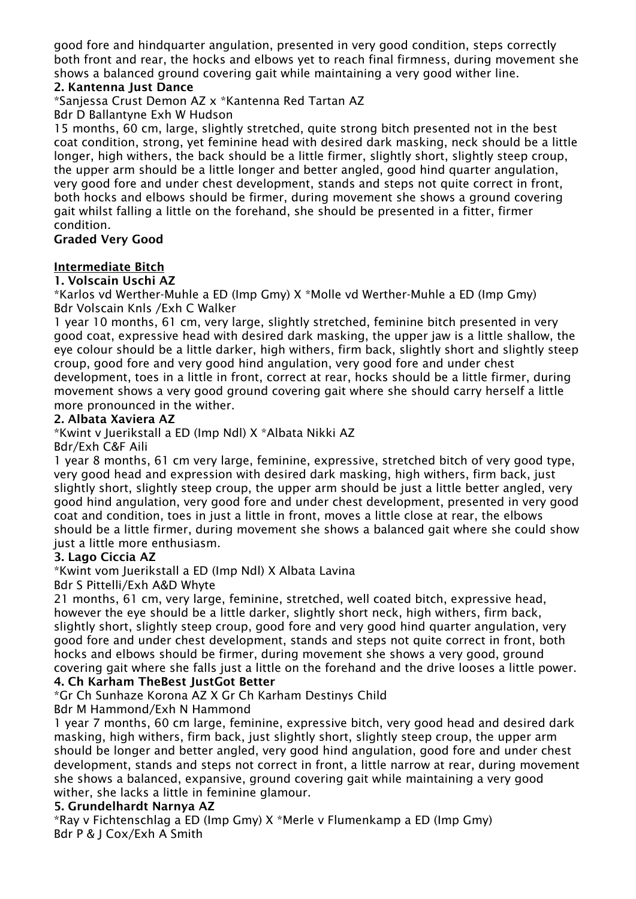good fore and hindquarter angulation, presented in very good condition, steps correctly both front and rear, the hocks and elbows yet to reach final firmness, during movement she shows a balanced ground covering gait while maintaining a very good wither line.

**2. Kantenna Just Dance**

*Sanjessa Crust Demon AZ x *Kantenna Red Tartan AZ

Bdr D Ballantyne Exh W Hudson

15 months, 60 cm, large, slightly stretched, quite strong bitch presented not in the best coat condition, strong, yet feminine head with desired dark masking, neck should be a little longer, high withers, the back should be a little firmer, slightly short, slightly steep croup, the upper arm should be a little longer and better angled, good hind quarter angulation, very good fore and under chest development, stands and steps not quite correct in front, both hocks and elbows should be firmer, during movement she shows a ground covering gait whilst falling a little on the forehand, she should be presented in a fitter, firmer condition.

**Graded Very Good**

**Intermediate Bitch**

**1. Volscain Uschi AZ**

*Karlos vd Werther-Muhle a ED (Imp Gmy) X *Molle vd Werther-Muhle a ED (Imp Gmy)

Bdr Volscain Knls /Exh C Walker

1 year 10 months, 61 cm, very large, slightly stretched, feminine bitch presented in very good coat, expressive head with desired dark masking, the upper jaw is a little shallow, the eye colour should be a little darker, high withers, firm back, slightly short and slightly steep croup, good fore and very good hind angulation, very good fore and under chest development, toes in a little in front, correct at rear, hocks should be a little firmer, during movement shows a very good ground covering gait where she should carry herself a little more pronounced in the wither.

**2. Albata Xaviera AZ**

*Kwint v Juerikstall a ED (Imp Ndl) X *Albata Nikki AZ

Bdr/Exh C&F Aili

1 year 8 months, 61 cm very large, feminine, expressive, stretched bitch of very good type, very good head and expression with desired dark masking, high withers, firm back, just slightly short, slightly steep croup, the upper arm should be just a little better angled, very good hind angulation, very good fore and under chest development, presented in very good coat and condition, toes in just a little in front, moves a little close at rear, the elbows should be a little firmer, during movement she shows a balanced gait where she could show just a little more enthusiasm.

**3. Lago Ciccia AZ**

*Kwint vom Juerikstall a ED (Imp Ndl) X Albata Lavina

Bdr S Pittelli/Exh A&D Whyte

21 months, 61 cm, very large, feminine, stretched, well coated bitch, expressive head, however the eye should be a little darker, slightly short neck, high withers, firm back, slightly short, slightly steep croup, good fore and very good hind quarter angulation, very good fore and under chest development, stands and steps not quite correct in front, both hocks and elbows should be firmer, during movement she shows a very good, ground covering gait where she falls just a little on the forehand and the drive looses a little power.

**4. Ch Karham TheBest JustGot Better**

*Gr Ch Sunhaze Korona AZ X Gr Ch Karham Destinys Child

Bdr M Hammond/Exh N Hammond

1 year 7 months, 60 cm large, feminine, expressive bitch, very good head and desired dark masking, high withers, firm back, just slightly short, slightly steep croup, the upper arm should be longer and better angled, very good hind angulation, good fore and under chest development, stands and steps not correct in front, a little narrow at rear, during movement she shows a balanced, expansive, ground covering gait while maintaining a very good wither, she lacks a little in feminine glamour.

**5. Grundelhardt Narnya AZ**

*Ray v Fichtenschlag a ED (Imp Gmy) X *Merle v Flumenkamp a ED (Imp Gmy)

Bdr P & J Cox/Exh A Smith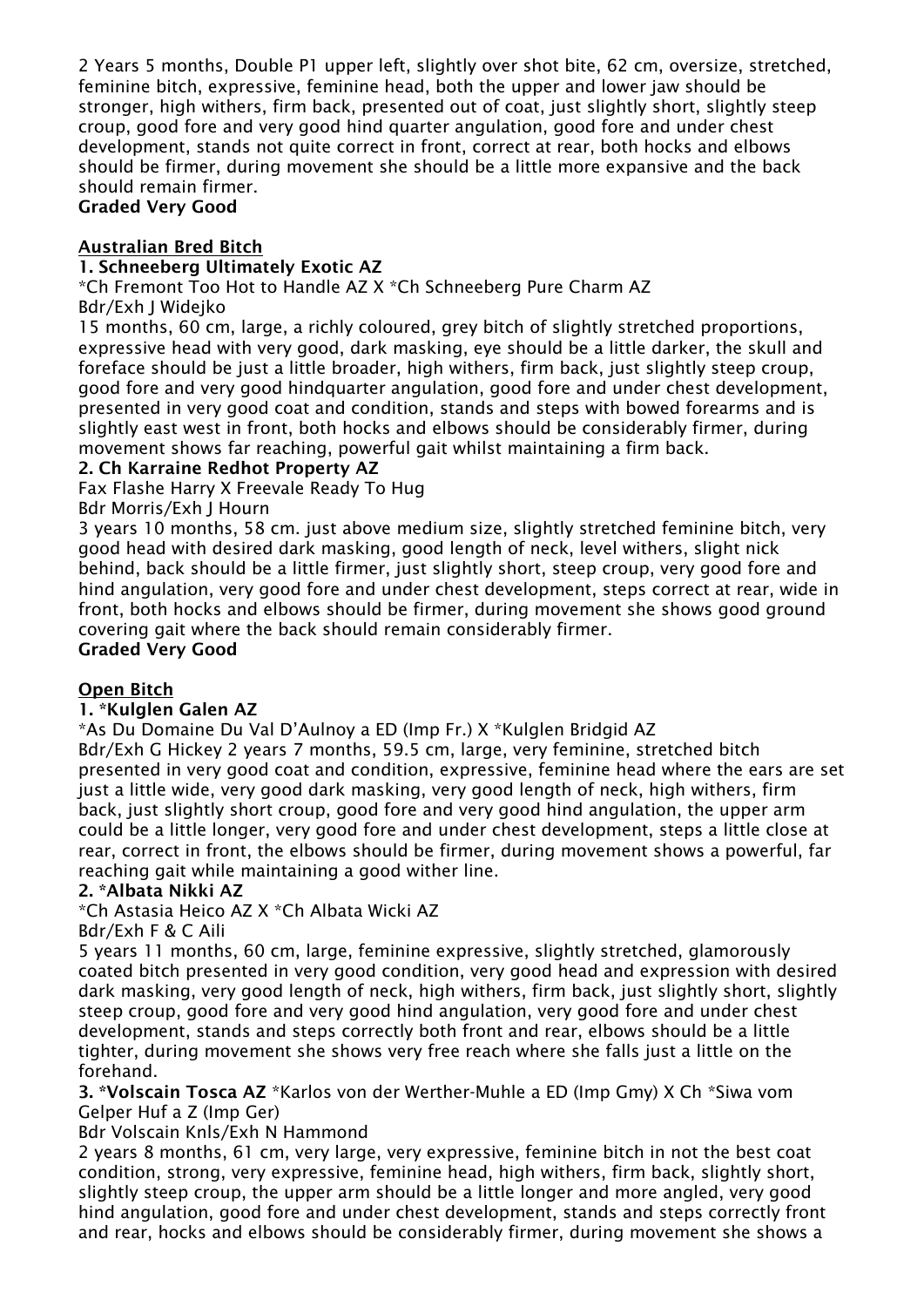2 Years 5 months, Double P1 upper left, slightly over shot bite, 62 cm, oversize, stretched, feminine bitch, expressive, feminine head, both the upper and lower jaw should be stronger, high withers, firm back, presented out of coat, just slightly short, slightly steep croup, good fore and very good hind quarter angulation, good fore and under chest development, stands not quite correct in front, correct at rear, both hocks and elbows should be firmer, during movement she should be a little more expansive and the back should remain firmer.
**Graded Very Good**

**Australian Bred Bitch**

**1. Schneeberg Ultimately Exotic AZ**
*Ch Fremont Too Hot to Handle AZ X *Ch Schneeberg Pure Charm AZ
Bdr/Exh J Widejko
15 months, 60 cm, large, a richly coloured, grey bitch of slightly stretched proportions, expressive head with very good, dark masking, eye should be a little darker, the skull and foreface should be just a little broader, high withers, firm back, just slightly steep croup, good fore and very good hindquarter angulation, good fore and under chest development, presented in very good coat and condition, stands and steps with bowed forearms and is slightly east west in front, both hocks and elbows should be considerably firmer, during movement shows far reaching, powerful gait whilst maintaining a firm back.

**2. Ch Karraine Redhot Property AZ**
Fax Flashe Harry X Freevale Ready To Hug
Bdr Morris/Exh J Hourn
3 years 10 months, 58 cm. just above medium size, slightly stretched feminine bitch, very good head with desired dark masking, good length of neck, level withers, slight nick behind, back should be a little firmer, just slightly short, steep croup, very good fore and hind angulation, very good fore and under chest development, steps correct at rear, wide in front, both hocks and elbows should be firmer, during movement she shows good ground covering gait where the back should remain considerably firmer.
**Graded Very Good**

**Open Bitch**

**1. *Kulglen Galen AZ**
*As Du Domaine Du Val D'Aulnoy a ED (Imp Fr.) X *Kulglen Bridgid AZ
Bdr/Exh G Hickey 2 years 7 months, 59.5 cm, large, very feminine, stretched bitch presented in very good coat and condition, expressive, feminine head where the ears are set just a little wide, very good dark masking, very good length of neck, high withers, firm back, just slightly short croup, good fore and very good hind angulation, the upper arm could be a little longer, very good fore and under chest development, steps a little close at rear, correct in front, the elbows should be firmer, during movement shows a powerful, far reaching gait while maintaining a good wither line.

**2. *Albata Nikki AZ**
*Ch Astasia Heico AZ X *Ch Albata Wicki AZ
Bdr/Exh F & C Aili
5 years 11 months, 60 cm, large, feminine expressive, slightly stretched, glamorously coated bitch presented in very good condition, very good head and expression with desired dark masking, very good length of neck, high withers, firm back, just slightly short, slightly steep croup, good fore and very good hind angulation, very good fore and under chest development, stands and steps correctly both front and rear, elbows should be a little tighter, during movement she shows very free reach where she falls just a little on the forehand.

**3. *Volscain Tosca AZ** *Karlos von der Werther-Muhle a ED (Imp Gmy) X Ch *Siwa vom Gelper Huf a Z (Imp Ger)
Bdr Volscain Knls/Exh N Hammond
2 years 8 months, 61 cm, very large, very expressive, feminine bitch in not the best coat condition, strong, very expressive, feminine head, high withers, firm back, slightly short, slightly steep croup, the upper arm should be a little longer and more angled, very good hind angulation, good fore and under chest development, stands and steps correctly front and rear, hocks and elbows should be considerably firmer, during movement she shows a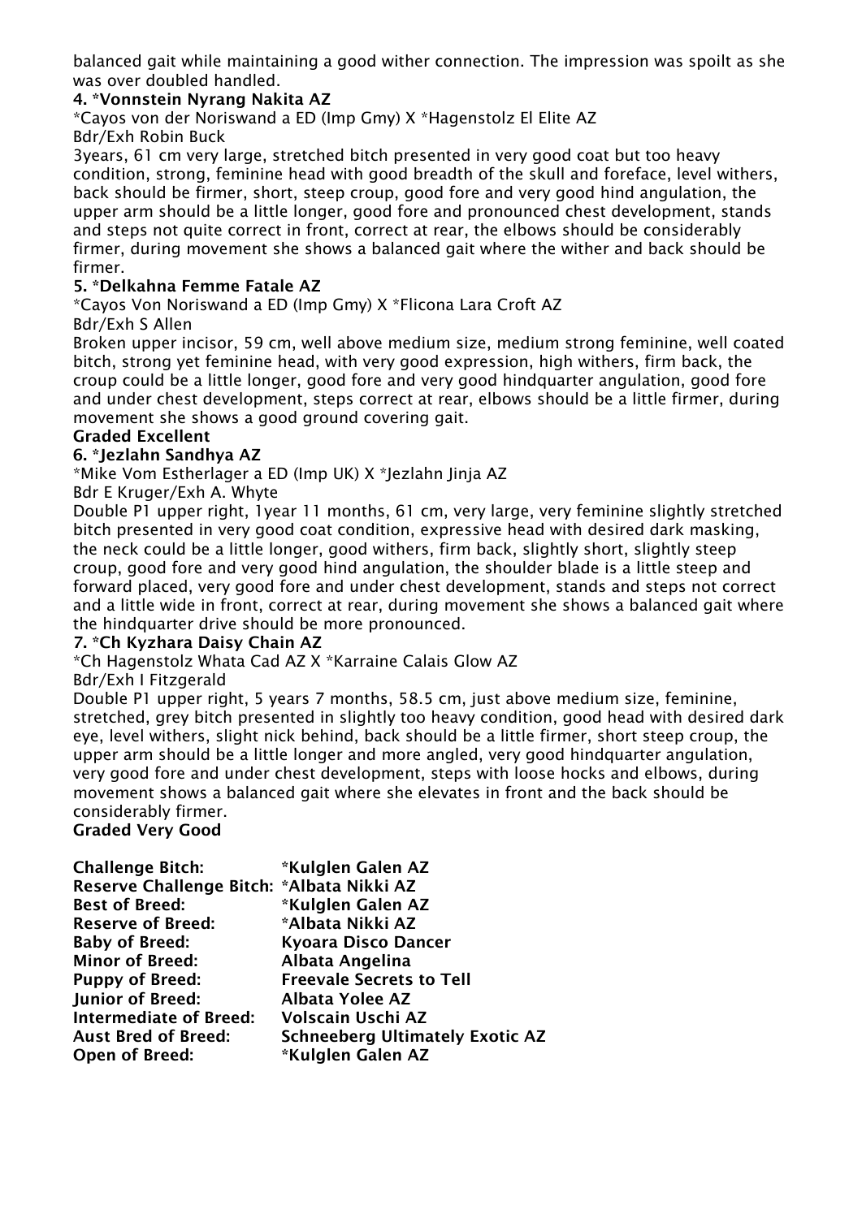balanced gait while maintaining a good wither connection. The impression was spoilt as she was over doubled handled.

**4. *Vonnstein Nyrang Nakita AZ**

*Cayos von der Noriswand a ED (Imp Gmy) X *Hagenstolz El Elite AZ
Bdr/Exh Robin Buck

3years, 61 cm very large, stretched bitch presented in very good coat but too heavy condition, strong, feminine head with good breadth of the skull and foreface, level withers, back should be firmer, short, steep croup, good fore and very good hind angulation, the upper arm should be a little longer, good fore and pronounced chest development, stands and steps not quite correct in front, correct at rear, the elbows should be considerably firmer, during movement she shows a balanced gait where the wither and back should be firmer.

**5. *Delkahna Femme Fatale AZ**

*Cayos Von Noriswand a ED (Imp Gmy) X *Flicona Lara Croft AZ
Bdr/Exh S Allen

Broken upper incisor, 59 cm, well above medium size, medium strong feminine, well coated bitch, strong yet feminine head, with very good expression, high withers, firm back, the croup could be a little longer, good fore and very good hindquarter angulation, good fore and under chest development, steps correct at rear, elbows should be a little firmer, during movement she shows a good ground covering gait.

**Graded Excellent**

**6. *Jezlahn Sandhya AZ**

*Mike Vom Estherlager a ED (Imp UK) X *Jezlahn Jinja AZ
Bdr E Kruger/Exh A. Whyte

Double P1 upper right, 1year 11 months, 61 cm, very large, very feminine slightly stretched bitch presented in very good coat condition, expressive head with desired dark masking, the neck could be a little longer, good withers, firm back, slightly short, slightly steep croup, good fore and very good hind angulation, the shoulder blade is a little steep and forward placed, very good fore and under chest development, stands and steps not correct and a little wide in front, correct at rear, during movement she shows a balanced gait where the hindquarter drive should be more pronounced.

**7. *Ch Kyzhara Daisy Chain AZ**

*Ch Hagenstolz Whata Cad AZ X *Karraine Calais Glow AZ
Bdr/Exh I Fitzgerald

Double P1 upper right, 5 years 7 months, 58.5 cm, just above medium size, feminine, stretched, grey bitch presented in slightly too heavy condition, good head with desired dark eye, level withers, slight nick behind, back should be a little firmer, short steep croup, the upper arm should be a little longer and more angled, very good hindquarter angulation, very good fore and under chest development, steps with loose hocks and elbows, during movement shows a balanced gait where she elevates in front and the back should be considerably firmer.

**Graded Very Good**

| | |
|---|---|
| **Challenge Bitch:** | ***Kulglen Galen AZ** |
| **Reserve Challenge Bitch:** | ***Albata Nikki AZ** |
| **Best of Breed:** | ***Kulglen Galen AZ** |
| **Reserve of Breed:** | ***Albata Nikki AZ** |
| **Baby of Breed:** | **Kyoara Disco Dancer** |
| **Minor of Breed:** | **Albata Angelina** |
| **Puppy of Breed:** | **Freevale Secrets to Tell** |
| **Junior of Breed:** | **Albata Yolee AZ** |
| **Intermediate of Breed:** | **Volscain Uschi AZ** |
| **Aust Bred of Breed:** | **Schneeberg Ultimately Exotic AZ** |
| **Open of Breed:** | ***Kulglen Galen AZ** |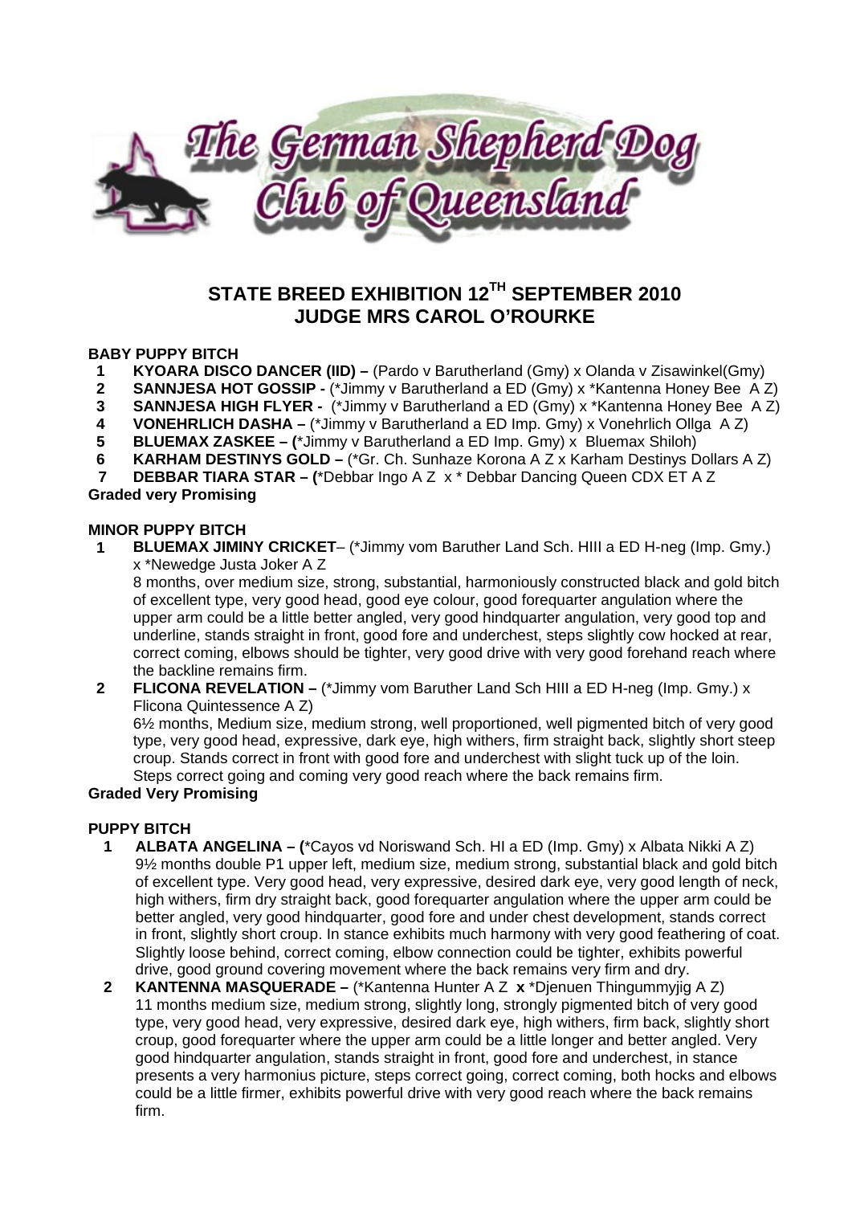# The German Shepherd Dog Club of Queensland

## STATE BREED EXHIBITION 12TH SEPTEMBER 2010
## JUDGE MRS CAROL O'ROURKE

**BABY PUPPY BITCH**

1. **KYOARA DISCO DANCER (IID) –** (Pardo v Barutherland (Gmy) x Olanda v Zisawinkel(Gmy)
2. **SANNJESA HOT GOSSIP -** (*Jimmy v Barutherland a ED (Gmy) x *Kantenna Honey Bee A Z)
3. **SANNJESA HIGH FLYER -** (*Jimmy v Barutherland a ED (Gmy) x *Kantenna Honey Bee A Z)
4. **VONEHRLICH DASHA –** (*Jimmy v Barutherland a ED Imp. Gmy) x Vonehrlich Ollga A Z)
5. **BLUEMAX ZASKEE – (***Jimmy v Barutherland a ED Imp. Gmy) x Bluemax Shiloh)
6. **KARHAM DESTINYS GOLD –** (*Gr. Ch. Sunhaze Korona A Z x Karham Destinys Dollars A Z)
7. **DEBBAR TIARA STAR – (***Debbar Ingo A Z x * Debbar Dancing Queen CDX ET A Z

**Graded very Promising**

**MINOR PUPPY BITCH**

1. **BLUEMAX JIMINY CRICKET**– (*Jimmy vom Baruther Land Sch. HIII a ED H-neg (Imp. Gmy.) x *Newedge Justa Joker A Z
   8 months, over medium size, strong, substantial, harmoniously constructed black and gold bitch of excellent type, very good head, good eye colour, good forequarter angulation where the upper arm could be a little better angled, very good hindquarter angulation, very good top and underline, stands straight in front, good fore and underchest, steps slightly cow hocked at rear, correct coming, elbows should be tighter, very good drive with very good forehand reach where the backline remains firm.
2. **FLICONA REVELATION –** (*Jimmy vom Baruther Land Sch HIII a ED H-neg (Imp. Gmy.) x Flicona Quintessence A Z)
   6½ months, Medium size, medium strong, well proportioned, well pigmented bitch of very good type, very good head, expressive, dark eye, high withers, firm straight back, slightly short steep croup. Stands correct in front with good fore and underchest with slight tuck up of the loin. Steps correct going and coming very good reach where the back remains firm.

**Graded Very Promising**

**PUPPY BITCH**

1. **ALBATA ANGELINA – (***Cayos vd Noriswand Sch. HI a ED (Imp. Gmy) x Albata Nikki A Z)
   9½ months double P1 upper left, medium size, medium strong, substantial black and gold bitch of excellent type. Very good head, very expressive, desired dark eye, very good length of neck, high withers, firm dry straight back, good forequarter angulation where the upper arm could be better angled, very good hindquarter, good fore and under chest development, stands correct in front, slightly short croup. In stance exhibits much harmony with very good feathering of coat. Slightly loose behind, correct coming, elbow connection could be tighter, exhibits powerful drive, good ground covering movement where the back remains very firm and dry.
2. **KANTENNA MASQUERADE –** (*Kantenna Hunter A Z **x** *Djenuen Thingummyjig A Z)
   11 months medium size, medium strong, slightly long, strongly pigmented bitch of very good type, very good head, very expressive, desired dark eye, high withers, firm back, slightly short croup, good forequarter where the upper arm could be a little longer and better angled. Very good hindquarter angulation, stands straight in front, good fore and underchest, in stance presents a very harmonius picture, steps correct going, correct coming, both hocks and elbows could be a little firmer, exhibits powerful drive with very good reach where the back remains firm.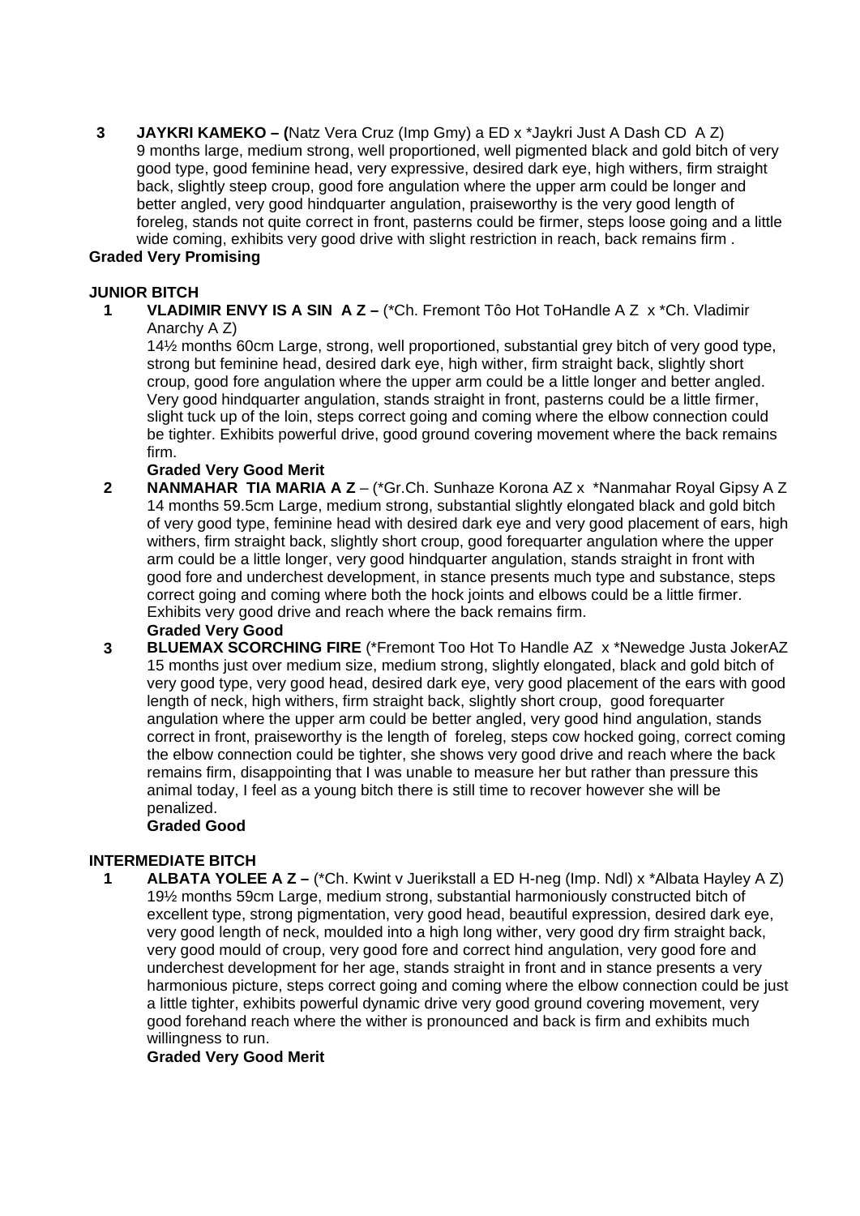**3** **JAYKRI KAMEKO – (**Natz Vera Cruz (Imp Gmy) a ED x *Jaykri Just A Dash CD A Z)
9 months large, medium strong, well proportioned, well pigmented black and gold bitch of very good type, good feminine head, very expressive, desired dark eye, high withers, firm straight back, slightly steep croup, good fore angulation where the upper arm could be longer and better angled, very good hindquarter angulation, praiseworthy is the very good length of foreleg, stands not quite correct in front, pasterns could be firmer, steps loose going and a little wide coming, exhibits very good drive with slight restriction in reach, back remains firm .
**Graded Very Promising**

**JUNIOR BITCH**

**1** **VLADIMIR ENVY IS A SIN A Z –** (*Ch. Fremont Tôo Hot ToHandle A Z x *Ch. Vladimir Anarchy A Z)
14½ months 60cm Large, strong, well proportioned, substantial grey bitch of very good type, strong but feminine head, desired dark eye, high wither, firm straight back, slightly short croup, good fore angulation where the upper arm could be a little longer and better angled. Very good hindquarter angulation, stands straight in front, pasterns could be a little firmer, slight tuck up of the loin, steps correct going and coming where the elbow connection could be tighter. Exhibits powerful drive, good ground covering movement where the back remains firm.
**Graded Very Good Merit**

**2** **NANMAHAR TIA MARIA A Z** – (*Gr.Ch. Sunhaze Korona AZ x *Nanmahar Royal Gipsy A Z
14 months 59.5cm Large, medium strong, substantial slightly elongated black and gold bitch of very good type, feminine head with desired dark eye and very good placement of ears, high withers, firm straight back, slightly short croup, good forequarter angulation where the upper arm could be a little longer, very good hindquarter angulation, stands straight in front with good fore and underchest development, in stance presents much type and substance, steps correct going and coming where both the hock joints and elbows could be a little firmer. Exhibits very good drive and reach where the back remains firm.
**Graded Very Good**

**3** **BLUEMAX SCORCHING FIRE** (*Fremont Too Hot To Handle AZ x *Newedge Justa JokerAZ
15 months just over medium size, medium strong, slightly elongated, black and gold bitch of very good type, very good head, desired dark eye, very good placement of the ears with good length of neck, high withers, firm straight back, slightly short croup, good forequarter angulation where the upper arm could be better angled, very good hind angulation, stands correct in front, praiseworthy is the length of foreleg, steps cow hocked going, correct coming the elbow connection could be tighter, she shows very good drive and reach where the back remains firm, disappointing that I was unable to measure her but rather than pressure this animal today, I feel as a young bitch there is still time to recover however she will be penalized.
**Graded Good**

**INTERMEDIATE BITCH**

**1** **ALBATA YOLEE A Z –** (*Ch. Kwint v Juerikstall a ED H-neg (Imp. Ndl) x *Albata Hayley A Z)
19½ months 59cm Large, medium strong, substantial harmoniously constructed bitch of excellent type, strong pigmentation, very good head, beautiful expression, desired dark eye, very good length of neck, moulded into a high long wither, very good dry firm straight back, very good mould of croup, very good fore and correct hind angulation, very good fore and underchest development for her age, stands straight in front and in stance presents a very harmonious picture, steps correct going and coming where the elbow connection could be just a little tighter, exhibits powerful dynamic drive very good ground covering movement, very good forehand reach where the wither is pronounced and back is firm and exhibits much willingness to run.
**Graded Very Good Merit**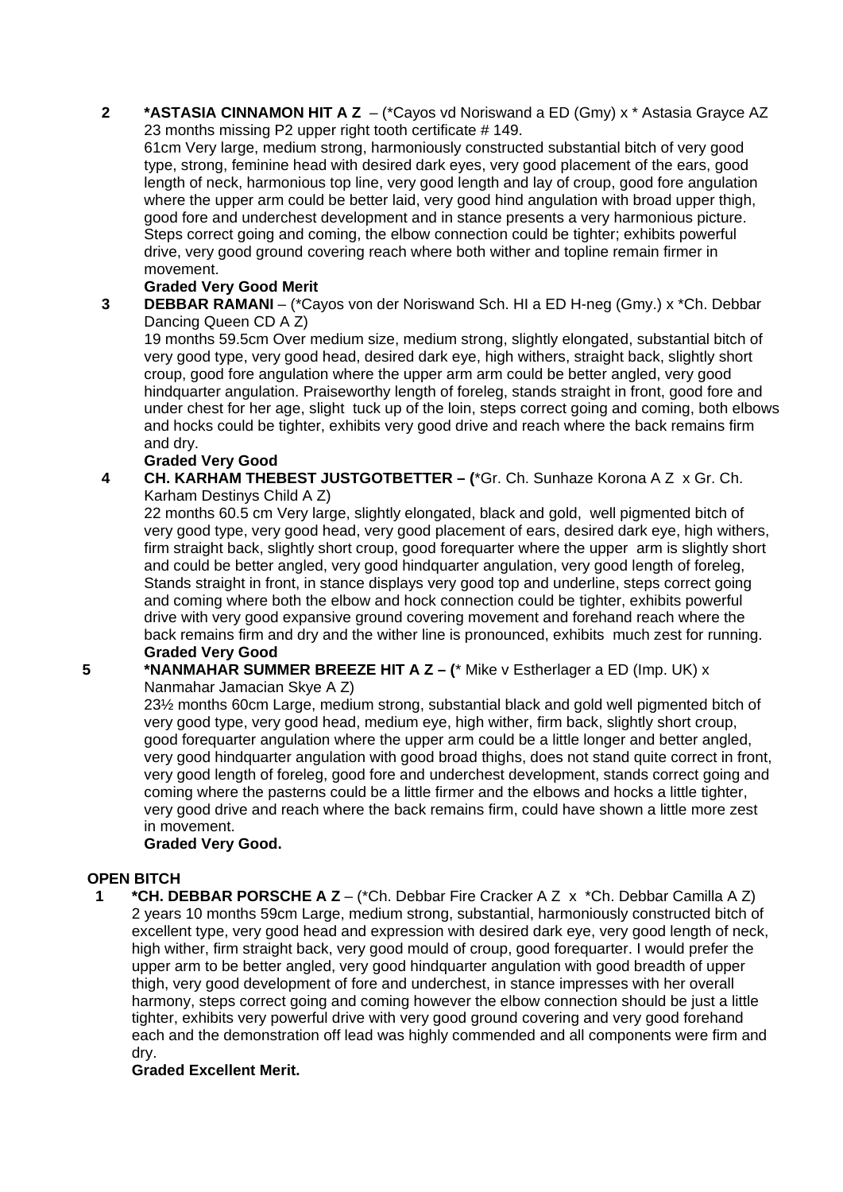**2 \*ASTASIA CINNAMON HIT A Z** – (\*Cayos vd Noriswand a ED (Gmy) x \* Astasia Grayce AZ
23 months missing P2 upper right tooth certificate # 149.

61cm Very large, medium strong, harmoniously constructed substantial bitch of very good type, strong, feminine head with desired dark eyes, very good placement of the ears, good length of neck, harmonious top line, very good length and lay of croup, good fore angulation where the upper arm could be better laid, very good hind angulation with broad upper thigh, good fore and underchest development and in stance presents a very harmonious picture. Steps correct going and coming, the elbow connection could be tighter; exhibits powerful drive, very good ground covering reach where both wither and topline remain firmer in movement.

**Graded Very Good Merit**

**3 DEBBAR RAMANI** – (\*Cayos von der Noriswand Sch. HI a ED H-neg (Gmy.) x \*Ch. Debbar Dancing Queen CD A Z)

19 months 59.5cm Over medium size, medium strong, slightly elongated, substantial bitch of very good type, very good head, desired dark eye, high withers, straight back, slightly short croup, good fore angulation where the upper arm arm could be better angled, very good hindquarter angulation. Praiseworthy length of foreleg, stands straight in front, good fore and under chest for her age, slight tuck up of the loin, steps correct going and coming, both elbows and hocks could be tighter, exhibits very good drive and reach where the back remains firm and dry.

**Graded Very Good**

**4 CH. KARHAM THEBEST JUSTGOTBETTER – (**\*Gr. Ch. Sunhaze Korona A Z x Gr. Ch. Karham Destinys Child A Z)

22 months 60.5 cm Very large, slightly elongated, black and gold, well pigmented bitch of very good type, very good head, very good placement of ears, desired dark eye, high withers, firm straight back, slightly short croup, good forequarter where the upper arm is slightly short and could be better angled, very good hindquarter angulation, very good length of foreleg, Stands straight in front, in stance displays very good top and underline, steps correct going and coming where both the elbow and hock connection could be tighter, exhibits powerful drive with very good expansive ground covering movement and forehand reach where the back remains firm and dry and the wither line is pronounced, exhibits much zest for running.

**Graded Very Good**

**5 \*NANMAHAR SUMMER BREEZE HIT A Z – (**\* Mike v Estherlager a ED (Imp. UK) x Nanmahar Jamacian Skye A Z)

23½ months 60cm Large, medium strong, substantial black and gold well pigmented bitch of very good type, very good head, medium eye, high wither, firm back, slightly short croup, good forequarter angulation where the upper arm could be a little longer and better angled, very good hindquarter angulation with good broad thighs, does not stand quite correct in front, very good length of foreleg, good fore and underchest development, stands correct going and coming where the pasterns could be a little firmer and the elbows and hocks a little tighter, very good drive and reach where the back remains firm, could have shown a little more zest in movement.

**Graded Very Good.**

## OPEN BITCH

**1 \*CH. DEBBAR PORSCHE A Z** – (\*Ch. Debbar Fire Cracker A Z x \*Ch. Debbar Camilla A Z)
2 years 10 months 59cm Large, medium strong, substantial, harmoniously constructed bitch of excellent type, very good head and expression with desired dark eye, very good length of neck, high wither, firm straight back, very good mould of croup, good forequarter. I would prefer the upper arm to be better angled, very good hindquarter angulation with good breadth of upper thigh, very good development of fore and underchest, in stance impresses with her overall harmony, steps correct going and coming however the elbow connection should be just a little tighter, exhibits very powerful drive with very good ground covering and very good forehand each and the demonstration off lead was highly commended and all components were firm and dry.

**Graded Excellent Merit.**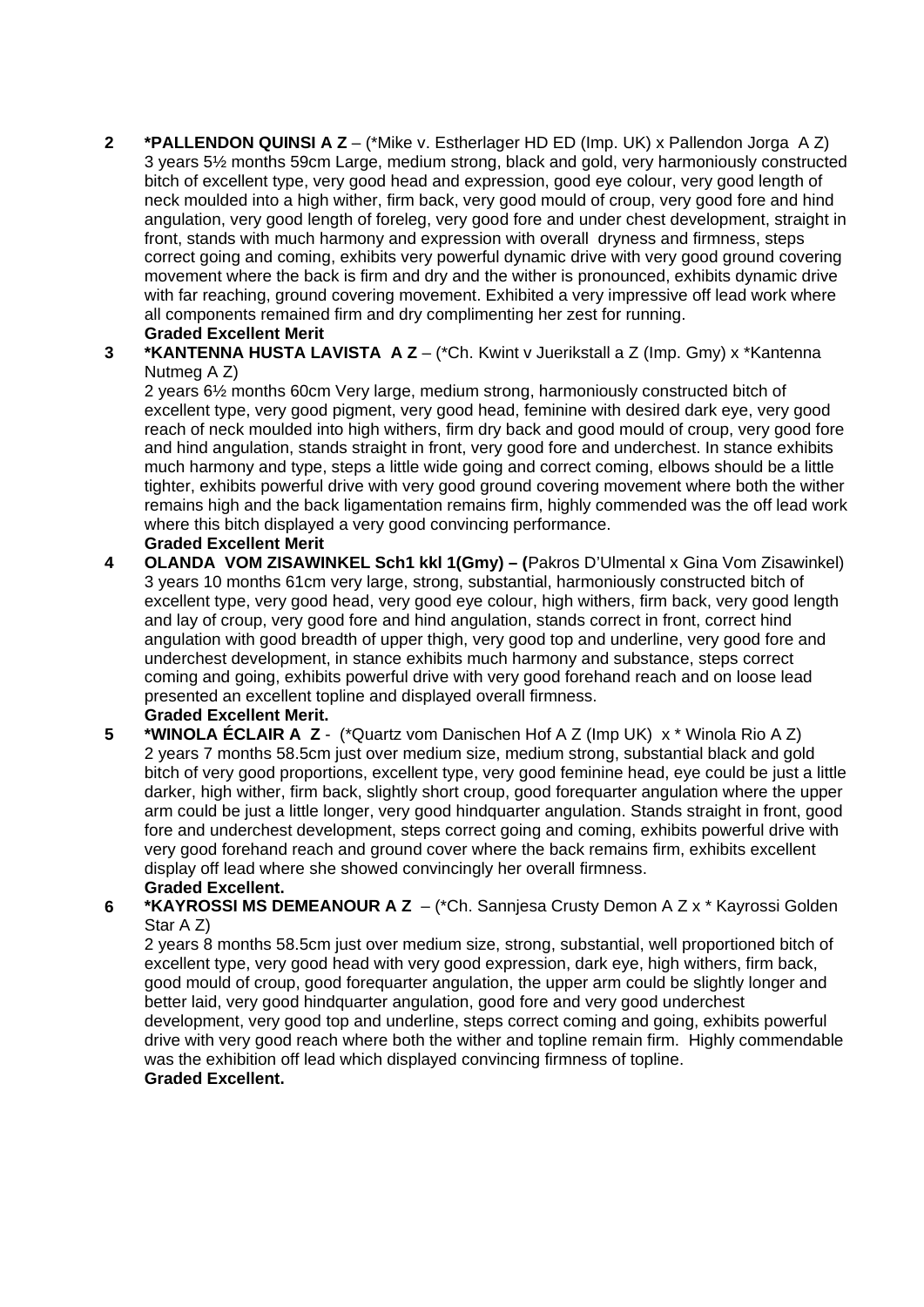**2** **\*PALLENDON QUINSI A Z** – (\*Mike v. Estherlager HD ED (Imp. UK) x Pallendon Jorga A Z)
3 years 5½ months 59cm Large, medium strong, black and gold, very harmoniously constructed bitch of excellent type, very good head and expression, good eye colour, very good length of neck moulded into a high wither, firm back, very good mould of croup, very good fore and hind angulation, very good length of foreleg, very good fore and under chest development, straight in front, stands with much harmony and expression with overall dryness and firmness, steps correct going and coming, exhibits very powerful dynamic drive with very good ground covering movement where the back is firm and dry and the wither is pronounced, exhibits dynamic drive with far reaching, ground covering movement. Exhibited a very impressive off lead work where all components remained firm and dry complimenting her zest for running.
**Graded Excellent Merit**

**3** **\*KANTENNA HUSTA LAVISTA A Z** – (\*Ch. Kwint v Juerikstall a Z (Imp. Gmy) x \*Kantenna Nutmeg A Z)
2 years 6½ months 60cm Very large, medium strong, harmoniously constructed bitch of excellent type, very good pigment, very good head, feminine with desired dark eye, very good reach of neck moulded into high withers, firm dry back and good mould of croup, very good fore and hind angulation, stands straight in front, very good fore and underchest. In stance exhibits much harmony and type, steps a little wide going and correct coming, elbows should be a little tighter, exhibits powerful drive with very good ground covering movement where both the wither remains high and the back ligamentation remains firm, highly commended was the off lead work where this bitch displayed a very good convincing performance.
**Graded Excellent Merit**

**4** **OLANDA VOM ZISAWINKEL Sch1 kkl 1(Gmy) – (**Pakros D'Ulmental x Gina Vom Zisawinkel)
3 years 10 months 61cm very large, strong, substantial, harmoniously constructed bitch of excellent type, very good head, very good eye colour, high withers, firm back, very good length and lay of croup, very good fore and hind angulation, stands correct in front, correct hind angulation with good breadth of upper thigh, very good top and underline, very good fore and underchest development, in stance exhibits much harmony and substance, steps correct coming and going, exhibits powerful drive with very good forehand reach and on loose lead presented an excellent topline and displayed overall firmness.
**Graded Excellent Merit.**

**5** **\*WINOLA ÉCLAIR A Z** - (\*Quartz vom Danischen Hof A Z (Imp UK) x \* Winola Rio A Z)
2 years 7 months 58.5cm just over medium size, medium strong, substantial black and gold bitch of very good proportions, excellent type, very good feminine head, eye could be just a little darker, high wither, firm back, slightly short croup, good forequarter angulation where the upper arm could be just a little longer, very good hindquarter angulation. Stands straight in front, good fore and underchest development, steps correct going and coming, exhibits powerful drive with very good forehand reach and ground cover where the back remains firm, exhibits excellent display off lead where she showed convincingly her overall firmness.
**Graded Excellent.**

**6** **\*KAYROSSI MS DEMEANOUR A Z** – (\*Ch. Sannjesa Crusty Demon A Z x \* Kayrossi Golden Star A Z)
2 years 8 months 58.5cm just over medium size, strong, substantial, well proportioned bitch of excellent type, very good head with very good expression, dark eye, high withers, firm back, good mould of croup, good forequarter angulation, the upper arm could be slightly longer and better laid, very good hindquarter angulation, good fore and very good underchest development, very good top and underline, steps correct coming and going, exhibits powerful drive with very good reach where both the wither and topline remain firm. Highly commendable was the exhibition off lead which displayed convincing firmness of topline.
**Graded Excellent.**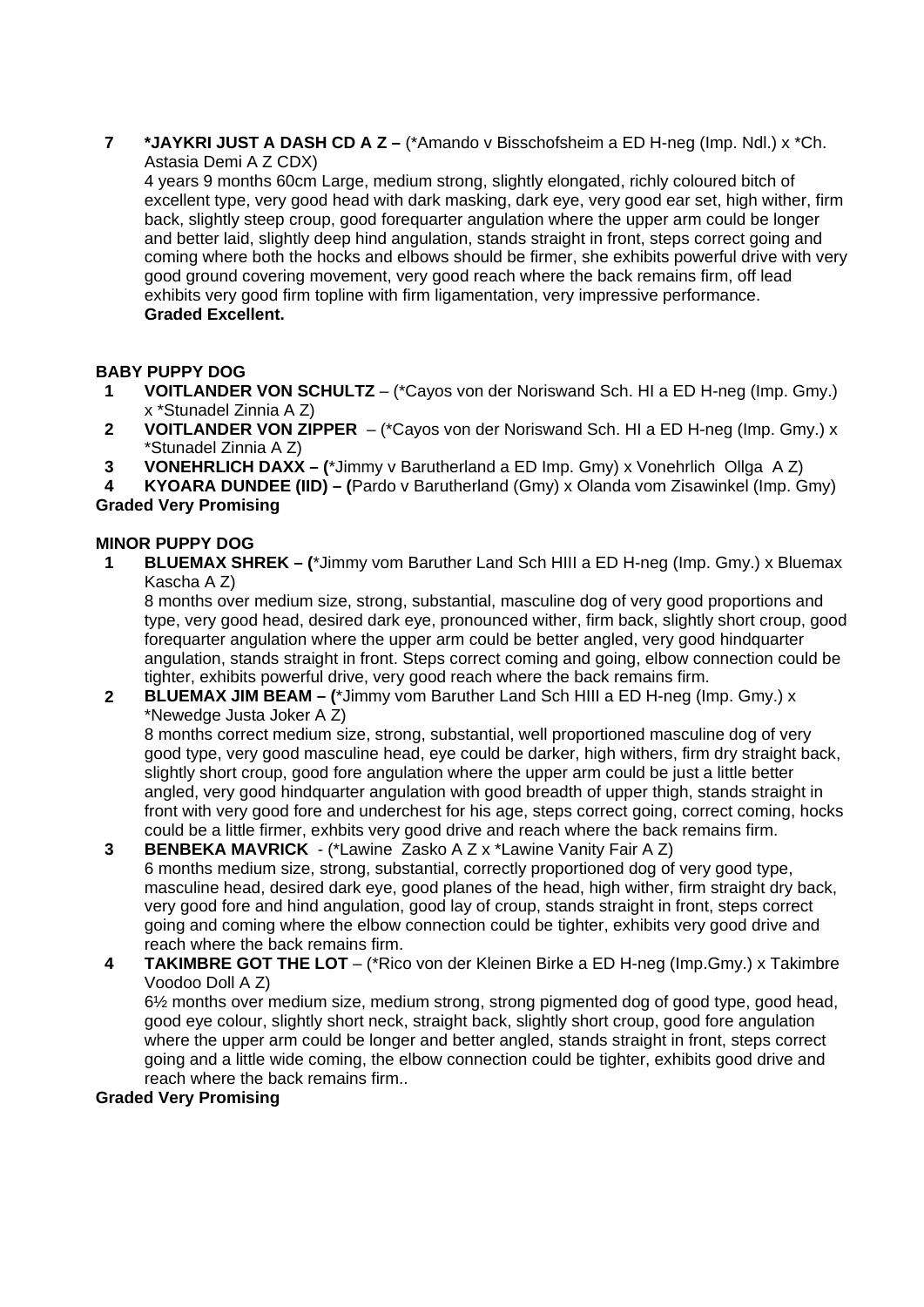**7** **\*JAYKRI JUST A DASH CD A Z –** (\*Amando v Bisschofsheim a ED H-neg (Imp. Ndl.) x \*Ch. Astasia Demi A Z CDX)

4 years 9 months 60cm Large, medium strong, slightly elongated, richly coloured bitch of excellent type, very good head with dark masking, dark eye, very good ear set, high wither, firm back, slightly steep croup, good forequarter angulation where the upper arm could be longer and better laid, slightly deep hind angulation, stands straight in front, steps correct going and coming where both the hocks and elbows should be firmer, she exhibits powerful drive with very good ground covering movement, very good reach where the back remains firm, off lead exhibits very good firm topline with firm ligamentation, very impressive performance.
**Graded Excellent.**

**BABY PUPPY DOG**

**1** **VOITLANDER VON SCHULTZ** – (\*Cayos von der Noriswand Sch. HI a ED H-neg (Imp. Gmy.) x \*Stunadel Zinnia A Z)

**2** **VOITLANDER VON ZIPPER** – (\*Cayos von der Noriswand Sch. HI a ED H-neg (Imp. Gmy.) x \*Stunadel Zinnia A Z)

**3** **VONEHRLICH DAXX – (**\*Jimmy v Barutherland a ED Imp. Gmy) x Vonehrlich Ollga A Z)

**4** **KYOARA DUNDEE (IID) – (**Pardo v Barutherland (Gmy) x Olanda vom Zisawinkel (Imp. Gmy)

**Graded Very Promising**

**MINOR PUPPY DOG**

**1** **BLUEMAX SHREK – (**\*Jimmy vom Baruther Land Sch HIII a ED H-neg (Imp. Gmy.) x Bluemax Kascha A Z)

8 months over medium size, strong, substantial, masculine dog of very good proportions and type, very good head, desired dark eye, pronounced wither, firm back, slightly short croup, good forequarter angulation where the upper arm could be better angled, very good hindquarter angulation, stands straight in front. Steps correct coming and going, elbow connection could be tighter, exhibits powerful drive, very good reach where the back remains firm.

**2** **BLUEMAX JIM BEAM – (**\*Jimmy vom Baruther Land Sch HIII a ED H-neg (Imp. Gmy.) x \*Newedge Justa Joker A Z)

8 months correct medium size, strong, substantial, well proportioned masculine dog of very good type, very good masculine head, eye could be darker, high withers, firm dry straight back, slightly short croup, good fore angulation where the upper arm could be just a little better angled, very good hindquarter angulation with good breadth of upper thigh, stands straight in front with very good fore and underchest for his age, steps correct going, correct coming, hocks could be a little firmer, exhbits very good drive and reach where the back remains firm.

**3** **BENBEKA MAVRICK** - (\*Lawine Zasko A Z x \*Lawine Vanity Fair A Z)

6 months medium size, strong, substantial, correctly proportioned dog of very good type, masculine head, desired dark eye, good planes of the head, high wither, firm straight dry back, very good fore and hind angulation, good lay of croup, stands straight in front, steps correct going and coming where the elbow connection could be tighter, exhibits very good drive and reach where the back remains firm.

**4** **TAKIMBRE GOT THE LOT** – (\*Rico von der Kleinen Birke a ED H-neg (Imp.Gmy.) x Takimbre Voodoo Doll A Z)

6½ months over medium size, medium strong, strong pigmented dog of good type, good head, good eye colour, slightly short neck, straight back, slightly short croup, good fore angulation where the upper arm could be longer and better angled, stands straight in front, steps correct going and a little wide coming, the elbow connection could be tighter, exhibits good drive and reach where the back remains firm..

**Graded Very Promising**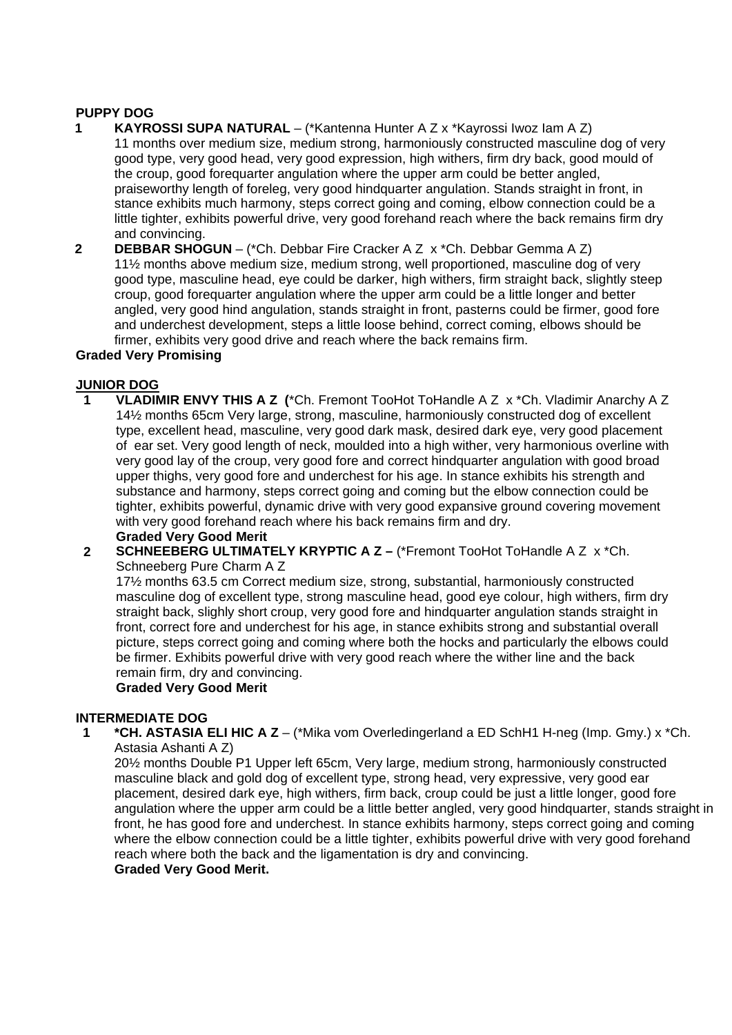**PUPPY DOG**

**1** **KAYROSSI SUPA NATURAL** – (*Kantenna Hunter A Z x *Kayrossi Iwoz Iam A Z)
11 months over medium size, medium strong, harmoniously constructed masculine dog of very good type, very good head, very good expression, high withers, firm dry back, good mould of the croup, good forequarter angulation where the upper arm could be better angled, praiseworthy length of foreleg, very good hindquarter angulation. Stands straight in front, in stance exhibits much harmony, steps correct going and coming, elbow connection could be a little tighter, exhibits powerful drive, very good forehand reach where the back remains firm dry and convincing.

**2** **DEBBAR SHOGUN** – (*Ch. Debbar Fire Cracker A Z x *Ch. Debbar Gemma A Z)
11½ months above medium size, medium strong, well proportioned, masculine dog of very good type, masculine head, eye could be darker, high withers, firm straight back, slightly steep croup, good forequarter angulation where the upper arm could be a little longer and better angled, very good hind angulation, stands straight in front, pasterns could be firmer, good fore and underchest development, steps a little loose behind, correct coming, elbows should be firmer, exhibits very good drive and reach where the back remains firm.

**Graded Very Promising**

**JUNIOR DOG**

**1** **VLADIMIR ENVY THIS A Z (**\*Ch. Fremont TooHot ToHandle A Z x *Ch. Vladimir Anarchy A Z
14½ months 65cm Very large, strong, masculine, harmoniously constructed dog of excellent type, excellent head, masculine, very good dark mask, desired dark eye, very good placement of ear set. Very good length of neck, moulded into a high wither, very harmonious overline with very good lay of the croup, very good fore and correct hindquarter angulation with good broad upper thighs, very good fore and underchest for his age. In stance exhibits his strength and substance and harmony, steps correct going and coming but the elbow connection could be tighter, exhibits powerful, dynamic drive with very good expansive ground covering movement with very good forehand reach where his back remains firm and dry.
**Graded Very Good Merit**

**2** **SCHNEEBERG ULTIMATELY KRYPTIC A Z –** (*Fremont TooHot ToHandle A Z x *Ch. Schneeberg Pure Charm A Z
17½ months 63.5 cm Correct medium size, strong, substantial, harmoniously constructed masculine dog of excellent type, strong masculine head, good eye colour, high withers, firm dry straight back, slighly short croup, very good fore and hindquarter angulation stands straight in front, correct fore and underchest for his age, in stance exhibits strong and substantial overall picture, steps correct going and coming where both the hocks and particularly the elbows could be firmer. Exhibits powerful drive with very good reach where the wither line and the back remain firm, dry and convincing.
**Graded Very Good Merit**

**INTERMEDIATE DOG**

**1** **\*CH. ASTASIA ELI HIC A Z** – (*Mika vom Overledingerland a ED SchH1 H-neg (Imp. Gmy.) x *Ch. Astasia Ashanti A Z)
20½ months Double P1 Upper left 65cm, Very large, medium strong, harmoniously constructed masculine black and gold dog of excellent type, strong head, very expressive, very good ear placement, desired dark eye, high withers, firm back, croup could be just a little longer, good fore angulation where the upper arm could be a little better angled, very good hindquarter, stands straight in front, he has good fore and underchest. In stance exhibits harmony, steps correct going and coming where the elbow connection could be a little tighter, exhibits powerful drive with very good forehand reach where both the back and the ligamentation is dry and convincing.
**Graded Very Good Merit.**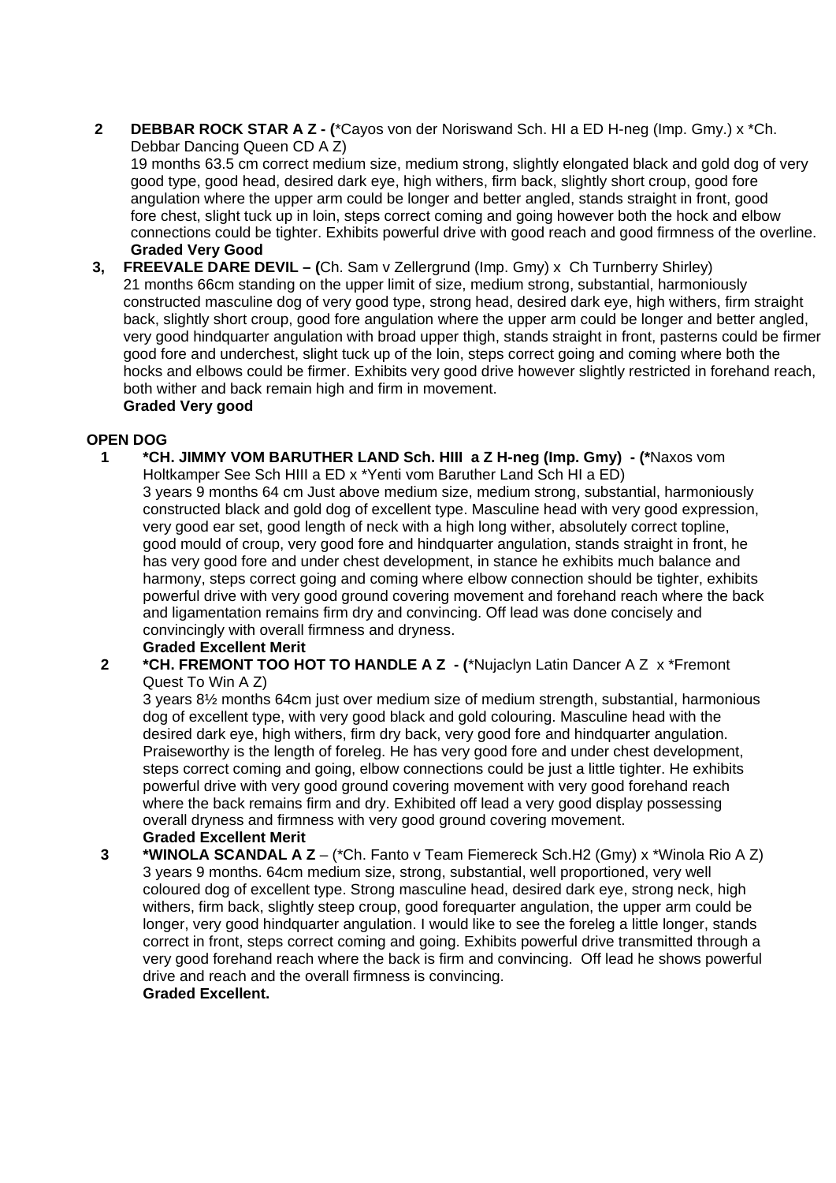**2** **DEBBAR ROCK STAR A Z - (**\*Cayos von der Noriswand Sch. HI a ED H-neg (Imp. Gmy.) x \*Ch. Debbar Dancing Queen CD A Z)
19 months 63.5 cm correct medium size, medium strong, slightly elongated black and gold dog of very good type, good head, desired dark eye, high withers, firm back, slightly short croup, good fore angulation where the upper arm could be longer and better angled, stands straight in front, good fore chest, slight tuck up in loin, steps correct coming and going however both the hock and elbow connections could be tighter. Exhibits powerful drive with good reach and good firmness of the overline.
**Graded Very Good**

**3,** **FREEVALE DARE DEVIL – (**Ch. Sam v Zellergrund (Imp. Gmy) x Ch Turnberry Shirley)
21 months 66cm standing on the upper limit of size, medium strong, substantial, harmoniously constructed masculine dog of very good type, strong head, desired dark eye, high withers, firm straight back, slightly short croup, good fore angulation where the upper arm could be longer and better angled, very good hindquarter angulation with broad upper thigh, stands straight in front, pasterns could be firmer good fore and underchest, slight tuck up of the loin, steps correct going and coming where both the hocks and elbows could be firmer. Exhibits very good drive however slightly restricted in forehand reach, both wither and back remain high and firm in movement.
**Graded Very good**

**OPEN DOG**

**1** **\*CH. JIMMY VOM BARUTHER LAND Sch. HIII a Z H-neg (Imp. Gmy) - (\***Naxos vom Holtkamper See Sch HIII a ED x \*Yenti vom Baruther Land Sch HI a ED)
3 years 9 months 64 cm Just above medium size, medium strong, substantial, harmoniously constructed black and gold dog of excellent type. Masculine head with very good expression, very good ear set, good length of neck with a high long wither, absolutely correct topline, good mould of croup, very good fore and hindquarter angulation, stands straight in front, he has very good fore and under chest development, in stance he exhibits much balance and harmony, steps correct going and coming where elbow connection should be tighter, exhibits powerful drive with very good ground covering movement and forehand reach where the back and ligamentation remains firm dry and convincing. Off lead was done concisely and convincingly with overall firmness and dryness.
**Graded Excellent Merit**

**2** **\*CH. FREMONT TOO HOT TO HANDLE A Z - (**\*Nujaclyn Latin Dancer A Z x \*Fremont Quest To Win A Z)
3 years 8½ months 64cm just over medium size of medium strength, substantial, harmonious dog of excellent type, with very good black and gold colouring. Masculine head with the desired dark eye, high withers, firm dry back, very good fore and hindquarter angulation. Praiseworthy is the length of foreleg. He has very good fore and under chest development, steps correct coming and going, elbow connections could be just a little tighter. He exhibits powerful drive with very good ground covering movement with very good forehand reach where the back remains firm and dry. Exhibited off lead a very good display possessing overall dryness and firmness with very good ground covering movement.
**Graded Excellent Merit**

**3** **\*WINOLA SCANDAL A Z** – (\*Ch. Fanto v Team Fiemereck Sch.H2 (Gmy) x \*Winola Rio A Z)
3 years 9 months. 64cm medium size, strong, substantial, well proportioned, very well coloured dog of excellent type. Strong masculine head, desired dark eye, strong neck, high withers, firm back, slightly steep croup, good forequarter angulation, the upper arm could be longer, very good hindquarter angulation. I would like to see the foreleg a little longer, stands correct in front, steps correct coming and going. Exhibits powerful drive transmitted through a very good forehand reach where the back is firm and convincing. Off lead he shows powerful drive and reach and the overall firmness is convincing.
**Graded Excellent.**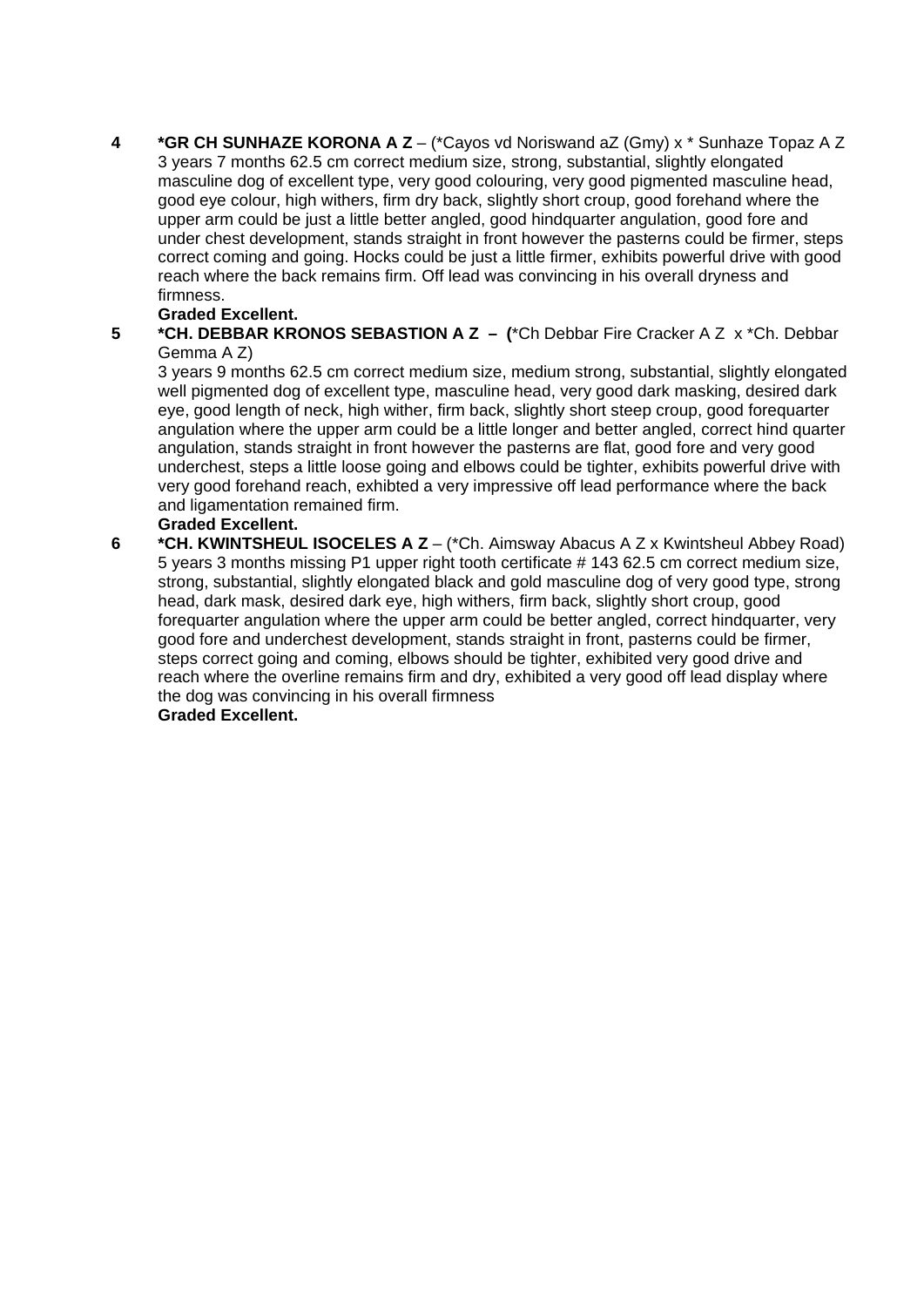**4** **\*GR CH SUNHAZE KORONA A Z** – (\*Cayos vd Noriswand aZ (Gmy) x \* Sunhaze Topaz A Z 3 years 7 months 62.5 cm correct medium size, strong, substantial, slightly elongated masculine dog of excellent type, very good colouring, very good pigmented masculine head, good eye colour, high withers, firm dry back, slightly short croup, good forehand where the upper arm could be just a little better angled, good hindquarter angulation, good fore and under chest development, stands straight in front however the pasterns could be firmer, steps correct coming and going. Hocks could be just a little firmer, exhibits powerful drive with good reach where the back remains firm. Off lead was convincing in his overall dryness and firmness.

**Graded Excellent.**

**5** **\*CH. DEBBAR KRONOS SEBASTION A Z – (**\*Ch Debbar Fire Cracker A Z x \*Ch. Debbar Gemma A Z)

3 years 9 months 62.5 cm correct medium size, medium strong, substantial, slightly elongated well pigmented dog of excellent type, masculine head, very good dark masking, desired dark eye, good length of neck, high wither, firm back, slightly short steep croup, good forequarter angulation where the upper arm could be a little longer and better angled, correct hind quarter angulation, stands straight in front however the pasterns are flat, good fore and very good underchest, steps a little loose going and elbows could be tighter, exhibits powerful drive with very good forehand reach, exhibted a very impressive off lead performance where the back and ligamentation remained firm.

**Graded Excellent.**

**6** **\*CH. KWINTSHEUL ISOCELES A Z** – (\*Ch. Aimsway Abacus A Z x Kwintsheul Abbey Road) 5 years 3 months missing P1 upper right tooth certificate # 143 62.5 cm correct medium size, strong, substantial, slightly elongated black and gold masculine dog of very good type, strong head, dark mask, desired dark eye, high withers, firm back, slightly short croup, good forequarter angulation where the upper arm could be better angled, correct hindquarter, very good fore and underchest development, stands straight in front, pasterns could be firmer, steps correct going and coming, elbows should be tighter, exhibited very good drive and reach where the overline remains firm and dry, exhibited a very good off lead display where the dog was convincing in his overall firmness

**Graded Excellent.**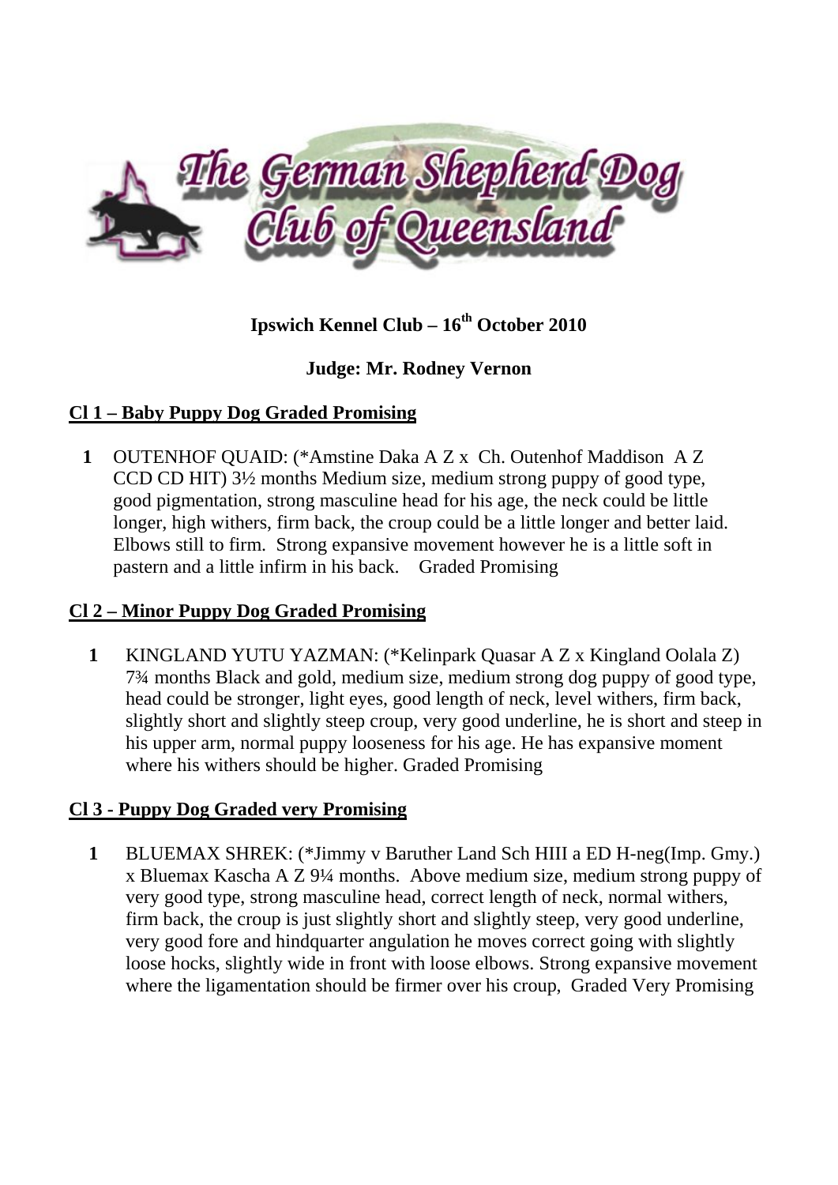# The German Shepherd Dog Club of Queensland

**Ipswich Kennel Club – 16th October 2010**

**Judge: Mr. Rodney Vernon**

## Cl 1 – Baby Puppy Dog Graded Promising

**1** OUTENHOF QUAID: (*Amstine Daka A Z x Ch. Outenhof Maddison A Z CCD CD HIT) 3½ months Medium size, medium strong puppy of good type, good pigmentation, strong masculine head for his age, the neck could be little longer, high withers, firm back, the croup could be a little longer and better laid. Elbows still to firm. Strong expansive movement however he is a little soft in pastern and a little infirm in his back. Graded Promising

## Cl 2 – Minor Puppy Dog Graded Promising

**1** KINGLAND YUTU YAZMAN: (*Kelinpark Quasar A Z x Kingland Oolala Z) 7¾ months Black and gold, medium size, medium strong dog puppy of good type, head could be stronger, light eyes, good length of neck, level withers, firm back, slightly short and slightly steep croup, very good underline, he is short and steep in his upper arm, normal puppy looseness for his age. He has expansive moment where his withers should be higher. Graded Promising

## Cl 3 - Puppy Dog Graded very Promising

**1** BLUEMAX SHREK: (*Jimmy v Baruther Land Sch HIII a ED H-neg(Imp. Gmy.) x Bluemax Kascha A Z 9¼ months. Above medium size, medium strong puppy of very good type, strong masculine head, correct length of neck, normal withers, firm back, the croup is just slightly short and slightly steep, very good underline, very good fore and hindquarter angulation he moves correct going with slightly loose hocks, slightly wide in front with loose elbows. Strong expansive movement where the ligamentation should be firmer over his croup, Graded Very Promising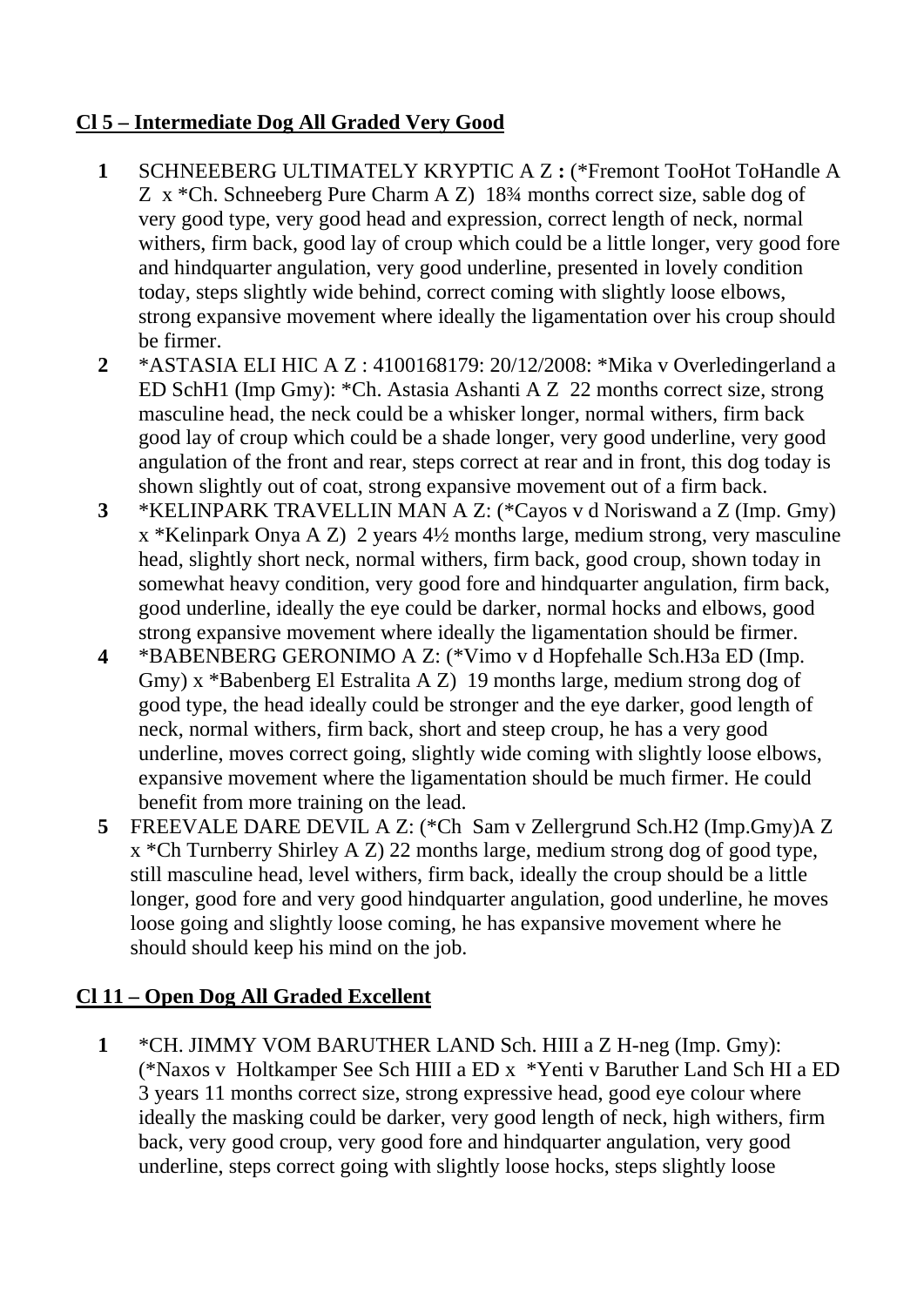**Cl 5 – Intermediate Dog All Graded Very Good**

1. SCHNEEBERG ULTIMATELY KRYPTIC A Z **:** (*Fremont TooHot ToHandle A Z x *Ch. Schneeberg Pure Charm A Z) 18¾ months correct size, sable dog of very good type, very good head and expression, correct length of neck, normal withers, firm back, good lay of croup which could be a little longer, very good fore and hindquarter angulation, very good underline, presented in lovely condition today, steps slightly wide behind, correct coming with slightly loose elbows, strong expansive movement where ideally the ligamentation over his croup should be firmer.
2. *ASTASIA ELI HIC A Z : 4100168179: 20/12/2008: *Mika v Overledingerland a ED SchH1 (Imp Gmy): *Ch. Astasia Ashanti A Z 22 months correct size, strong masculine head, the neck could be a whisker longer, normal withers, firm back good lay of croup which could be a shade longer, very good underline, very good angulation of the front and rear, steps correct at rear and in front, this dog today is shown slightly out of coat, strong expansive movement out of a firm back.
3. *KELINPARK TRAVELLIN MAN A Z: (*Cayos v d Noriswand a Z (Imp. Gmy) x *Kelinpark Onya A Z) 2 years 4½ months large, medium strong, very masculine head, slightly short neck, normal withers, firm back, good croup, shown today in somewhat heavy condition, very good fore and hindquarter angulation, firm back, good underline, ideally the eye could be darker, normal hocks and elbows, good strong expansive movement where ideally the ligamentation should be firmer.
4. *BABENBERG GERONIMO A Z: (*Vimo v d Hopfehalle Sch.H3a ED (Imp. Gmy) x *Babenberg El Estralita A Z) 19 months large, medium strong dog of good type, the head ideally could be stronger and the eye darker, good length of neck, normal withers, firm back, short and steep croup, he has a very good underline, moves correct going, slightly wide coming with slightly loose elbows, expansive movement where the ligamentation should be much firmer. He could benefit from more training on the lead.
5. FREEVALE DARE DEVIL A Z: (*Ch Sam v Zellergrund Sch.H2 (Imp.Gmy)A Z x *Ch Turnberry Shirley A Z) 22 months large, medium strong dog of good type, still masculine head, level withers, firm back, ideally the croup should be a little longer, good fore and very good hindquarter angulation, good underline, he moves loose going and slightly loose coming, he has expansive movement where he should should keep his mind on the job.

**Cl 11 – Open Dog All Graded Excellent**

1. *CH. JIMMY VOM BARUTHER LAND Sch. HIII a Z H-neg (Imp. Gmy): (*Naxos v Holtkamper See Sch HIII a ED x *Yenti v Baruther Land Sch HI a ED 3 years 11 months correct size, strong expressive head, good eye colour where ideally the masking could be darker, very good length of neck, high withers, firm back, very good croup, very good fore and hindquarter angulation, very good underline, steps correct going with slightly loose hocks, steps slightly loose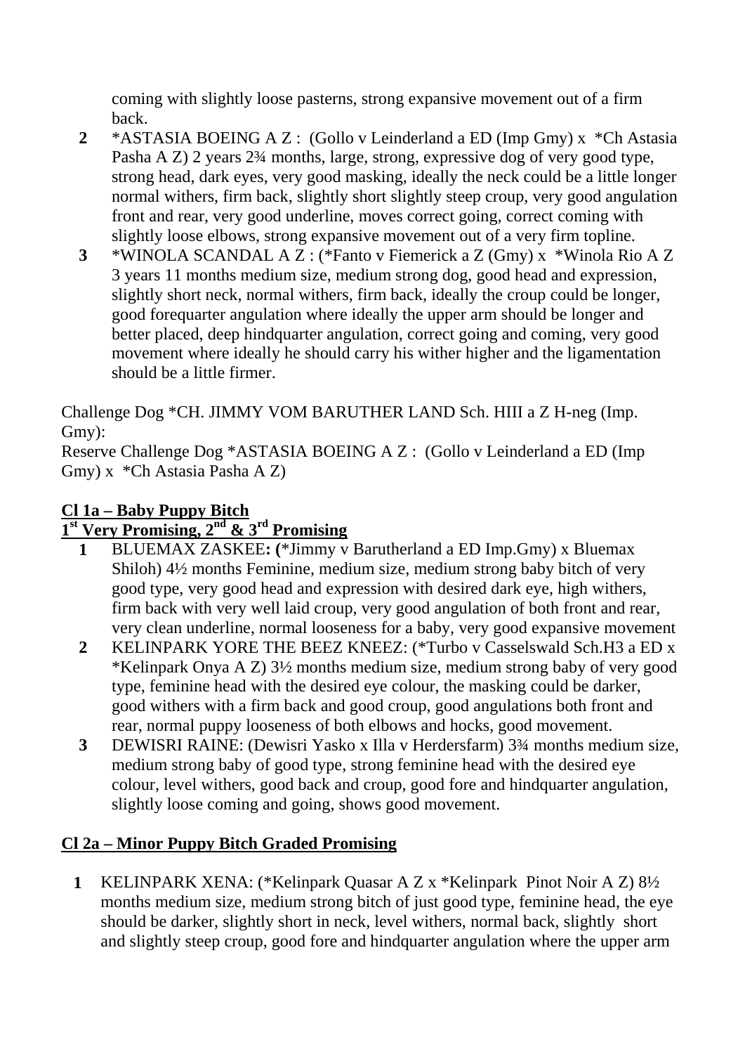coming with slightly loose pasterns, strong expansive movement out of a firm back.

2. *ASTASIA BOEING A Z : (Gollo v Leinderland a ED (Imp Gmy) x *Ch Astasia Pasha A Z) 2 years 2¾ months, large, strong, expressive dog of very good type, strong head, dark eyes, very good masking, ideally the neck could be a little longer normal withers, firm back, slightly short slightly steep croup, very good angulation front and rear, very good underline, moves correct going, correct coming with slightly loose elbows, strong expansive movement out of a very firm topline.
3. *WINOLA SCANDAL A Z : (*Fanto v Fiemerick a Z (Gmy) x *Winola Rio A Z 3 years 11 months medium size, medium strong dog, good head and expression, slightly short neck, normal withers, firm back, ideally the croup could be longer, good forequarter angulation where ideally the upper arm should be longer and better placed, deep hindquarter angulation, correct going and coming, very good movement where ideally he should carry his wither higher and the ligamentation should be a little firmer.

Challenge Dog *CH. JIMMY VOM BARUTHER LAND Sch. HIII a Z H-neg (Imp. Gmy):
Reserve Challenge Dog *ASTASIA BOEING A Z : (Gollo v Leinderland a ED (Imp Gmy) x *Ch Astasia Pasha A Z)

## Cl 1a – Baby Puppy Bitch
## 1st Very Promising, 2nd & 3rd Promising

1. BLUEMAX ZASKEE: (*Jimmy v Barutherland a ED Imp.Gmy) x Bluemax Shiloh) 4½ months Feminine, medium size, medium strong baby bitch of very good type, very good head and expression with desired dark eye, high withers, firm back with very well laid croup, very good angulation of both front and rear, very clean underline, normal looseness for a baby, very good expansive movement
2. KELINPARK YORE THE BEEZ KNEEZ: (*Turbo v Casselswald Sch.H3 a ED x *Kelinpark Onya A Z) 3½ months medium size, medium strong baby of very good type, feminine head with the desired eye colour, the masking could be darker, good withers with a firm back and good croup, good angulations both front and rear, normal puppy looseness of both elbows and hocks, good movement.
3. DEWISRI RAINE: (Dewisri Yasko x Illa v Herdersfarm) 3¾ months medium size, medium strong baby of good type, strong feminine head with the desired eye colour, level withers, good back and croup, good fore and hindquarter angulation, slightly loose coming and going, shows good movement.

## Cl 2a – Minor Puppy Bitch Graded Promising

1. KELINPARK XENA: (*Kelinpark Quasar A Z x *Kelinpark Pinot Noir A Z) 8½ months medium size, medium strong bitch of just good type, feminine head, the eye should be darker, slightly short in neck, level withers, normal back, slightly short and slightly steep croup, good fore and hindquarter angulation where the upper arm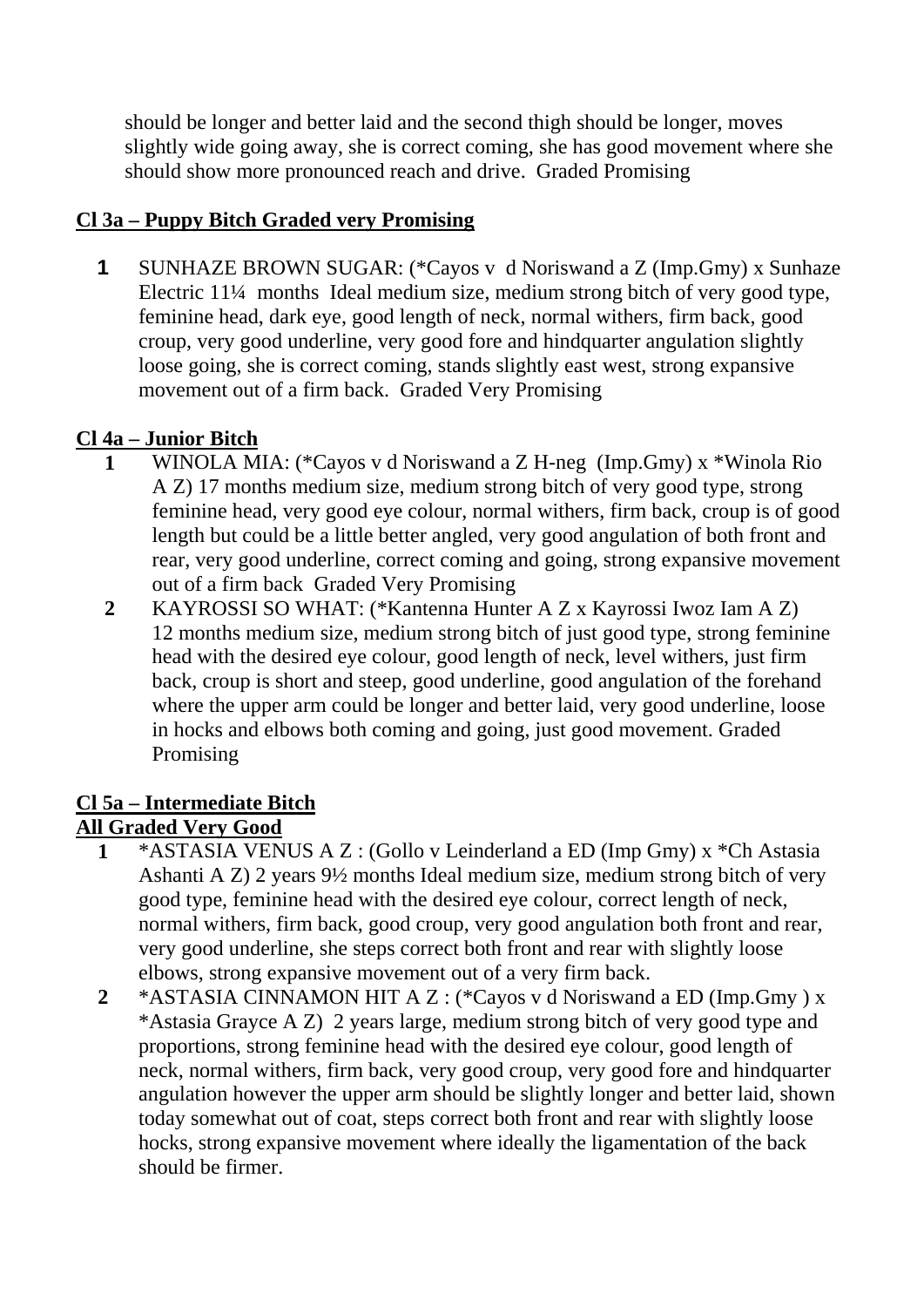should be longer and better laid and the second thigh should be longer, moves slightly wide going away, she is correct coming, she has good movement where she should show more pronounced reach and drive.  Graded Promising

## Cl 3a – Puppy Bitch Graded very Promising

1. SUNHAZE BROWN SUGAR: (*Cayos v  d Noriswand a Z (Imp.Gmy) x Sunhaze Electric 11¼  months  Ideal medium size, medium strong bitch of very good type, feminine head, dark eye, good length of neck, normal withers, firm back, good croup, very good underline, very good fore and hindquarter angulation slightly loose going, she is correct coming, stands slightly east west, strong expansive movement out of a firm back.  Graded Very Promising

## Cl 4a – Junior Bitch

1. WINOLA MIA: (*Cayos v d Noriswand a Z H-neg  (Imp.Gmy) x *Winola Rio A Z) 17 months medium size, medium strong bitch of very good type, strong feminine head, very good eye colour, normal withers, firm back, croup is of good length but could be a little better angled, very good angulation of both front and rear, very good underline, correct coming and going, strong expansive movement out of a firm back  Graded Very Promising
2. KAYROSSI SO WHAT: (*Kantenna Hunter A Z x Kayrossi Iwoz Iam A Z) 12 months medium size, medium strong bitch of just good type, strong feminine head with the desired eye colour, good length of neck, level withers, just firm back, croup is short and steep, good underline, good angulation of the forehand where the upper arm could be longer and better laid, very good underline, loose in hocks and elbows both coming and going, just good movement. Graded Promising

## Cl 5a – Intermediate Bitch

## All Graded Very Good

1. *ASTASIA VENUS A Z : (Gollo v Leinderland a ED (Imp Gmy) x *Ch Astasia Ashanti A Z) 2 years 9½ months Ideal medium size, medium strong bitch of very good type, feminine head with the desired eye colour, correct length of neck, normal withers, firm back, good croup, very good angulation both front and rear, very good underline, she steps correct both front and rear with slightly loose elbows, strong expansive movement out of a very firm back.
2. *ASTASIA CINNAMON HIT A Z : (*Cayos v d Noriswand a ED (Imp.Gmy ) x *Astasia Grayce A Z)  2 years large, medium strong bitch of very good type and proportions, strong feminine head with the desired eye colour, good length of neck, normal withers, firm back, very good croup, very good fore and hindquarter angulation however the upper arm should be slightly longer and better laid, shown today somewhat out of coat, steps correct both front and rear with slightly loose hocks, strong expansive movement where ideally the ligamentation of the back should be firmer.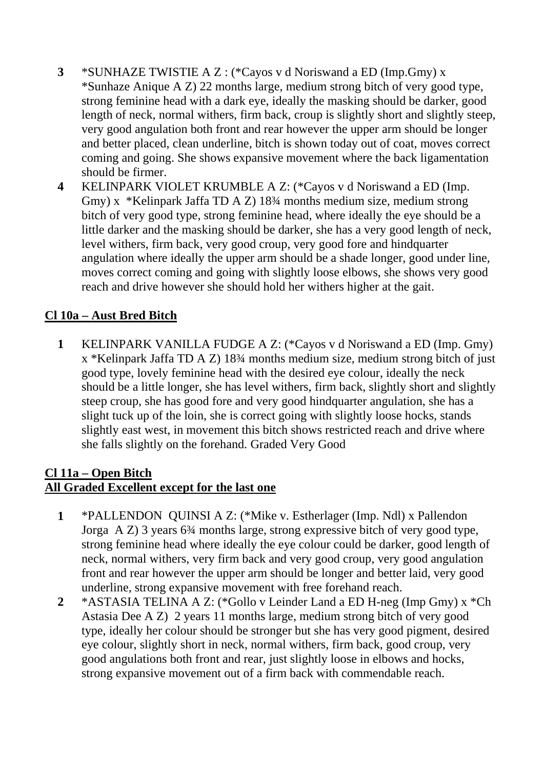3 *SUNHAZE TWISTIE A Z : (*Cayos v d Noriswand a ED (Imp.Gmy) x *Sunhaze Anique A Z) 22 months large, medium strong bitch of very good type, strong feminine head with a dark eye, ideally the masking should be darker, good length of neck, normal withers, firm back, croup is slightly short and slightly steep, very good angulation both front and rear however the upper arm should be longer and better placed, clean underline, bitch is shown today out of coat, moves correct coming and going. She shows expansive movement where the back ligamentation should be firmer.

4 KELINPARK VIOLET KRUMBLE A Z: (*Cayos v d Noriswand a ED (Imp. Gmy) x *Kelinpark Jaffa TD A Z) 18¾ months medium size, medium strong bitch of very good type, strong feminine head, where ideally the eye should be a little darker and the masking should be darker, she has a very good length of neck, level withers, firm back, very good croup, very good fore and hindquarter angulation where ideally the upper arm should be a shade longer, good under line, moves correct coming and going with slightly loose elbows, she shows very good reach and drive however she should hold her withers higher at the gait.

**Cl 10a – Aust Bred Bitch**

1 KELINPARK VANILLA FUDGE A Z: (*Cayos v d Noriswand a ED (Imp. Gmy) x *Kelinpark Jaffa TD A Z) 18¾ months medium size, medium strong bitch of just good type, lovely feminine head with the desired eye colour, ideally the neck should be a little longer, she has level withers, firm back, slightly short and slightly steep croup, she has good fore and very good hindquarter angulation, she has a slight tuck up of the loin, she is correct going with slightly loose hocks, stands slightly east west, in movement this bitch shows restricted reach and drive where she falls slightly on the forehand. Graded Very Good

**Cl 11a – Open Bitch**
**All Graded Excellent except for the last one**

1 *PALLENDON QUINSI A Z: (*Mike v. Estherlager (Imp. Ndl) x Pallendon Jorga A Z) 3 years 6¾ months large, strong expressive bitch of very good type, strong feminine head where ideally the eye colour could be darker, good length of neck, normal withers, very firm back and very good croup, very good angulation front and rear however the upper arm should be longer and better laid, very good underline, strong expansive movement with free forehand reach.

2 *ASTASIA TELINA A Z: (*Gollo v Leinder Land a ED H-neg (Imp Gmy) x *Ch Astasia Dee A Z) 2 years 11 months large, medium strong bitch of very good type, ideally her colour should be stronger but she has very good pigment, desired eye colour, slightly short in neck, normal withers, firm back, good croup, very good angulations both front and rear, just slightly loose in elbows and hocks, strong expansive movement out of a firm back with commendable reach.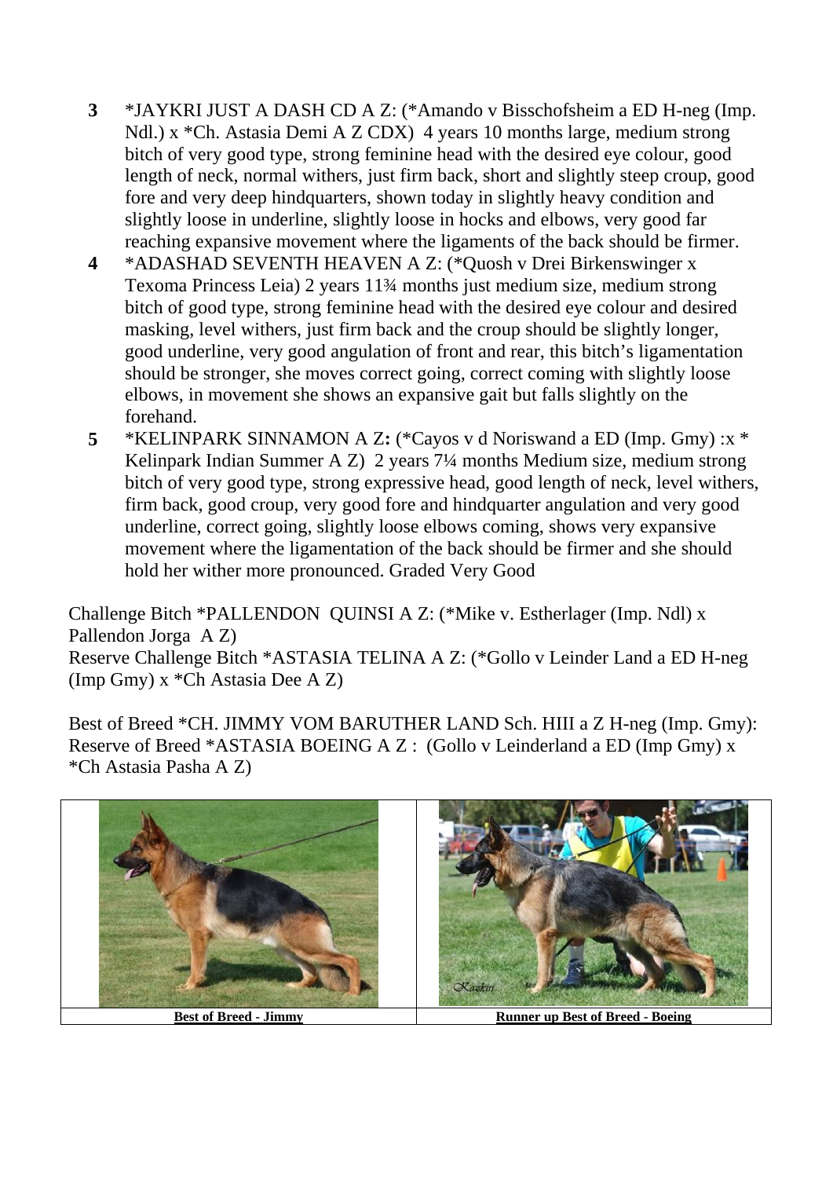3. *JAYKRI JUST A DASH CD A Z: (*Amando v Bisschofsheim a ED H-neg (Imp. Ndl.) x *Ch. Astasia Demi A Z CDX) 4 years 10 months large, medium strong bitch of very good type, strong feminine head with the desired eye colour, good length of neck, normal withers, just firm back, short and slightly steep croup, good fore and very deep hindquarters, shown today in slightly heavy condition and slightly loose in underline, slightly loose in hocks and elbows, very good far reaching expansive movement where the ligaments of the back should be firmer.
4. *ADASHAD SEVENTH HEAVEN A Z: (*Quosh v Drei Birkenswinger x Texoma Princess Leia) 2 years 11¾ months just medium size, medium strong bitch of good type, strong feminine head with the desired eye colour and desired masking, level withers, just firm back and the croup should be slightly longer, good underline, very good angulation of front and rear, this bitch's ligamentation should be stronger, she moves correct going, correct coming with slightly loose elbows, in movement she shows an expansive gait but falls slightly on the forehand.
5. *KELINPARK SINNAMON A Z**:** (*Cayos v d Noriswand a ED (Imp. Gmy) :x * Kelinpark Indian Summer A Z) 2 years 7¼ months Medium size, medium strong bitch of very good type, strong expressive head, good length of neck, level withers, firm back, good croup, very good fore and hindquarter angulation and very good underline, correct going, slightly loose elbows coming, shows very expansive movement where the ligamentation of the back should be firmer and she should hold her wither more pronounced. Graded Very Good

Challenge Bitch *PALLENDON QUINSI A Z: (*Mike v. Estherlager (Imp. Ndl) x Pallendon Jorga A Z)
Reserve Challenge Bitch *ASTASIA TELINA A Z: (*Gollo v Leinder Land a ED H-neg (Imp Gmy) x *Ch Astasia Dee A Z)

Best of Breed *CH. JIMMY VOM BARUTHER LAND Sch. HIII a Z H-neg (Imp. Gmy):
Reserve of Breed *ASTASIA BOEING A Z : (Gollo v Leinderland a ED (Imp Gmy) x *Ch Astasia Pasha A Z)

| Best of Breed - Jimmy | Runner up Best of Breed - Boeing |
| --- | --- |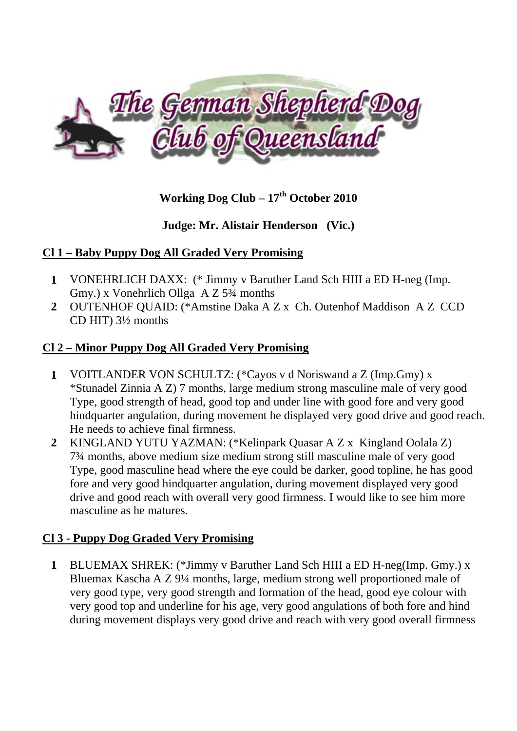The German Shepherd Dog Club of Queensland

**Working Dog Club – 17th October 2010**

**Judge: Mr. Alistair Henderson (Vic.)**

## Cl 1 – Baby Puppy Dog All Graded Very Promising

1. VONEHRLICH DAXX: (* Jimmy v Baruther Land Sch HIII a ED H-neg (Imp. Gmy.) x Vonehrlich Ollga A Z 5¾ months
2. OUTENHOF QUAID: (*Amstine Daka A Z x Ch. Outenhof Maddison A Z CCD CD HIT) 3½ months

## Cl 2 – Minor Puppy Dog All Graded Very Promising

1. VOITLANDER VON SCHULTZ: (*Cayos v d Noriswand a Z (Imp.Gmy) x *Stunadel Zinnia A Z) 7 months, large medium strong masculine male of very good Type, good strength of head, good top and under line with good fore and very good hindquarter angulation, during movement he displayed very good drive and good reach. He needs to achieve final firmness.
2. KINGLAND YUTU YAZMAN: (*Kelinpark Quasar A Z x Kingland Oolala Z) 7¾ months, above medium size medium strong still masculine male of very good Type, good masculine head where the eye could be darker, good topline, he has good fore and very good hindquarter angulation, during movement displayed very good drive and good reach with overall very good firmness. I would like to see him more masculine as he matures.

## Cl 3 - Puppy Dog Graded Very Promising

1. BLUEMAX SHREK: (*Jimmy v Baruther Land Sch HIII a ED H-neg(Imp. Gmy.) x Bluemax Kascha A Z 9¼ months, large, medium strong well proportioned male of very good type, very good strength and formation of the head, good eye colour with very good top and underline for his age, very good angulations of both fore and hind during movement displays very good drive and reach with very good overall firmness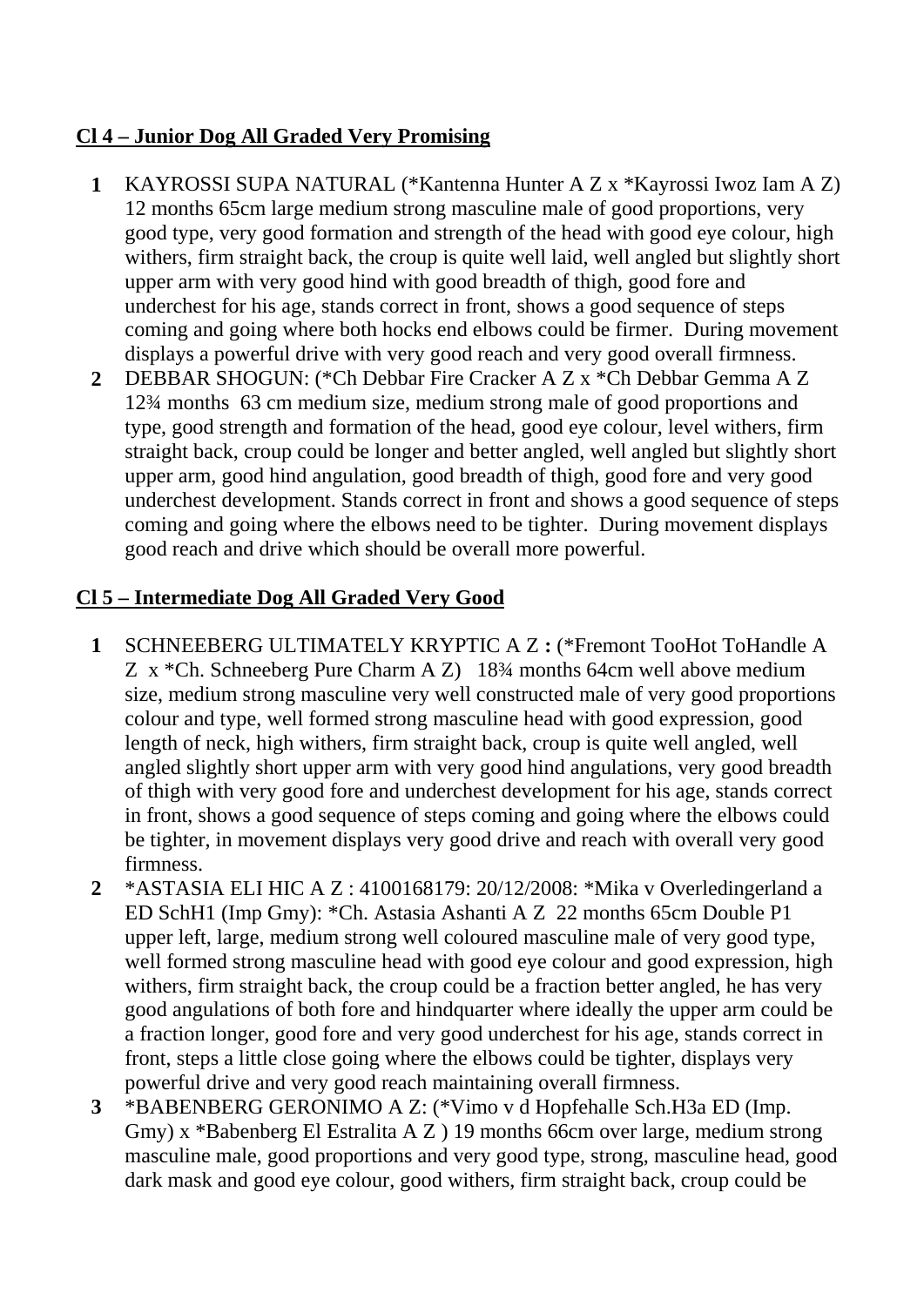## Cl 4 – Junior Dog All Graded Very Promising

1. KAYROSSI SUPA NATURAL (*Kantenna Hunter A Z x *Kayrossi Iwoz Iam A Z) 12 months 65cm large medium strong masculine male of good proportions, very good type, very good formation and strength of the head with good eye colour, high withers, firm straight back, the croup is quite well laid, well angled but slightly short upper arm with very good hind with good breadth of thigh, good fore and underchest for his age, stands correct in front, shows a good sequence of steps coming and going where both hocks end elbows could be firmer. During movement displays a powerful drive with very good reach and very good overall firmness.
2. DEBBAR SHOGUN: (*Ch Debbar Fire Cracker A Z x *Ch Debbar Gemma A Z 12¾ months 63 cm medium size, medium strong male of good proportions and type, good strength and formation of the head, good eye colour, level withers, firm straight back, croup could be longer and better angled, well angled but slightly short upper arm, good hind angulation, good breadth of thigh, good fore and very good underchest development. Stands correct in front and shows a good sequence of steps coming and going where the elbows need to be tighter. During movement displays good reach and drive which should be overall more powerful.

## Cl 5 – Intermediate Dog All Graded Very Good

1. SCHNEEBERG ULTIMATELY KRYPTIC A Z **:** (*Fremont TooHot ToHandle A Z x *Ch. Schneeberg Pure Charm A Z) 18¾ months 64cm well above medium size, medium strong masculine very well constructed male of very good proportions colour and type, well formed strong masculine head with good expression, good length of neck, high withers, firm straight back, croup is quite well angled, well angled slightly short upper arm with very good hind angulations, very good breadth of thigh with very good fore and underchest development for his age, stands correct in front, shows a good sequence of steps coming and going where the elbows could be tighter, in movement displays very good drive and reach with overall very good firmness.
2. *ASTASIA ELI HIC A Z : 4100168179: 20/12/2008: *Mika v Overledingerland a ED SchH1 (Imp Gmy): *Ch. Astasia Ashanti A Z 22 months 65cm Double P1 upper left, large, medium strong well coloured masculine male of very good type, well formed strong masculine head with good eye colour and good expression, high withers, firm straight back, the croup could be a fraction better angled, he has very good angulations of both fore and hindquarter where ideally the upper arm could be a fraction longer, good fore and very good underchest for his age, stands correct in front, steps a little close going where the elbows could be tighter, displays very powerful drive and very good reach maintaining overall firmness.
3. *BABENBERG GERONIMO A Z: (*Vimo v d Hopfehalle Sch.H3a ED (Imp. Gmy) x *Babenberg El Estralita A Z ) 19 months 66cm over large, medium strong masculine male, good proportions and very good type, strong, masculine head, good dark mask and good eye colour, good withers, firm straight back, croup could be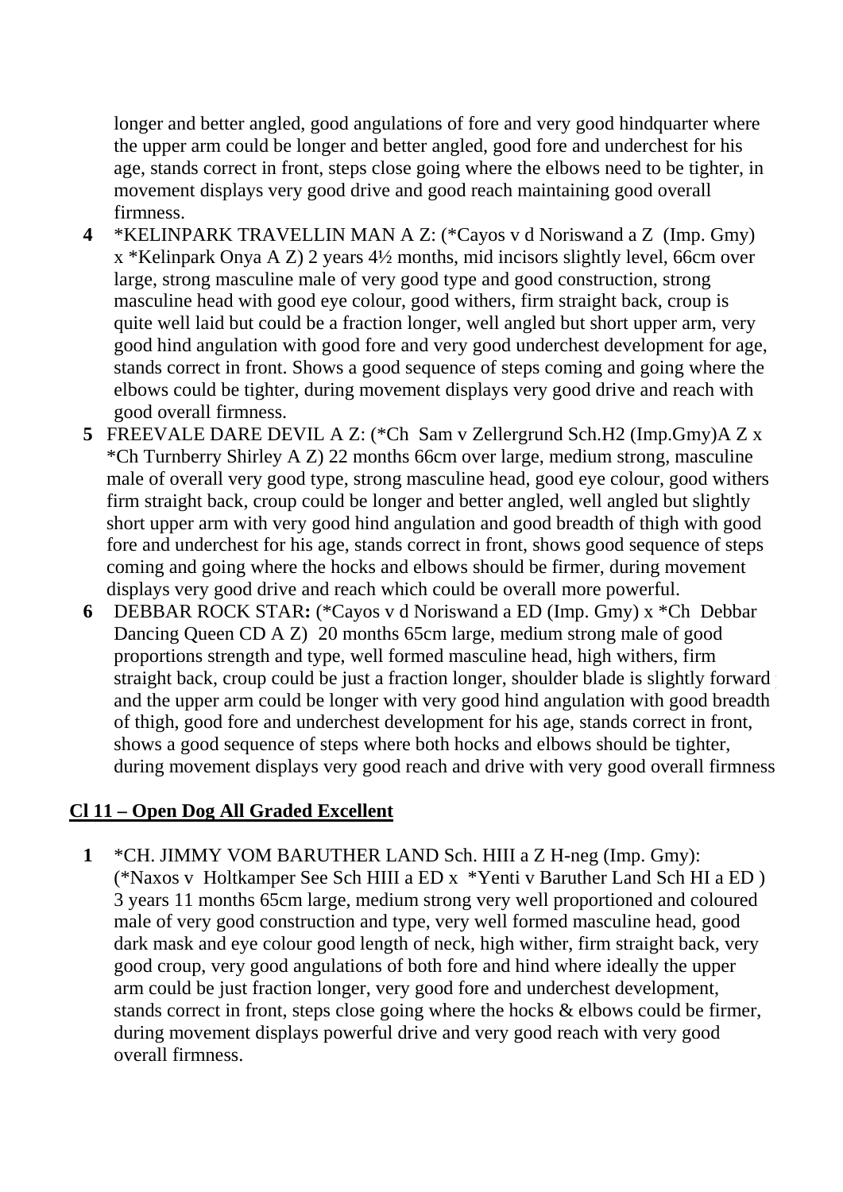longer and better angled, good angulations of fore and very good hindquarter where the upper arm could be longer and better angled, good fore and underchest for his age, stands correct in front, steps close going where the elbows need to be tighter, in movement displays very good drive and good reach maintaining good overall firmness.

**4** *KELINPARK TRAVELLIN MAN A Z: (*Cayos v d Noriswand a Z (Imp. Gmy) x *Kelinpark Onya A Z) 2 years 4½ months, mid incisors slightly level, 66cm over large, strong masculine male of very good type and good construction, strong masculine head with good eye colour, good withers, firm straight back, croup is quite well laid but could be a fraction longer, well angled but short upper arm, very good hind angulation with good fore and very good underchest development for age, stands correct in front. Shows a good sequence of steps coming and going where the elbows could be tighter, during movement displays very good drive and reach with good overall firmness.

**5** FREEVALE DARE DEVIL A Z: (*Ch Sam v Zellergrund Sch.H2 (Imp.Gmy)A Z x *Ch Turnberry Shirley A Z) 22 months 66cm over large, medium strong, masculine male of overall very good type, strong masculine head, good eye colour, good withers firm straight back, croup could be longer and better angled, well angled but slightly short upper arm with very good hind angulation and good breadth of thigh with good fore and underchest for his age, stands correct in front, shows good sequence of steps coming and going where the hocks and elbows should be firmer, during movement displays very good drive and reach which could be overall more powerful.

**6** DEBBAR ROCK STAR**:** (*Cayos v d Noriswand a ED (Imp. Gmy) x *Ch Debbar Dancing Queen CD A Z) 20 months 65cm large, medium strong male of good proportions strength and type, well formed masculine head, high withers, firm straight back, croup could be just a fraction longer, shoulder blade is slightly forward and the upper arm could be longer with very good hind angulation with good breadth of thigh, good fore and underchest development for his age, stands correct in front, shows a good sequence of steps where both hocks and elbows should be tighter, during movement displays very good reach and drive with very good overall firmness

## Cl 11 – Open Dog All Graded Excellent

**1** *CH. JIMMY VOM BARUTHER LAND Sch. HIII a Z H-neg (Imp. Gmy): (*Naxos v Holtkamper See Sch HIII a ED x *Yenti v Baruther Land Sch HI a ED ) 3 years 11 months 65cm large, medium strong very well proportioned and coloured male of very good construction and type, very well formed masculine head, good dark mask and eye colour good length of neck, high wither, firm straight back, very good croup, very good angulations of both fore and hind where ideally the upper arm could be just fraction longer, very good fore and underchest development, stands correct in front, steps close going where the hocks & elbows could be firmer, during movement displays powerful drive and very good reach with very good overall firmness.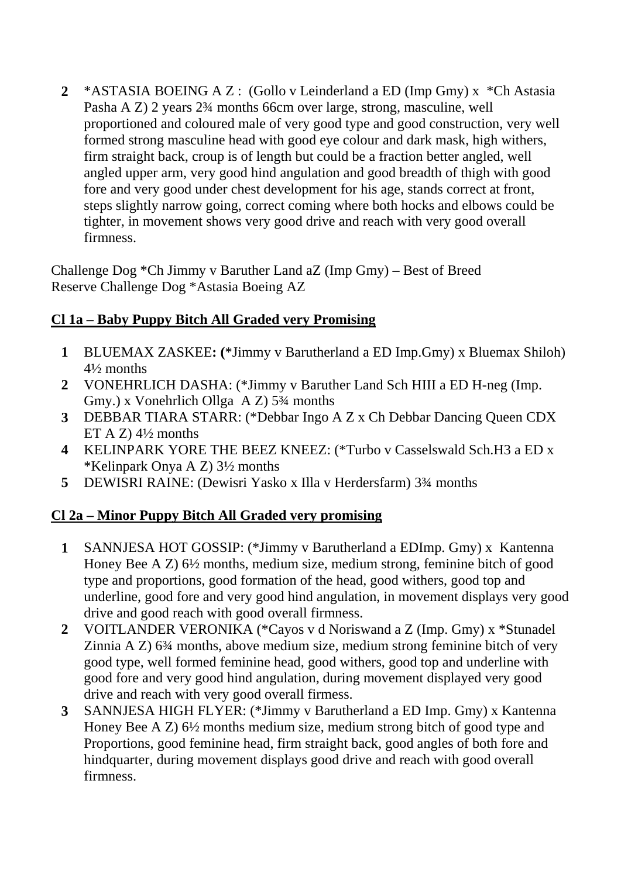2. *ASTASIA BOEING A Z : (Gollo v Leinderland a ED (Imp Gmy) x *Ch Astasia Pasha A Z) 2 years 2¾ months 66cm over large, strong, masculine, well proportioned and coloured male of very good type and good construction, very well formed strong masculine head with good eye colour and dark mask, high withers, firm straight back, croup is of length but could be a fraction better angled, well angled upper arm, very good hind angulation and good breadth of thigh with good fore and very good under chest development for his age, stands correct at front, steps slightly narrow going, correct coming where both hocks and elbows could be tighter, in movement shows very good drive and reach with very good overall firmness.

Challenge Dog *Ch Jimmy v Baruther Land aZ (Imp Gmy) – Best of Breed
Reserve Challenge Dog *Astasia Boeing AZ

**Cl 1a – Baby Puppy Bitch All Graded very Promising**

1. BLUEMAX ZASKEE**: (***Jimmy v Barutherland a ED Imp.Gmy) x Bluemax Shiloh) 4½ months
2. VONEHRLICH DASHA: (*Jimmy v Baruther Land Sch HIII a ED H-neg (Imp. Gmy.) x Vonehrlich Ollga A Z) 5¾ months
3. DEBBAR TIARA STARR: (*Debbar Ingo A Z x Ch Debbar Dancing Queen CDX ET A Z) 4½ months
4. KELINPARK YORE THE BEEZ KNEEZ: (*Turbo v Casselswald Sch.H3 a ED x *Kelinpark Onya A Z) 3½ months
5. DEWISRI RAINE: (Dewisri Yasko x Illa v Herdersfarm) 3¾ months

**Cl 2a – Minor Puppy Bitch All Graded very promising**

1. SANNJESA HOT GOSSIP: (*Jimmy v Barutherland a EDImp. Gmy) x Kantenna Honey Bee A Z) 6½ months, medium size, medium strong, feminine bitch of good type and proportions, good formation of the head, good withers, good top and underline, good fore and very good hind angulation, in movement displays very good drive and good reach with good overall firmness.
2. VOITLANDER VERONIKA (*Cayos v d Noriswand a Z (Imp. Gmy) x *Stunadel Zinnia A Z) 6¾ months, above medium size, medium strong feminine bitch of very good type, well formed feminine head, good withers, good top and underline with good fore and very good hind angulation, during movement displayed very good drive and reach with very good overall firmess.
3. SANNJESA HIGH FLYER: (*Jimmy v Barutherland a ED Imp. Gmy) x Kantenna Honey Bee A Z) 6½ months medium size, medium strong bitch of good type and Proportions, good feminine head, firm straight back, good angles of both fore and hindquarter, during movement displays good drive and reach with good overall firmness.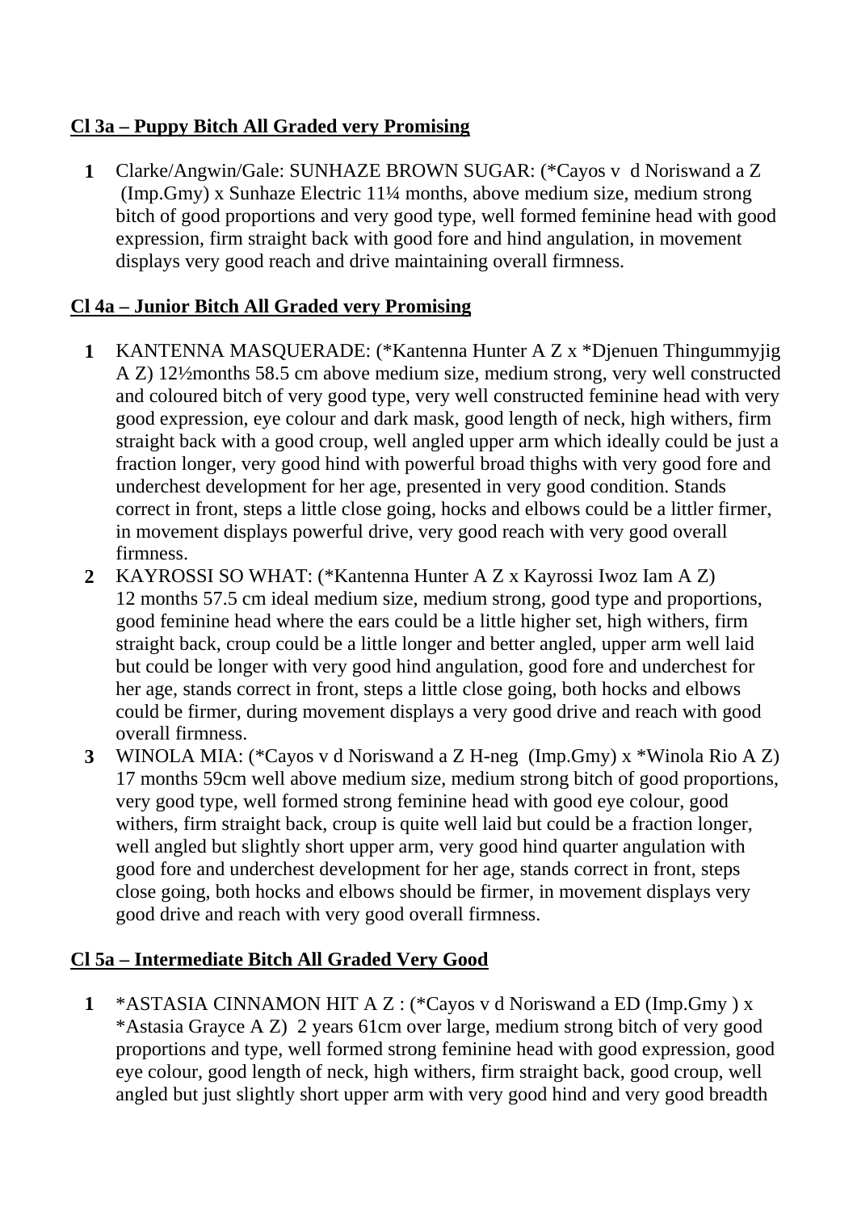**Cl 3a – Puppy Bitch All Graded very Promising**

1. Clarke/Angwin/Gale: SUNHAZE BROWN SUGAR: (*Cayos v d Noriswand a Z (Imp.Gmy) x Sunhaze Electric 11¼ months, above medium size, medium strong bitch of good proportions and very good type, well formed feminine head with good expression, firm straight back with good fore and hind angulation, in movement displays very good reach and drive maintaining overall firmness.

**Cl 4a – Junior Bitch All Graded very Promising**

1. KANTENNA MASQUERADE: (*Kantenna Hunter A Z x *Djenuen Thingummyjig A Z) 12½months 58.5 cm above medium size, medium strong, very well constructed and coloured bitch of very good type, very well constructed feminine head with very good expression, eye colour and dark mask, good length of neck, high withers, firm straight back with a good croup, well angled upper arm which ideally could be just a fraction longer, very good hind with powerful broad thighs with very good fore and underchest development for her age, presented in very good condition. Stands correct in front, steps a little close going, hocks and elbows could be a littler firmer, in movement displays powerful drive, very good reach with very good overall firmness.
2. KAYROSSI SO WHAT: (*Kantenna Hunter A Z x Kayrossi Iwoz Iam A Z) 12 months 57.5 cm ideal medium size, medium strong, good type and proportions, good feminine head where the ears could be a little higher set, high withers, firm straight back, croup could be a little longer and better angled, upper arm well laid but could be longer with very good hind angulation, good fore and underchest for her age, stands correct in front, steps a little close going, both hocks and elbows could be firmer, during movement displays a very good drive and reach with good overall firmness.
3. WINOLA MIA: (*Cayos v d Noriswand a Z H-neg (Imp.Gmy) x *Winola Rio A Z) 17 months 59cm well above medium size, medium strong bitch of good proportions, very good type, well formed strong feminine head with good eye colour, good withers, firm straight back, croup is quite well laid but could be a fraction longer, well angled but slightly short upper arm, very good hind quarter angulation with good fore and underchest development for her age, stands correct in front, steps close going, both hocks and elbows should be firmer, in movement displays very good drive and reach with very good overall firmness.

**Cl 5a – Intermediate Bitch All Graded Very Good**

1. *ASTASIA CINNAMON HIT A Z : (*Cayos v d Noriswand a ED (Imp.Gmy ) x *Astasia Grayce A Z) 2 years 61cm over large, medium strong bitch of very good proportions and type, well formed strong feminine head with good expression, good eye colour, good length of neck, high withers, firm straight back, good croup, well angled but just slightly short upper arm with very good hind and very good breadth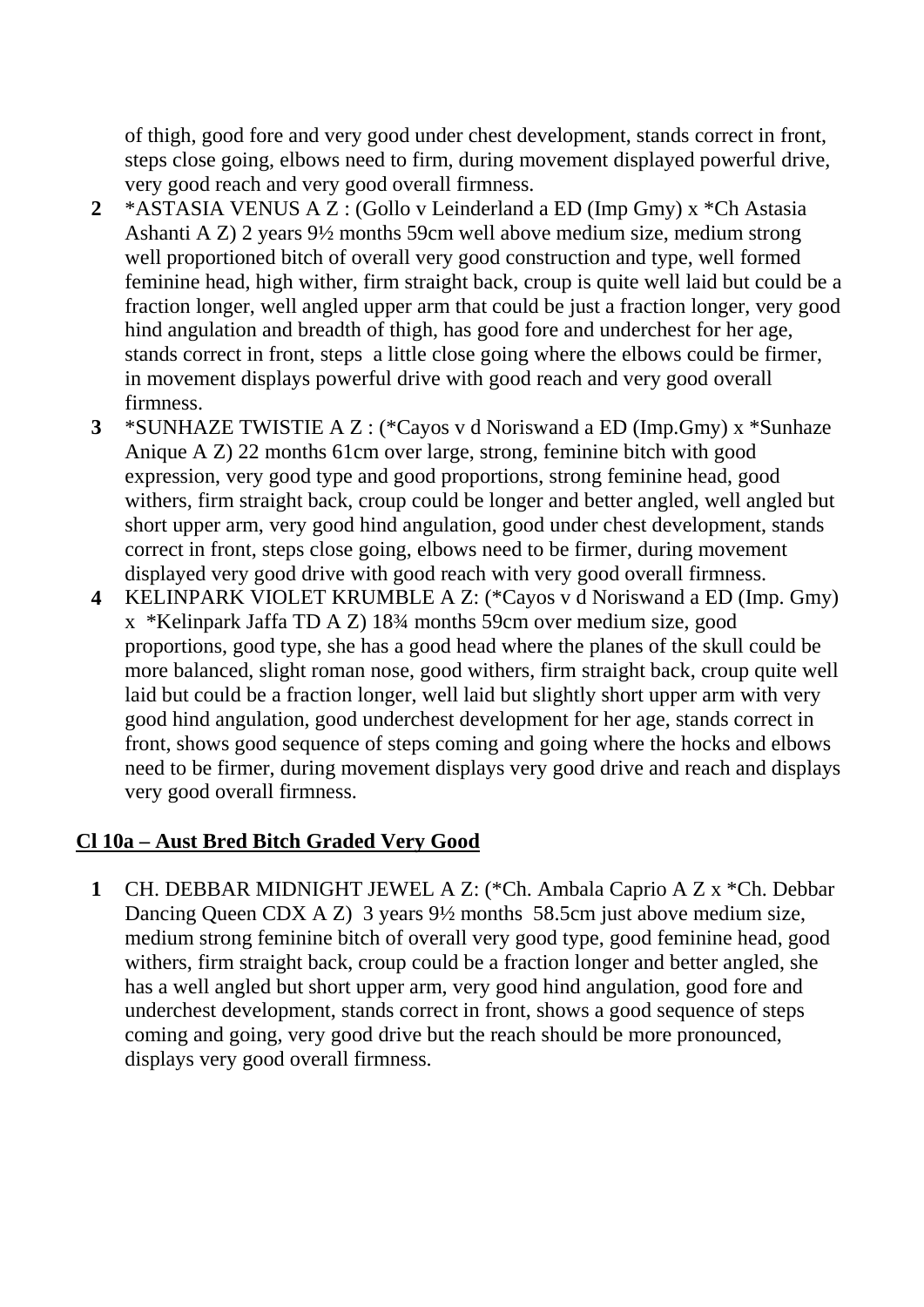of thigh, good fore and very good under chest development, stands correct in front, steps close going, elbows need to firm, during movement displayed powerful drive, very good reach and very good overall firmness.

**2** *ASTASIA VENUS A Z : (Gollo v Leinderland a ED (Imp Gmy) x *Ch Astasia Ashanti A Z) 2 years 9½ months 59cm well above medium size, medium strong well proportioned bitch of overall very good construction and type, well formed feminine head, high wither, firm straight back, croup is quite well laid but could be a fraction longer, well angled upper arm that could be just a fraction longer, very good hind angulation and breadth of thigh, has good fore and underchest for her age, stands correct in front, steps a little close going where the elbows could be firmer, in movement displays powerful drive with good reach and very good overall firmness.

**3** *SUNHAZE TWISTIE A Z : (*Cayos v d Noriswand a ED (Imp.Gmy) x *Sunhaze Anique A Z) 22 months 61cm over large, strong, feminine bitch with good expression, very good type and good proportions, strong feminine head, good withers, firm straight back, croup could be longer and better angled, well angled but short upper arm, very good hind angulation, good under chest development, stands correct in front, steps close going, elbows need to be firmer, during movement displayed very good drive with good reach with very good overall firmness.

**4** KELINPARK VIOLET KRUMBLE A Z: (*Cayos v d Noriswand a ED (Imp. Gmy) x *Kelinpark Jaffa TD A Z) 18¾ months 59cm over medium size, good proportions, good type, she has a good head where the planes of the skull could be more balanced, slight roman nose, good withers, firm straight back, croup quite well laid but could be a fraction longer, well laid but slightly short upper arm with very good hind angulation, good underchest development for her age, stands correct in front, shows good sequence of steps coming and going where the hocks and elbows need to be firmer, during movement displays very good drive and reach and displays very good overall firmness.

**Cl 10a – Aust Bred Bitch Graded Very Good**

**1** CH. DEBBAR MIDNIGHT JEWEL A Z: (*Ch. Ambala Caprio A Z x *Ch. Debbar Dancing Queen CDX A Z) 3 years 9½ months 58.5cm just above medium size, medium strong feminine bitch of overall very good type, good feminine head, good withers, firm straight back, croup could be a fraction longer and better angled, she has a well angled but short upper arm, very good hind angulation, good fore and underchest development, stands correct in front, shows a good sequence of steps coming and going, very good drive but the reach should be more pronounced, displays very good overall firmness.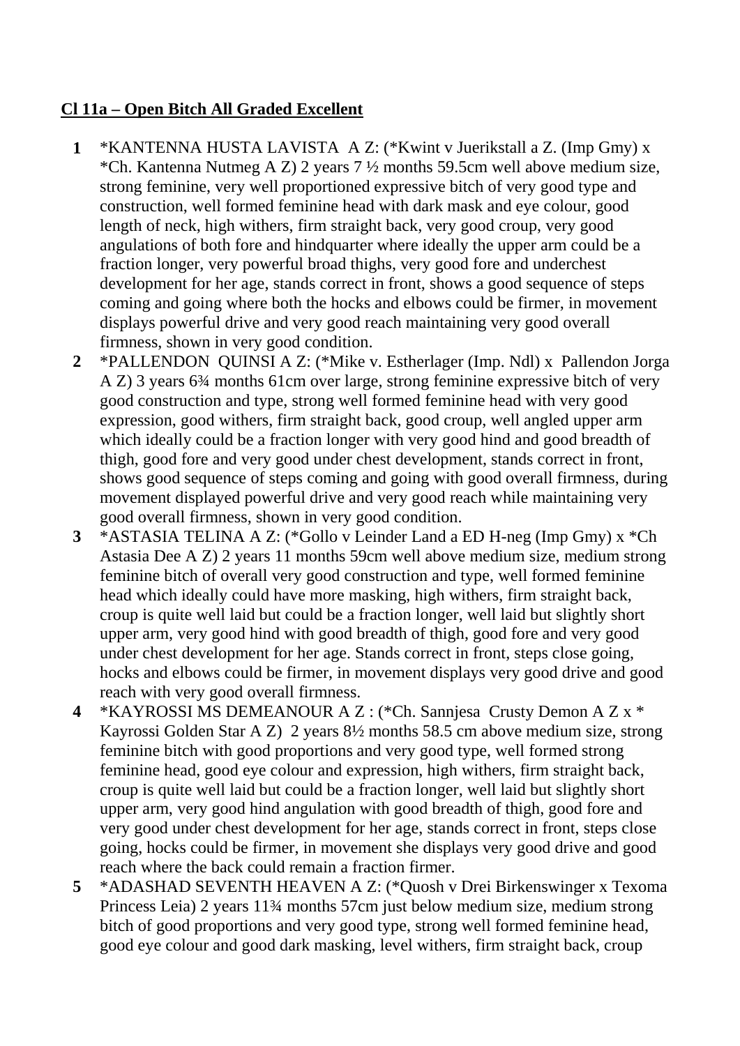**Cl 11a – Open Bitch All Graded Excellent**

1. *KANTENNA HUSTA LAVISTA A Z: (*Kwint v Juerikstall a Z. (Imp Gmy) x *Ch. Kantenna Nutmeg A Z) 2 years 7 ½ months 59.5cm well above medium size, strong feminine, very well proportioned expressive bitch of very good type and construction, well formed feminine head with dark mask and eye colour, good length of neck, high withers, firm straight back, very good croup, very good angulations of both fore and hindquarter where ideally the upper arm could be a fraction longer, very powerful broad thighs, very good fore and underchest development for her age, stands correct in front, shows a good sequence of steps coming and going where both the hocks and elbows could be firmer, in movement displays powerful drive and very good reach maintaining very good overall firmness, shown in very good condition.
2. *PALLENDON QUINSI A Z: (*Mike v. Estherlager (Imp. Ndl) x Pallendon Jorga A Z) 3 years 6¾ months 61cm over large, strong feminine expressive bitch of very good construction and type, strong well formed feminine head with very good expression, good withers, firm straight back, good croup, well angled upper arm which ideally could be a fraction longer with very good hind and good breadth of thigh, good fore and very good under chest development, stands correct in front, shows good sequence of steps coming and going with good overall firmness, during movement displayed powerful drive and very good reach while maintaining very good overall firmness, shown in very good condition.
3. *ASTASIA TELINA A Z: (*Gollo v Leinder Land a ED H-neg (Imp Gmy) x *Ch Astasia Dee A Z) 2 years 11 months 59cm well above medium size, medium strong feminine bitch of overall very good construction and type, well formed feminine head which ideally could have more masking, high withers, firm straight back, croup is quite well laid but could be a fraction longer, well laid but slightly short upper arm, very good hind with good breadth of thigh, good fore and very good under chest development for her age. Stands correct in front, steps close going, hocks and elbows could be firmer, in movement displays very good drive and good reach with very good overall firmness.
4. *KAYROSSI MS DEMEANOUR A Z : (*Ch. Sannjesa Crusty Demon A Z x * Kayrossi Golden Star A Z) 2 years 8½ months 58.5 cm above medium size, strong feminine bitch with good proportions and very good type, well formed strong feminine head, good eye colour and expression, high withers, firm straight back, croup is quite well laid but could be a fraction longer, well laid but slightly short upper arm, very good hind angulation with good breadth of thigh, good fore and very good under chest development for her age, stands correct in front, steps close going, hocks could be firmer, in movement she displays very good drive and good reach where the back could remain a fraction firmer.
5. *ADASHAD SEVENTH HEAVEN A Z: (*Quosh v Drei Birkenswinger x Texoma Princess Leia) 2 years 11¾ months 57cm just below medium size, medium strong bitch of good proportions and very good type, strong well formed feminine head, good eye colour and good dark masking, level withers, firm straight back, croup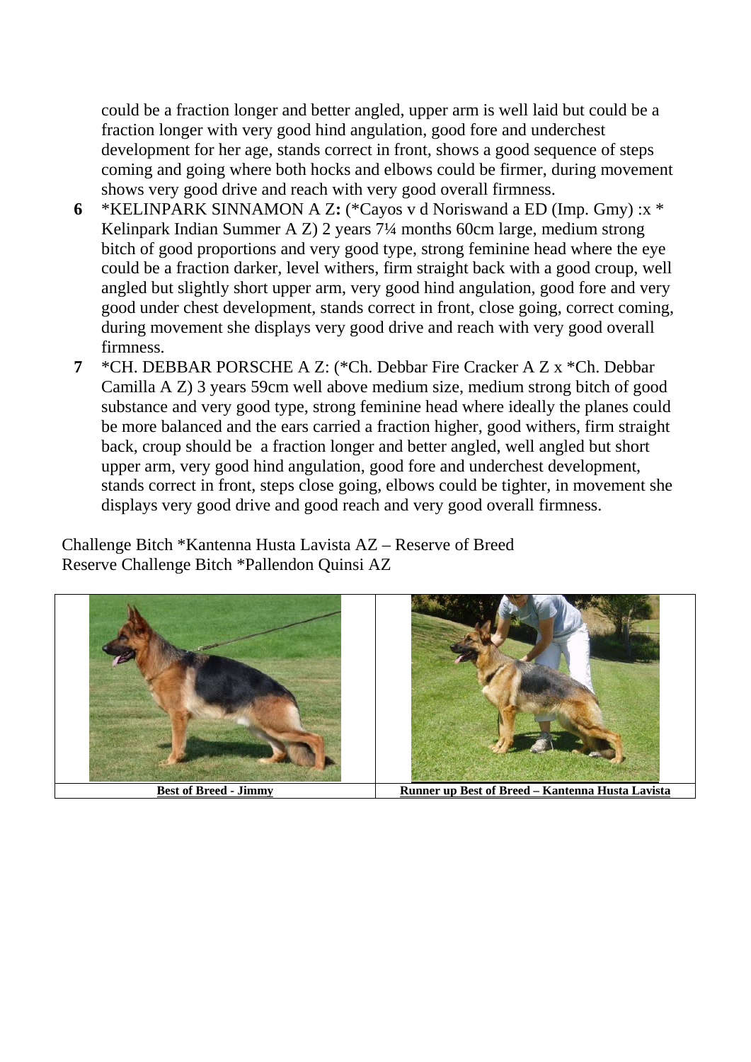could be a fraction longer and better angled, upper arm is well laid but could be a fraction longer with very good hind angulation, good fore and underchest development for her age, stands correct in front, shows a good sequence of steps coming and going where both hocks and elbows could be firmer, during movement shows very good drive and reach with very good overall firmness.

**6** *KELINPARK SINNAMON A Z**:** (*Cayos v d Noriswand a ED (Imp. Gmy) :x * Kelinpark Indian Summer A Z) 2 years 7¼ months 60cm large, medium strong bitch of good proportions and very good type, strong feminine head where the eye could be a fraction darker, level withers, firm straight back with a good croup, well angled but slightly short upper arm, very good hind angulation, good fore and very good under chest development, stands correct in front, close going, correct coming, during movement she displays very good drive and reach with very good overall firmness.

**7** *CH. DEBBAR PORSCHE A Z: (*Ch. Debbar Fire Cracker A Z x *Ch. Debbar Camilla A Z) 3 years 59cm well above medium size, medium strong bitch of good substance and very good type, strong feminine head where ideally the planes could be more balanced and the ears carried a fraction higher, good withers, firm straight back, croup should be a fraction longer and better angled, well angled but short upper arm, very good hind angulation, good fore and underchest development, stands correct in front, steps close going, elbows could be tighter, in movement she displays very good drive and good reach and very good overall firmness.

Challenge Bitch *Kantenna Husta Lavista AZ – Reserve of Breed
Reserve Challenge Bitch *Pallendon Quinsi AZ

| | |
|---|---|
| **Best of Breed - Jimmy** | **Runner up Best of Breed – Kantenna Husta Lavista** |